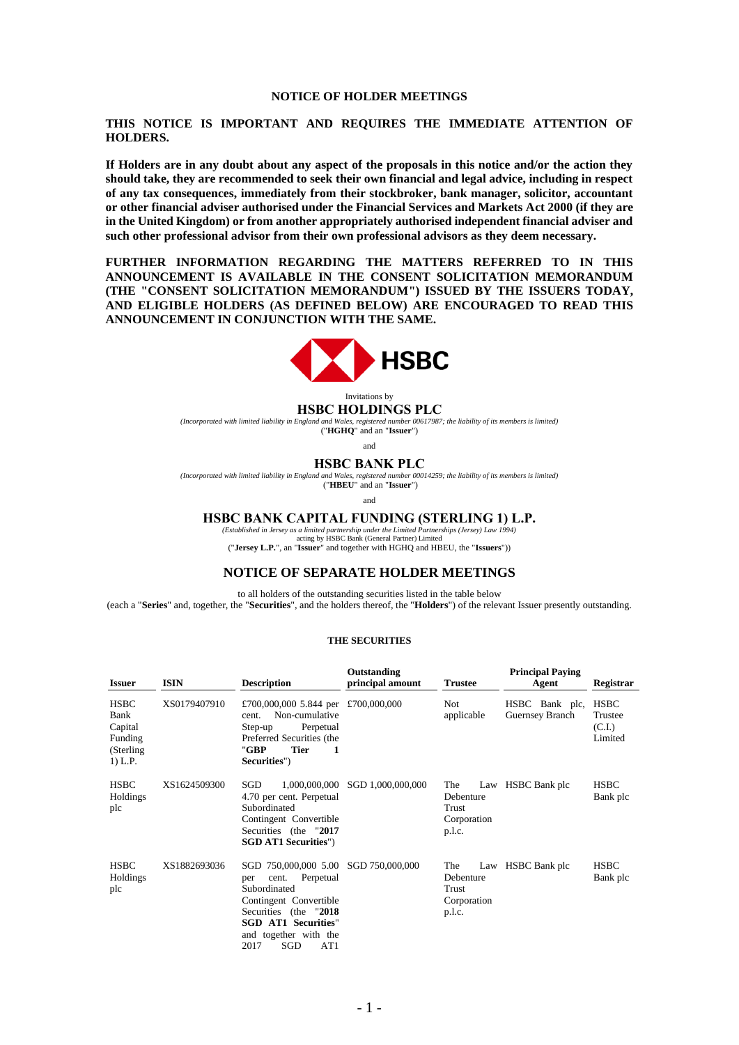## NOTICE OF HOLDER MEETINGS

**THIS NOTICE IS IMPORTANT AND REQUIRES THE IMMEDIATE ATTENTION OF HOLDERS.**

**If Holders are in any doubt about any aspect of the proposals in this notice and/or the action they should take, they are recommended to seek their own financial and legal advice, including in respect of any tax consequences, immediately from their stockbroker, bank manager, solicitor, accountant or other financial adviser authorised under the Financial Services and Markets Act 2000 (if they are in the United Kingdom) or from another appropriately authorised independent financial adviser and such other professional advisor from their own professional advisors as they deem necessary.**

**FURTHER INFORMATION REGARDING THE MATTERS REFERRED TO IN THIS ANNOUNCEMENT IS AVAILABLE IN THE CONSENT SOLICITATION MEMORANDUM (THE "CONSENT SOLICITATION MEMORANDUM") ISSUED BY THE ISSUERS TODAY, AND ELIGIBLE HOLDERS (AS DEFINED BELOW) ARE ENCOURAGED TO READ THIS ANNOUNCEMENT IN CONJUNCTION WITH THE SAME.**

HSBC

Invitations by

**HSBC HOLDINGS PLC**

*(Incorporated with limited liability in England and Wales, registered number 00617987; the liability of its members is limited)*
("**HGHQ**" and an "**Issuer**")

and

**HSBC BANK PLC**

*(Incorporated with limited liability in England and Wales, registered number 00014259; the liability of its members is limited)*
("**HBEU**" and an "**Issuer**")

and

**HSBC BANK CAPITAL FUNDING (STERLING 1) L.P.**

*(Established in Jersey as a limited partnership under the Limited Partnerships (Jersey) Law 1994)*
acting by HSBC Bank (General Partner) Limited
("**Jersey L.P.**", an "**Issuer**" and together with HGHQ and HBEU, the "**Issuers**"))

## NOTICE OF SEPARATE HOLDER MEETINGS

to all holders of the outstanding securities listed in the table below
(each a "**Series**" and, together, the "**Securities**", and the holders thereof, the "**Holders**") of the relevant Issuer presently outstanding.

### THE SECURITIES

| Issuer | ISIN | Description | Outstanding principal amount | Trustee | Principal Paying Agent | Registrar |
|---|---|---|---|---|---|---|
| HSBC Bank Capital Funding (Sterling 1) L.P. | XS0179407910 | £700,000,000 5.844 per cent. Non-cumulative Step-up Perpetual Preferred Securities (the "**GBP Tier 1 Securities**") | £700,000,000 | Not applicable | HSBC Bank plc, Guernsey Branch | HSBC Trustee (C.I.) Limited |
| HSBC Holdings plc | XS1624509300 | SGD 1,000,000,000 4.70 per cent. Perpetual Subordinated Contingent Convertible Securities (the "**2017 SGD AT1 Securities**") | SGD 1,000,000,000 | The Law Debenture Trust Corporation p.l.c. | HSBC Bank plc | HSBC Bank plc |
| HSBC Holdings plc | XS1882693036 | SGD 750,000,000 5.00 per cent. Perpetual Subordinated Contingent Convertible Securities (the "**2018 SGD AT1 Securities**" and together with the 2017 SGD AT1 | SGD 750,000,000 | The Law Debenture Trust Corporation p.l.c. | HSBC Bank plc | HSBC Bank plc |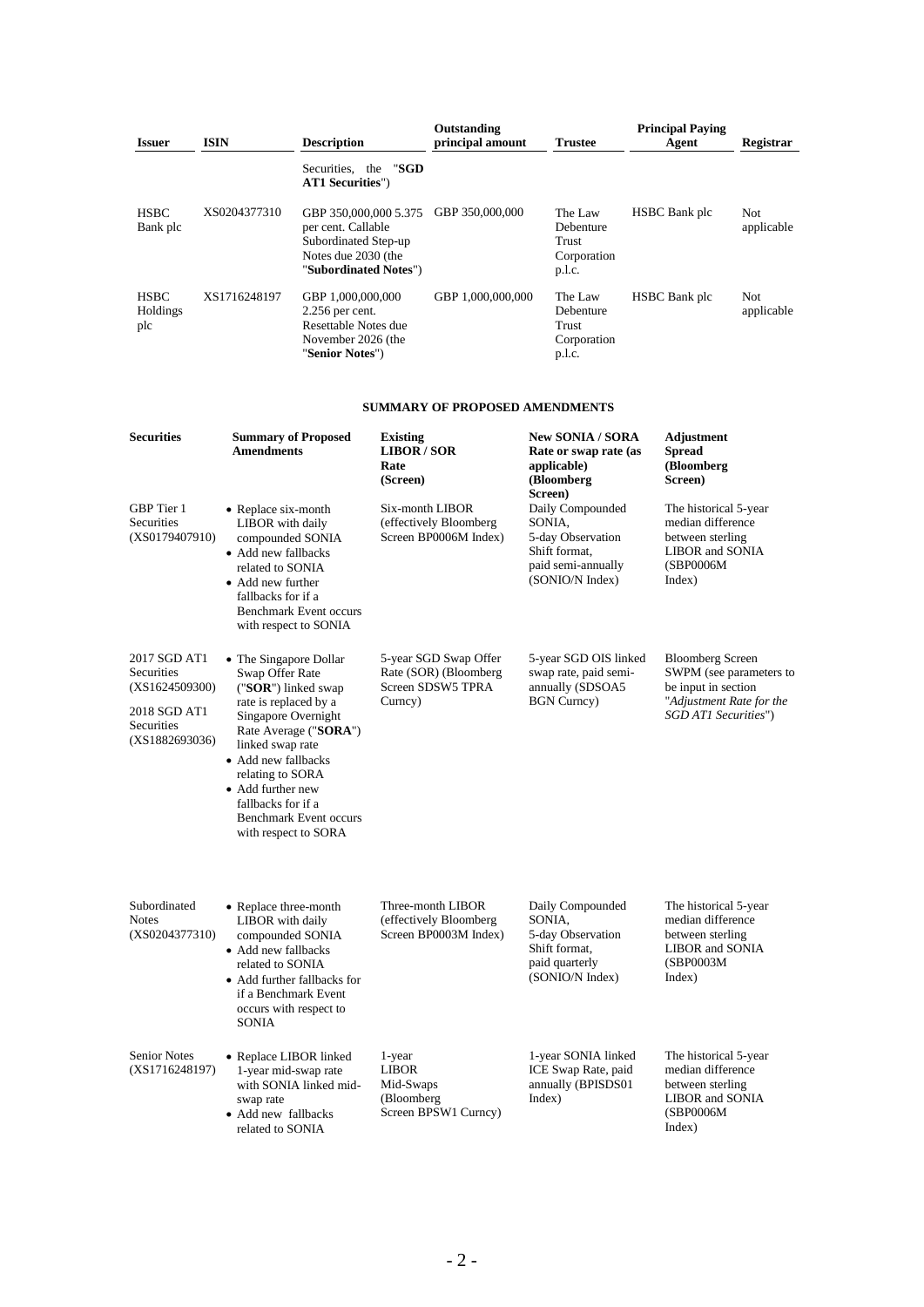| Issuer | ISIN | Description | Outstanding principal amount | Trustee | Principal Paying Agent | Registrar |
|---|---|---|---|---|---|---|
| | | Securities, the "**SGD AT1 Securities**") | | | | |
| HSBC Bank plc | XS0204377310 | GBP 350,000,000 5.375 per cent. Callable Subordinated Step-up Notes due 2030 (the "**Subordinated Notes**") | GBP 350,000,000 | The Law Debenture Trust Corporation p.l.c. | HSBC Bank plc | Not applicable |
| HSBC Holdings plc | XS1716248197 | GBP 1,000,000,000 2.256 per cent. Resettable Notes due November 2026 (the "**Senior Notes**") | GBP 1,000,000,000 | The Law Debenture Trust Corporation p.l.c. | HSBC Bank plc | Not applicable |

**SUMMARY OF PROPOSED AMENDMENTS**

| Securities | Summary of Proposed Amendments | Existing LIBOR / SOR Rate (Screen) | New SONIA / SORA Rate or swap rate (as applicable) (Bloomberg Screen) | Adjustment Spread (Bloomberg Screen) |
|---|---|---|---|---|
| GBP Tier 1 Securities (XS0179407910) | • Replace six-month LIBOR with daily compounded SONIA<br>• Add new fallbacks related to SONIA<br>• Add new further fallbacks for if a Benchmark Event occurs with respect to SONIA | Six-month LIBOR (effectively Bloomberg Screen BP0006M Index) | Daily Compounded SONIA, 5-day Observation Shift format, paid semi-annually (SONIO/N Index) | The historical 5-year median difference between sterling LIBOR and SONIA (SBP0006M Index) |
| 2017 SGD AT1 Securities (XS1624509300)<br><br>2018 SGD AT1 Securities (XS1882693036) | • The Singapore Dollar Swap Offer Rate ("**SOR**") linked swap rate is replaced by a Singapore Overnight Rate Average ("**SORA**") linked swap rate<br>• Add new fallbacks relating to SORA<br>• Add further new fallbacks for if a Benchmark Event occurs with respect to SORA | 5-year SGD Swap Offer Rate (SOR) (Bloomberg Screen SDSW5 TPRA Curncy) | 5-year SGD OIS linked swap rate, paid semi-annually (SDSOA5 BGN Curncy) | Bloomberg Screen SWPM (see parameters to be input in section "*Adjustment Rate for the SGD AT1 Securities*") |
| Subordinated Notes (XS0204377310) | • Replace three-month LIBOR with daily compounded SONIA<br>• Add new fallbacks related to SONIA<br>• Add further fallbacks for if a Benchmark Event occurs with respect to SONIA | Three-month LIBOR (effectively Bloomberg Screen BP0003M Index) | Daily Compounded SONIA, 5-day Observation Shift format, paid quarterly (SONIO/N Index) | The historical 5-year median difference between sterling LIBOR and SONIA (SBP0003M Index) |
| Senior Notes (XS1716248197) | • Replace LIBOR linked 1-year mid-swap rate with SONIA linked mid-swap rate<br>• Add new fallbacks related to SONIA | 1-year LIBOR Mid-Swaps (Bloomberg Screen BPSW1 Curncy) | 1-year SONIA linked ICE Swap Rate, paid annually (BPISDS01 Index) | The historical 5-year median difference between sterling LIBOR and SONIA (SBP0006M Index) |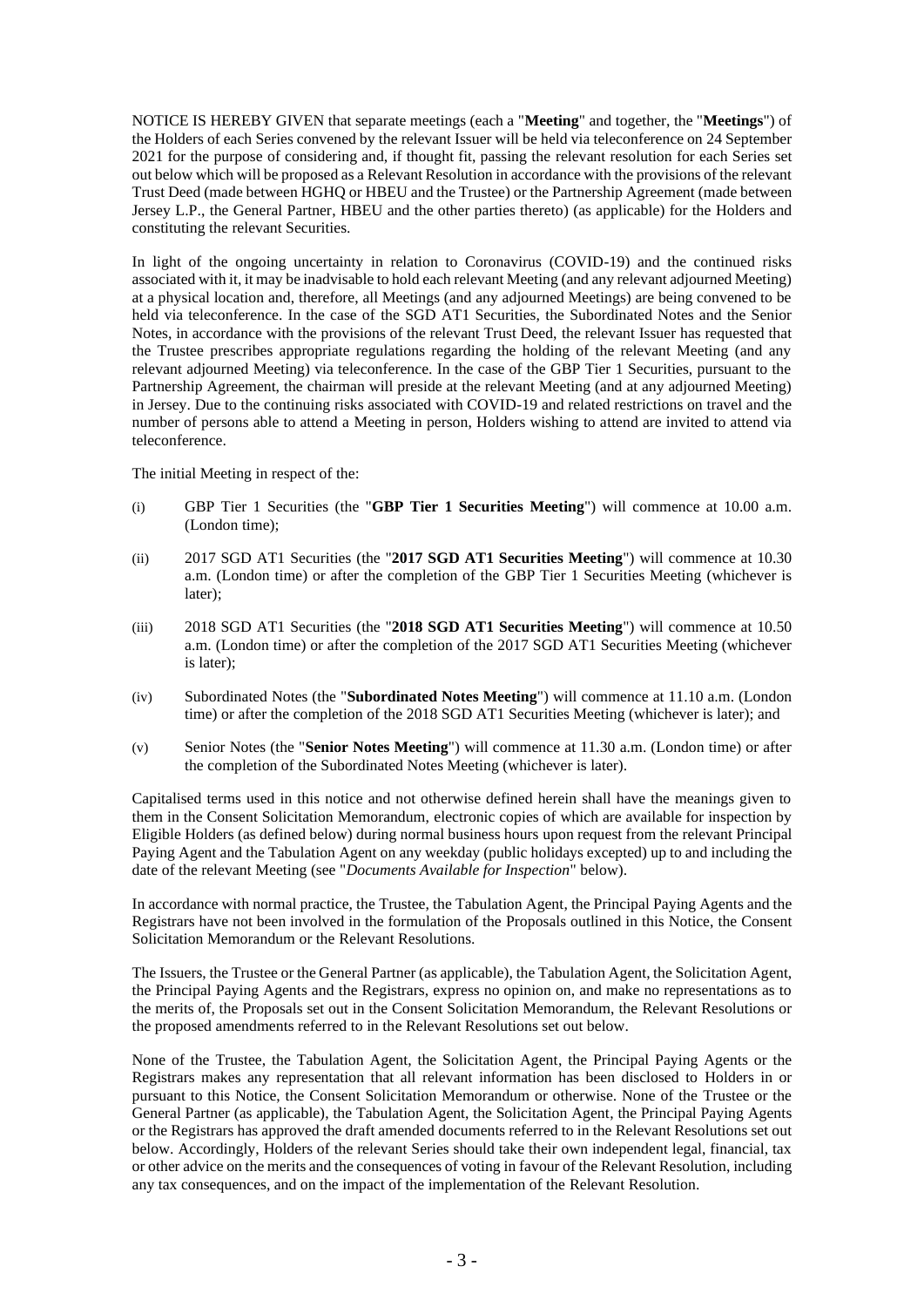NOTICE IS HEREBY GIVEN that separate meetings (each a "**Meeting**" and together, the "**Meetings**") of the Holders of each Series convened by the relevant Issuer will be held via teleconference on 24 September 2021 for the purpose of considering and, if thought fit, passing the relevant resolution for each Series set out below which will be proposed as a Relevant Resolution in accordance with the provisions of the relevant Trust Deed (made between HGHQ or HBEU and the Trustee) or the Partnership Agreement (made between Jersey L.P., the General Partner, HBEU and the other parties thereto) (as applicable) for the Holders and constituting the relevant Securities.

In light of the ongoing uncertainty in relation to Coronavirus (COVID-19) and the continued risks associated with it, it may be inadvisable to hold each relevant Meeting (and any relevant adjourned Meeting) at a physical location and, therefore, all Meetings (and any adjourned Meetings) are being convened to be held via teleconference. In the case of the SGD AT1 Securities, the Subordinated Notes and the Senior Notes, in accordance with the provisions of the relevant Trust Deed, the relevant Issuer has requested that the Trustee prescribes appropriate regulations regarding the holding of the relevant Meeting (and any relevant adjourned Meeting) via teleconference. In the case of the GBP Tier 1 Securities, pursuant to the Partnership Agreement, the chairman will preside at the relevant Meeting (and at any adjourned Meeting) in Jersey. Due to the continuing risks associated with COVID-19 and related restrictions on travel and the number of persons able to attend a Meeting in person, Holders wishing to attend are invited to attend via teleconference.

The initial Meeting in respect of the:

(i) GBP Tier 1 Securities (the "**GBP Tier 1 Securities Meeting**") will commence at 10.00 a.m. (London time);

(ii) 2017 SGD AT1 Securities (the "**2017 SGD AT1 Securities Meeting**") will commence at 10.30 a.m. (London time) or after the completion of the GBP Tier 1 Securities Meeting (whichever is later);

(iii) 2018 SGD AT1 Securities (the "**2018 SGD AT1 Securities Meeting**") will commence at 10.50 a.m. (London time) or after the completion of the 2017 SGD AT1 Securities Meeting (whichever is later);

(iv) Subordinated Notes (the "**Subordinated Notes Meeting**") will commence at 11.10 a.m. (London time) or after the completion of the 2018 SGD AT1 Securities Meeting (whichever is later); and

(v) Senior Notes (the "**Senior Notes Meeting**") will commence at 11.30 a.m. (London time) or after the completion of the Subordinated Notes Meeting (whichever is later).

Capitalised terms used in this notice and not otherwise defined herein shall have the meanings given to them in the Consent Solicitation Memorandum, electronic copies of which are available for inspection by Eligible Holders (as defined below) during normal business hours upon request from the relevant Principal Paying Agent and the Tabulation Agent on any weekday (public holidays excepted) up to and including the date of the relevant Meeting (see "*Documents Available for Inspection*" below).

In accordance with normal practice, the Trustee, the Tabulation Agent, the Principal Paying Agents and the Registrars have not been involved in the formulation of the Proposals outlined in this Notice, the Consent Solicitation Memorandum or the Relevant Resolutions.

The Issuers, the Trustee or the General Partner (as applicable), the Tabulation Agent, the Solicitation Agent, the Principal Paying Agents and the Registrars, express no opinion on, and make no representations as to the merits of, the Proposals set out in the Consent Solicitation Memorandum, the Relevant Resolutions or the proposed amendments referred to in the Relevant Resolutions set out below.

None of the Trustee, the Tabulation Agent, the Solicitation Agent, the Principal Paying Agents or the Registrars makes any representation that all relevant information has been disclosed to Holders in or pursuant to this Notice, the Consent Solicitation Memorandum or otherwise. None of the Trustee or the General Partner (as applicable), the Tabulation Agent, the Solicitation Agent, the Principal Paying Agents or the Registrars has approved the draft amended documents referred to in the Relevant Resolutions set out below. Accordingly, Holders of the relevant Series should take their own independent legal, financial, tax or other advice on the merits and the consequences of voting in favour of the Relevant Resolution, including any tax consequences, and on the impact of the implementation of the Relevant Resolution.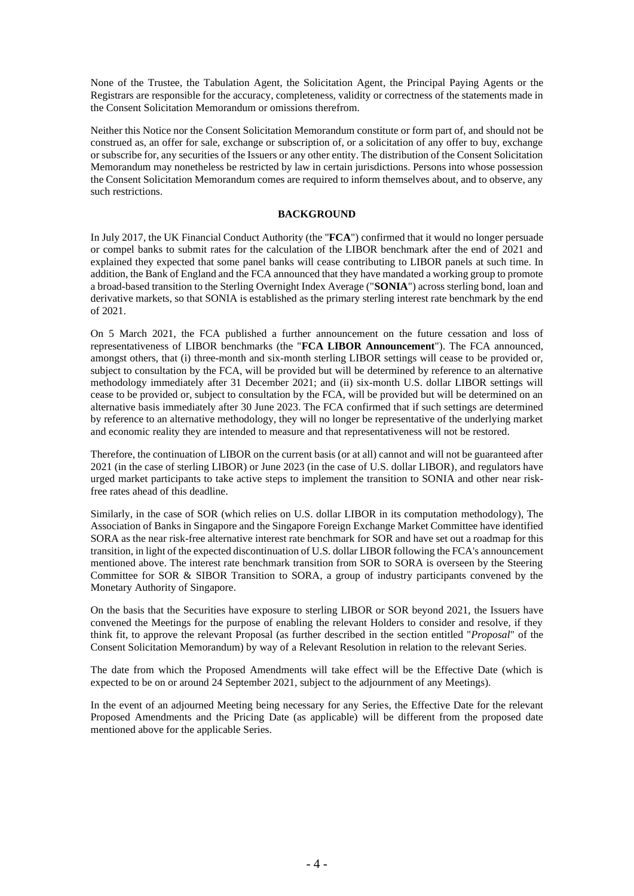None of the Trustee, the Tabulation Agent, the Solicitation Agent, the Principal Paying Agents or the Registrars are responsible for the accuracy, completeness, validity or correctness of the statements made in the Consent Solicitation Memorandum or omissions therefrom.

Neither this Notice nor the Consent Solicitation Memorandum constitute or form part of, and should not be construed as, an offer for sale, exchange or subscription of, or a solicitation of any offer to buy, exchange or subscribe for, any securities of the Issuers or any other entity. The distribution of the Consent Solicitation Memorandum may nonetheless be restricted by law in certain jurisdictions. Persons into whose possession the Consent Solicitation Memorandum comes are required to inform themselves about, and to observe, any such restrictions.

## BACKGROUND

In July 2017, the UK Financial Conduct Authority (the "**FCA**") confirmed that it would no longer persuade or compel banks to submit rates for the calculation of the LIBOR benchmark after the end of 2021 and explained they expected that some panel banks will cease contributing to LIBOR panels at such time. In addition, the Bank of England and the FCA announced that they have mandated a working group to promote a broad-based transition to the Sterling Overnight Index Average ("**SONIA**") across sterling bond, loan and derivative markets, so that SONIA is established as the primary sterling interest rate benchmark by the end of 2021.

On 5 March 2021, the FCA published a further announcement on the future cessation and loss of representativeness of LIBOR benchmarks (the "**FCA LIBOR Announcement**"). The FCA announced, amongst others, that (i) three-month and six-month sterling LIBOR settings will cease to be provided or, subject to consultation by the FCA, will be provided but will be determined by reference to an alternative methodology immediately after 31 December 2021; and (ii) six-month U.S. dollar LIBOR settings will cease to be provided or, subject to consultation by the FCA, will be provided but will be determined on an alternative basis immediately after 30 June 2023. The FCA confirmed that if such settings are determined by reference to an alternative methodology, they will no longer be representative of the underlying market and economic reality they are intended to measure and that representativeness will not be restored.

Therefore, the continuation of LIBOR on the current basis (or at all) cannot and will not be guaranteed after 2021 (in the case of sterling LIBOR) or June 2023 (in the case of U.S. dollar LIBOR), and regulators have urged market participants to take active steps to implement the transition to SONIA and other near risk-free rates ahead of this deadline.

Similarly, in the case of SOR (which relies on U.S. dollar LIBOR in its computation methodology), The Association of Banks in Singapore and the Singapore Foreign Exchange Market Committee have identified SORA as the near risk-free alternative interest rate benchmark for SOR and have set out a roadmap for this transition, in light of the expected discontinuation of U.S. dollar LIBOR following the FCA's announcement mentioned above. The interest rate benchmark transition from SOR to SORA is overseen by the Steering Committee for SOR & SIBOR Transition to SORA, a group of industry participants convened by the Monetary Authority of Singapore.

On the basis that the Securities have exposure to sterling LIBOR or SOR beyond 2021, the Issuers have convened the Meetings for the purpose of enabling the relevant Holders to consider and resolve, if they think fit, to approve the relevant Proposal (as further described in the section entitled "*Proposal*" of the Consent Solicitation Memorandum) by way of a Relevant Resolution in relation to the relevant Series.

The date from which the Proposed Amendments will take effect will be the Effective Date (which is expected to be on or around 24 September 2021, subject to the adjournment of any Meetings).

In the event of an adjourned Meeting being necessary for any Series, the Effective Date for the relevant Proposed Amendments and the Pricing Date (as applicable) will be different from the proposed date mentioned above for the applicable Series.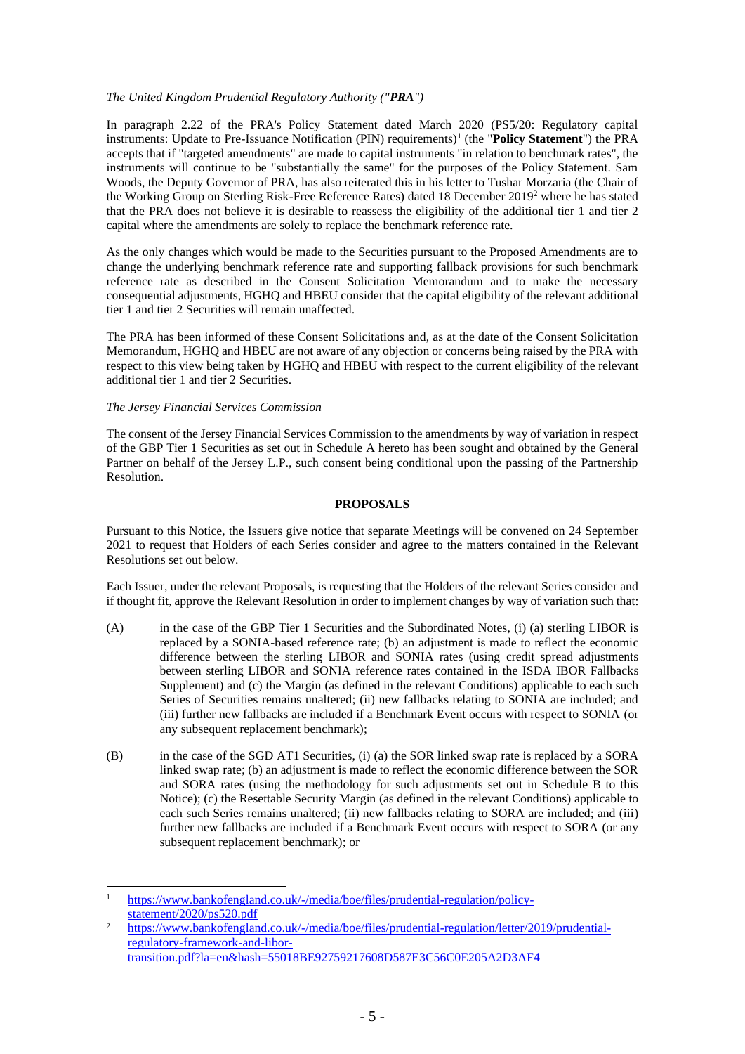*The United Kingdom Prudential Regulatory Authority ("**PRA**")*

In paragraph 2.22 of the PRA's Policy Statement dated March 2020 (PS5/20: Regulatory capital instruments: Update to Pre-Issuance Notification (PIN) requirements)[1] (the "**Policy Statement**") the PRA accepts that if "targeted amendments" are made to capital instruments "in relation to benchmark rates", the instruments will continue to be "substantially the same" for the purposes of the Policy Statement. Sam Woods, the Deputy Governor of PRA, has also reiterated this in his letter to Tushar Morzaria (the Chair of the Working Group on Sterling Risk-Free Reference Rates) dated 18 December 2019[2] where he has stated that the PRA does not believe it is desirable to reassess the eligibility of the additional tier 1 and tier 2 capital where the amendments are solely to replace the benchmark reference rate.

As the only changes which would be made to the Securities pursuant to the Proposed Amendments are to change the underlying benchmark reference rate and supporting fallback provisions for such benchmark reference rate as described in the Consent Solicitation Memorandum and to make the necessary consequential adjustments, HGHQ and HBEU consider that the capital eligibility of the relevant additional tier 1 and tier 2 Securities will remain unaffected.

The PRA has been informed of these Consent Solicitations and, as at the date of the Consent Solicitation Memorandum, HGHQ and HBEU are not aware of any objection or concerns being raised by the PRA with respect to this view being taken by HGHQ and HBEU with respect to the current eligibility of the relevant additional tier 1 and tier 2 Securities.

*The Jersey Financial Services Commission*

The consent of the Jersey Financial Services Commission to the amendments by way of variation in respect of the GBP Tier 1 Securities as set out in Schedule A hereto has been sought and obtained by the General Partner on behalf of the Jersey L.P., such consent being conditional upon the passing of the Partnership Resolution.

**PROPOSALS**

Pursuant to this Notice, the Issuers give notice that separate Meetings will be convened on 24 September 2021 to request that Holders of each Series consider and agree to the matters contained in the Relevant Resolutions set out below.

Each Issuer, under the relevant Proposals, is requesting that the Holders of the relevant Series consider and if thought fit, approve the Relevant Resolution in order to implement changes by way of variation such that:

(A) in the case of the GBP Tier 1 Securities and the Subordinated Notes, (i) (a) sterling LIBOR is replaced by a SONIA-based reference rate; (b) an adjustment is made to reflect the economic difference between the sterling LIBOR and SONIA rates (using credit spread adjustments between sterling LIBOR and SONIA reference rates contained in the ISDA IBOR Fallbacks Supplement) and (c) the Margin (as defined in the relevant Conditions) applicable to each such Series of Securities remains unaltered; (ii) new fallbacks relating to SONIA are included; and (iii) further new fallbacks are included if a Benchmark Event occurs with respect to SONIA (or any subsequent replacement benchmark);

(B) in the case of the SGD AT1 Securities, (i) (a) the SOR linked swap rate is replaced by a SORA linked swap rate; (b) an adjustment is made to reflect the economic difference between the SOR and SORA rates (using the methodology for such adjustments set out in Schedule B to this Notice); (c) the Resettable Security Margin (as defined in the relevant Conditions) applicable to each such Series remains unaltered; (ii) new fallbacks relating to SORA are included; and (iii) further new fallbacks are included if a Benchmark Event occurs with respect to SORA (or any subsequent replacement benchmark); or

---

[1] https://www.bankofengland.co.uk/-/media/boe/files/prudential-regulation/policy-statement/2020/ps520.pdf

[2] https://www.bankofengland.co.uk/-/media/boe/files/prudential-regulation/letter/2019/prudential-regulatory-framework-and-libor-transition.pdf?la=en&hash=55018BE92759217608D587E3C56C0E205A2D3AF4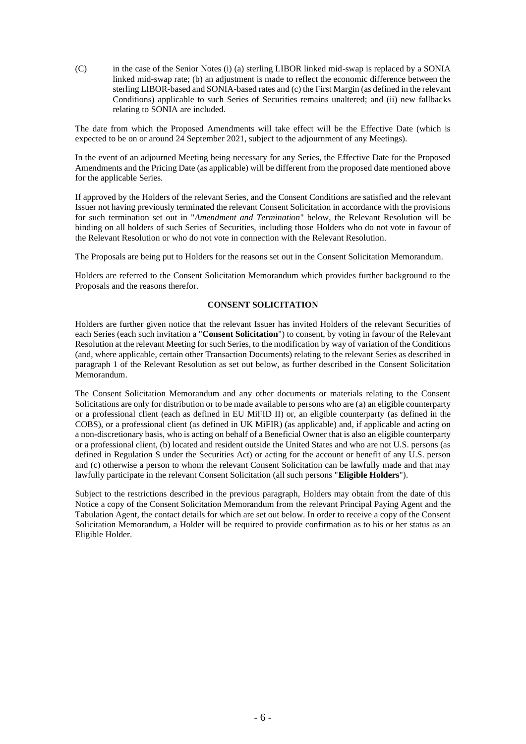(C) in the case of the Senior Notes (i) (a) sterling LIBOR linked mid-swap is replaced by a SONIA linked mid-swap rate; (b) an adjustment is made to reflect the economic difference between the sterling LIBOR-based and SONIA-based rates and (c) the First Margin (as defined in the relevant Conditions) applicable to such Series of Securities remains unaltered; and (ii) new fallbacks relating to SONIA are included.

The date from which the Proposed Amendments will take effect will be the Effective Date (which is expected to be on or around 24 September 2021, subject to the adjournment of any Meetings).

In the event of an adjourned Meeting being necessary for any Series, the Effective Date for the Proposed Amendments and the Pricing Date (as applicable) will be different from the proposed date mentioned above for the applicable Series.

If approved by the Holders of the relevant Series, and the Consent Conditions are satisfied and the relevant Issuer not having previously terminated the relevant Consent Solicitation in accordance with the provisions for such termination set out in "*Amendment and Termination*" below, the Relevant Resolution will be binding on all holders of such Series of Securities, including those Holders who do not vote in favour of the Relevant Resolution or who do not vote in connection with the Relevant Resolution.

The Proposals are being put to Holders for the reasons set out in the Consent Solicitation Memorandum.

Holders are referred to the Consent Solicitation Memorandum which provides further background to the Proposals and the reasons therefor.

## CONSENT SOLICITATION

Holders are further given notice that the relevant Issuer has invited Holders of the relevant Securities of each Series (each such invitation a "**Consent Solicitation**") to consent, by voting in favour of the Relevant Resolution at the relevant Meeting for such Series, to the modification by way of variation of the Conditions (and, where applicable, certain other Transaction Documents) relating to the relevant Series as described in paragraph 1 of the Relevant Resolution as set out below, as further described in the Consent Solicitation Memorandum.

The Consent Solicitation Memorandum and any other documents or materials relating to the Consent Solicitations are only for distribution or to be made available to persons who are (a) an eligible counterparty or a professional client (each as defined in EU MiFID II) or, an eligible counterparty (as defined in the COBS), or a professional client (as defined in UK MiFIR) (as applicable) and, if applicable and acting on a non-discretionary basis, who is acting on behalf of a Beneficial Owner that is also an eligible counterparty or a professional client, (b) located and resident outside the United States and who are not U.S. persons (as defined in Regulation S under the Securities Act) or acting for the account or benefit of any U.S. person and (c) otherwise a person to whom the relevant Consent Solicitation can be lawfully made and that may lawfully participate in the relevant Consent Solicitation (all such persons "**Eligible Holders**").

Subject to the restrictions described in the previous paragraph, Holders may obtain from the date of this Notice a copy of the Consent Solicitation Memorandum from the relevant Principal Paying Agent and the Tabulation Agent, the contact details for which are set out below. In order to receive a copy of the Consent Solicitation Memorandum, a Holder will be required to provide confirmation as to his or her status as an Eligible Holder.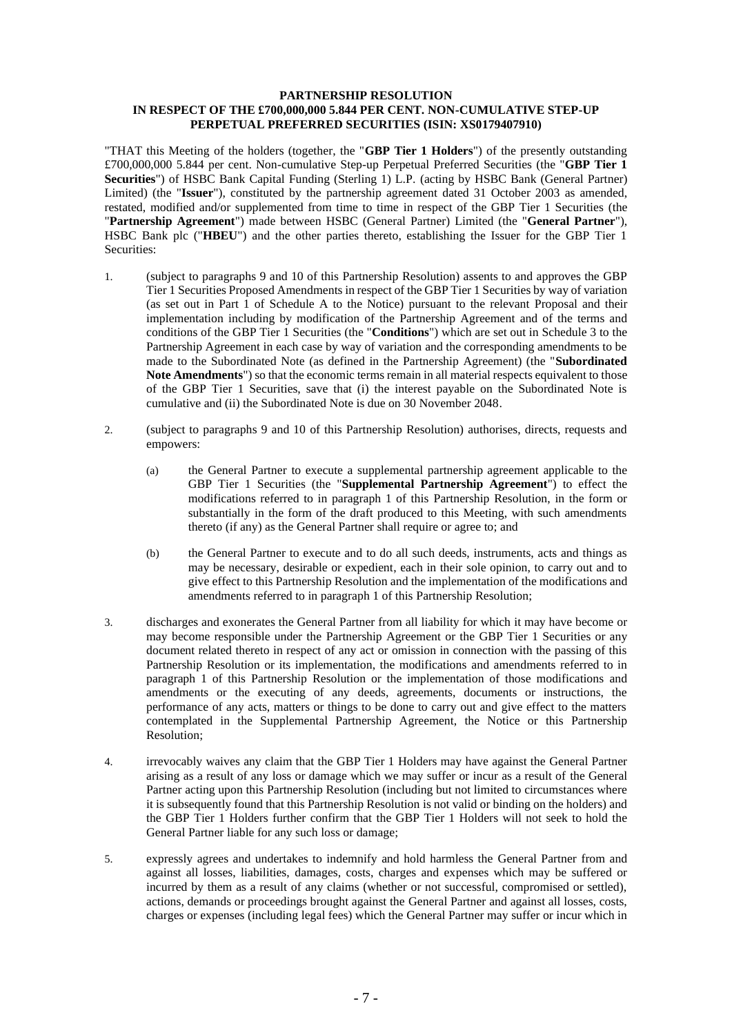**PARTNERSHIP RESOLUTION**
**IN RESPECT OF THE £700,000,000 5.844 PER CENT. NON-CUMULATIVE STEP-UP PERPETUAL PREFERRED SECURITIES (ISIN: XS0179407910)**

"THAT this Meeting of the holders (together, the "**GBP Tier 1 Holders**") of the presently outstanding £700,000,000 5.844 per cent. Non-cumulative Step-up Perpetual Preferred Securities (the "**GBP Tier 1 Securities**") of HSBC Bank Capital Funding (Sterling 1) L.P. (acting by HSBC Bank (General Partner) Limited) (the "**Issuer**"), constituted by the partnership agreement dated 31 October 2003 as amended, restated, modified and/or supplemented from time to time in respect of the GBP Tier 1 Securities (the "**Partnership Agreement**") made between HSBC (General Partner) Limited (the "**General Partner**"), HSBC Bank plc ("**HBEU**") and the other parties thereto, establishing the Issuer for the GBP Tier 1 Securities:

1. (subject to paragraphs 9 and 10 of this Partnership Resolution) assents to and approves the GBP Tier 1 Securities Proposed Amendments in respect of the GBP Tier 1 Securities by way of variation (as set out in Part 1 of Schedule A to the Notice) pursuant to the relevant Proposal and their implementation including by modification of the Partnership Agreement and of the terms and conditions of the GBP Tier 1 Securities (the "**Conditions**") which are set out in Schedule 3 to the Partnership Agreement in each case by way of variation and the corresponding amendments to be made to the Subordinated Note (as defined in the Partnership Agreement) (the "**Subordinated Note Amendments**") so that the economic terms remain in all material respects equivalent to those of the GBP Tier 1 Securities, save that (i) the interest payable on the Subordinated Note is cumulative and (ii) the Subordinated Note is due on 30 November 2048.

2. (subject to paragraphs 9 and 10 of this Partnership Resolution) authorises, directs, requests and empowers:

   (a) the General Partner to execute a supplemental partnership agreement applicable to the GBP Tier 1 Securities (the "**Supplemental Partnership Agreement**") to effect the modifications referred to in paragraph 1 of this Partnership Resolution, in the form or substantially in the form of the draft produced to this Meeting, with such amendments thereto (if any) as the General Partner shall require or agree to; and

   (b) the General Partner to execute and to do all such deeds, instruments, acts and things as may be necessary, desirable or expedient, each in their sole opinion, to carry out and to give effect to this Partnership Resolution and the implementation of the modifications and amendments referred to in paragraph 1 of this Partnership Resolution;

3. discharges and exonerates the General Partner from all liability for which it may have become or may become responsible under the Partnership Agreement or the GBP Tier 1 Securities or any document related thereto in respect of any act or omission in connection with the passing of this Partnership Resolution or its implementation, the modifications and amendments referred to in paragraph 1 of this Partnership Resolution or the implementation of those modifications and amendments or the executing of any deeds, agreements, documents or instructions, the performance of any acts, matters or things to be done to carry out and give effect to the matters contemplated in the Supplemental Partnership Agreement, the Notice or this Partnership Resolution;

4. irrevocably waives any claim that the GBP Tier 1 Holders may have against the General Partner arising as a result of any loss or damage which we may suffer or incur as a result of the General Partner acting upon this Partnership Resolution (including but not limited to circumstances where it is subsequently found that this Partnership Resolution is not valid or binding on the holders) and the GBP Tier 1 Holders further confirm that the GBP Tier 1 Holders will not seek to hold the General Partner liable for any such loss or damage;

5. expressly agrees and undertakes to indemnify and hold harmless the General Partner from and against all losses, liabilities, damages, costs, charges and expenses which may be suffered or incurred by them as a result of any claims (whether or not successful, compromised or settled), actions, demands or proceedings brought against the General Partner and against all losses, costs, charges or expenses (including legal fees) which the General Partner may suffer or incur which in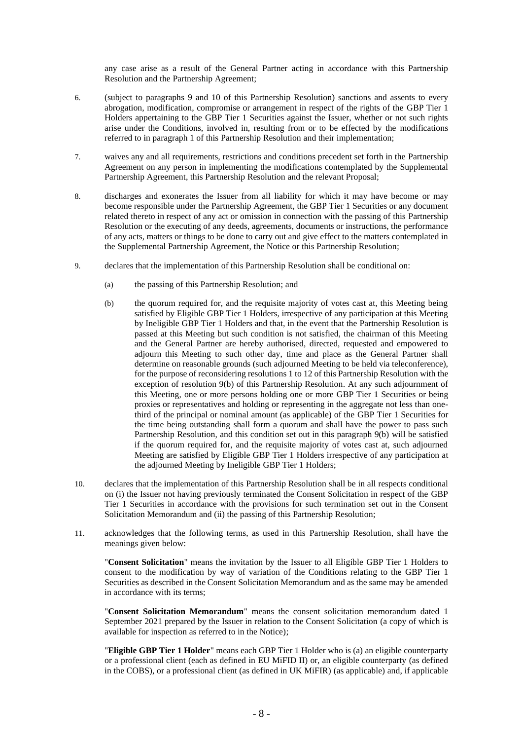any case arise as a result of the General Partner acting in accordance with this Partnership Resolution and the Partnership Agreement;

6. (subject to paragraphs 9 and 10 of this Partnership Resolution) sanctions and assents to every abrogation, modification, compromise or arrangement in respect of the rights of the GBP Tier 1 Holders appertaining to the GBP Tier 1 Securities against the Issuer, whether or not such rights arise under the Conditions, involved in, resulting from or to be effected by the modifications referred to in paragraph 1 of this Partnership Resolution and their implementation;

7. waives any and all requirements, restrictions and conditions precedent set forth in the Partnership Agreement on any person in implementing the modifications contemplated by the Supplemental Partnership Agreement, this Partnership Resolution and the relevant Proposal;

8. discharges and exonerates the Issuer from all liability for which it may have become or may become responsible under the Partnership Agreement, the GBP Tier 1 Securities or any document related thereto in respect of any act or omission in connection with the passing of this Partnership Resolution or the executing of any deeds, agreements, documents or instructions, the performance of any acts, matters or things to be done to carry out and give effect to the matters contemplated in the Supplemental Partnership Agreement, the Notice or this Partnership Resolution;

9. declares that the implementation of this Partnership Resolution shall be conditional on:

   (a) the passing of this Partnership Resolution; and

   (b) the quorum required for, and the requisite majority of votes cast at, this Meeting being satisfied by Eligible GBP Tier 1 Holders, irrespective of any participation at this Meeting by Ineligible GBP Tier 1 Holders and that, in the event that the Partnership Resolution is passed at this Meeting but such condition is not satisfied, the chairman of this Meeting and the General Partner are hereby authorised, directed, requested and empowered to adjourn this Meeting to such other day, time and place as the General Partner shall determine on reasonable grounds (such adjourned Meeting to be held via teleconference), for the purpose of reconsidering resolutions 1 to 12 of this Partnership Resolution with the exception of resolution 9(b) of this Partnership Resolution. At any such adjournment of this Meeting, one or more persons holding one or more GBP Tier 1 Securities or being proxies or representatives and holding or representing in the aggregate not less than one-third of the principal or nominal amount (as applicable) of the GBP Tier 1 Securities for the time being outstanding shall form a quorum and shall have the power to pass such Partnership Resolution, and this condition set out in this paragraph 9(b) will be satisfied if the quorum required for, and the requisite majority of votes cast at, such adjourned Meeting are satisfied by Eligible GBP Tier 1 Holders irrespective of any participation at the adjourned Meeting by Ineligible GBP Tier 1 Holders;

10. declares that the implementation of this Partnership Resolution shall be in all respects conditional on (i) the Issuer not having previously terminated the Consent Solicitation in respect of the GBP Tier 1 Securities in accordance with the provisions for such termination set out in the Consent Solicitation Memorandum and (ii) the passing of this Partnership Resolution;

11. acknowledges that the following terms, as used in this Partnership Resolution, shall have the meanings given below:

    "**Consent Solicitation**" means the invitation by the Issuer to all Eligible GBP Tier 1 Holders to consent to the modification by way of variation of the Conditions relating to the GBP Tier 1 Securities as described in the Consent Solicitation Memorandum and as the same may be amended in accordance with its terms;

    "**Consent Solicitation Memorandum**" means the consent solicitation memorandum dated 1 September 2021 prepared by the Issuer in relation to the Consent Solicitation (a copy of which is available for inspection as referred to in the Notice);

    "**Eligible GBP Tier 1 Holder**" means each GBP Tier 1 Holder who is (a) an eligible counterparty or a professional client (each as defined in EU MiFID II) or, an eligible counterparty (as defined in the COBS), or a professional client (as defined in UK MiFIR) (as applicable) and, if applicable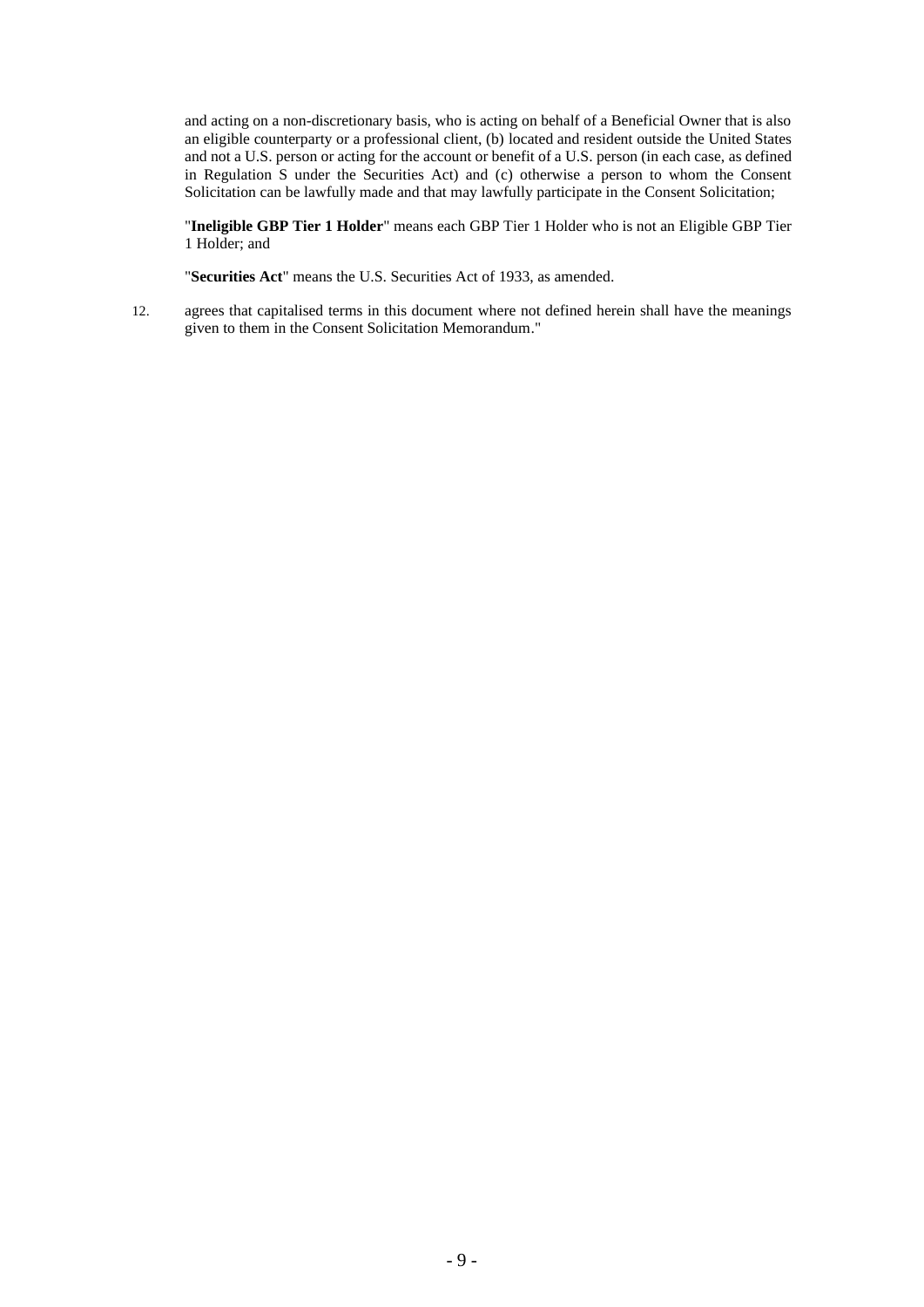and acting on a non-discretionary basis, who is acting on behalf of a Beneficial Owner that is also an eligible counterparty or a professional client, (b) located and resident outside the United States and not a U.S. person or acting for the account or benefit of a U.S. person (in each case, as defined in Regulation S under the Securities Act) and (c) otherwise a person to whom the Consent Solicitation can be lawfully made and that may lawfully participate in the Consent Solicitation;

"**Ineligible GBP Tier 1 Holder**" means each GBP Tier 1 Holder who is not an Eligible GBP Tier 1 Holder; and

"**Securities Act**" means the U.S. Securities Act of 1933, as amended.

12. agrees that capitalised terms in this document where not defined herein shall have the meanings given to them in the Consent Solicitation Memorandum."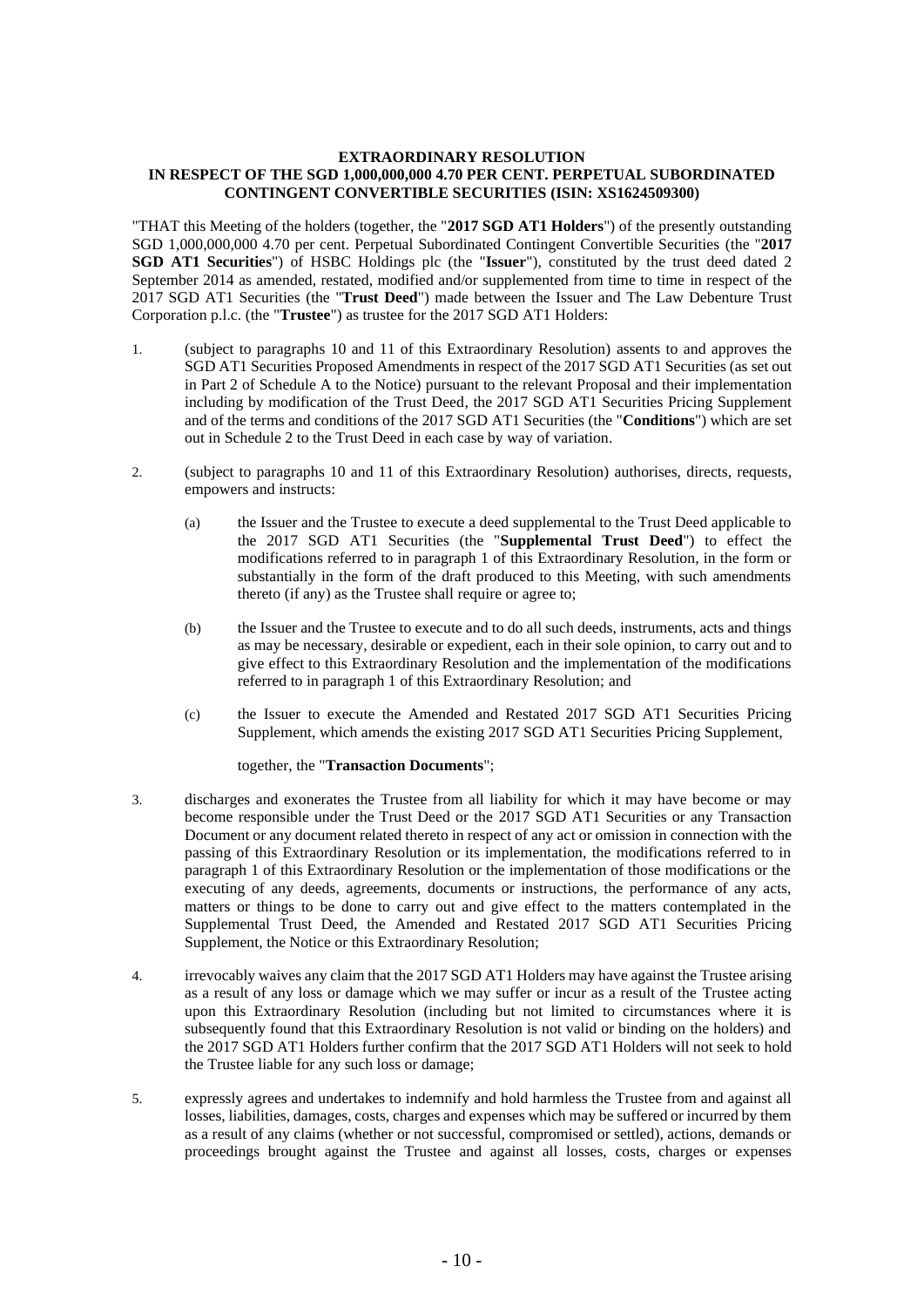**EXTRAORDINARY RESOLUTION**
**IN RESPECT OF THE SGD 1,000,000,000 4.70 PER CENT. PERPETUAL SUBORDINATED CONTINGENT CONVERTIBLE SECURITIES (ISIN: XS1624509300)**

"THAT this Meeting of the holders (together, the "**2017 SGD AT1 Holders**") of the presently outstanding SGD 1,000,000,000 4.70 per cent. Perpetual Subordinated Contingent Convertible Securities (the "**2017 SGD AT1 Securities**") of HSBC Holdings plc (the "**Issuer**"), constituted by the trust deed dated 2 September 2014 as amended, restated, modified and/or supplemented from time to time in respect of the 2017 SGD AT1 Securities (the "**Trust Deed**") made between the Issuer and The Law Debenture Trust Corporation p.l.c. (the "**Trustee**") as trustee for the 2017 SGD AT1 Holders:

1. (subject to paragraphs 10 and 11 of this Extraordinary Resolution) assents to and approves the SGD AT1 Securities Proposed Amendments in respect of the 2017 SGD AT1 Securities (as set out in Part 2 of Schedule A to the Notice) pursuant to the relevant Proposal and their implementation including by modification of the Trust Deed, the 2017 SGD AT1 Securities Pricing Supplement and of the terms and conditions of the 2017 SGD AT1 Securities (the "**Conditions**") which are set out in Schedule 2 to the Trust Deed in each case by way of variation.

2. (subject to paragraphs 10 and 11 of this Extraordinary Resolution) authorises, directs, requests, empowers and instructs:

   (a) the Issuer and the Trustee to execute a deed supplemental to the Trust Deed applicable to the 2017 SGD AT1 Securities (the "**Supplemental Trust Deed**") to effect the modifications referred to in paragraph 1 of this Extraordinary Resolution, in the form or substantially in the form of the draft produced to this Meeting, with such amendments thereto (if any) as the Trustee shall require or agree to;

   (b) the Issuer and the Trustee to execute and to do all such deeds, instruments, acts and things as may be necessary, desirable or expedient, each in their sole opinion, to carry out and to give effect to this Extraordinary Resolution and the implementation of the modifications referred to in paragraph 1 of this Extraordinary Resolution; and

   (c) the Issuer to execute the Amended and Restated 2017 SGD AT1 Securities Pricing Supplement, which amends the existing 2017 SGD AT1 Securities Pricing Supplement,

   together, the "**Transaction Documents**";

3. discharges and exonerates the Trustee from all liability for which it may have become or may become responsible under the Trust Deed or the 2017 SGD AT1 Securities or any Transaction Document or any document related thereto in respect of any act or omission in connection with the passing of this Extraordinary Resolution or its implementation, the modifications referred to in paragraph 1 of this Extraordinary Resolution or the implementation of those modifications or the executing of any deeds, agreements, documents or instructions, the performance of any acts, matters or things to be done to carry out and give effect to the matters contemplated in the Supplemental Trust Deed, the Amended and Restated 2017 SGD AT1 Securities Pricing Supplement, the Notice or this Extraordinary Resolution;

4. irrevocably waives any claim that the 2017 SGD AT1 Holders may have against the Trustee arising as a result of any loss or damage which we may suffer or incur as a result of the Trustee acting upon this Extraordinary Resolution (including but not limited to circumstances where it is subsequently found that this Extraordinary Resolution is not valid or binding on the holders) and the 2017 SGD AT1 Holders further confirm that the 2017 SGD AT1 Holders will not seek to hold the Trustee liable for any such loss or damage;

5. expressly agrees and undertakes to indemnify and hold harmless the Trustee from and against all losses, liabilities, damages, costs, charges and expenses which may be suffered or incurred by them as a result of any claims (whether or not successful, compromised or settled), actions, demands or proceedings brought against the Trustee and against all losses, costs, charges or expenses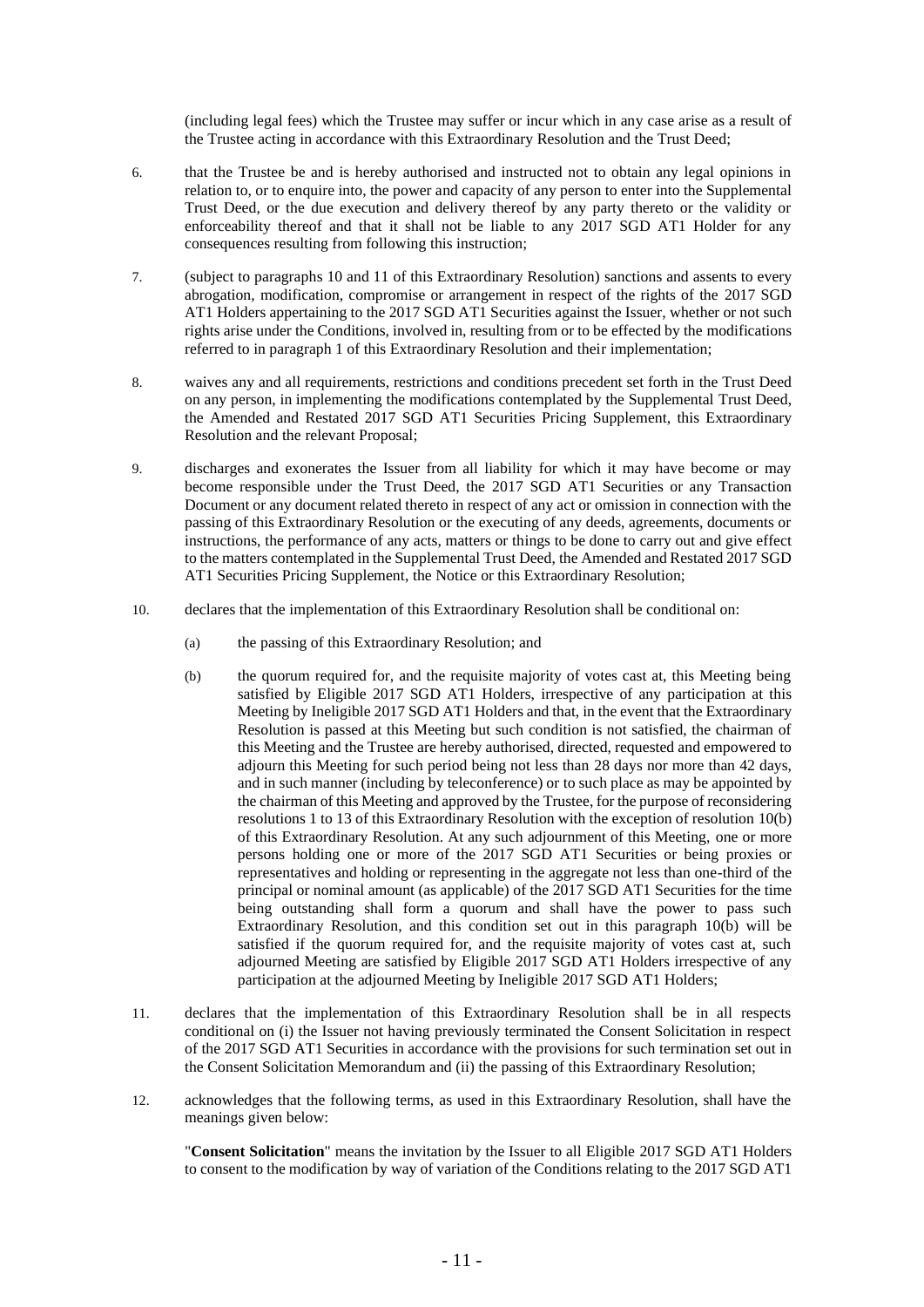(including legal fees) which the Trustee may suffer or incur which in any case arise as a result of the Trustee acting in accordance with this Extraordinary Resolution and the Trust Deed;

6. that the Trustee be and is hereby authorised and instructed not to obtain any legal opinions in relation to, or to enquire into, the power and capacity of any person to enter into the Supplemental Trust Deed, or the due execution and delivery thereof by any party thereto or the validity or enforceability thereof and that it shall not be liable to any 2017 SGD AT1 Holder for any consequences resulting from following this instruction;

7. (subject to paragraphs 10 and 11 of this Extraordinary Resolution) sanctions and assents to every abrogation, modification, compromise or arrangement in respect of the rights of the 2017 SGD AT1 Holders appertaining to the 2017 SGD AT1 Securities against the Issuer, whether or not such rights arise under the Conditions, involved in, resulting from or to be effected by the modifications referred to in paragraph 1 of this Extraordinary Resolution and their implementation;

8. waives any and all requirements, restrictions and conditions precedent set forth in the Trust Deed on any person, in implementing the modifications contemplated by the Supplemental Trust Deed, the Amended and Restated 2017 SGD AT1 Securities Pricing Supplement, this Extraordinary Resolution and the relevant Proposal;

9. discharges and exonerates the Issuer from all liability for which it may have become or may become responsible under the Trust Deed, the 2017 SGD AT1 Securities or any Transaction Document or any document related thereto in respect of any act or omission in connection with the passing of this Extraordinary Resolution or the executing of any deeds, agreements, documents or instructions, the performance of any acts, matters or things to be done to carry out and give effect to the matters contemplated in the Supplemental Trust Deed, the Amended and Restated 2017 SGD AT1 Securities Pricing Supplement, the Notice or this Extraordinary Resolution;

10. declares that the implementation of this Extraordinary Resolution shall be conditional on:

    (a) the passing of this Extraordinary Resolution; and

    (b) the quorum required for, and the requisite majority of votes cast at, this Meeting being satisfied by Eligible 2017 SGD AT1 Holders, irrespective of any participation at this Meeting by Ineligible 2017 SGD AT1 Holders and that, in the event that the Extraordinary Resolution is passed at this Meeting but such condition is not satisfied, the chairman of this Meeting and the Trustee are hereby authorised, directed, requested and empowered to adjourn this Meeting for such period being not less than 28 days nor more than 42 days, and in such manner (including by teleconference) or to such place as may be appointed by the chairman of this Meeting and approved by the Trustee, for the purpose of reconsidering resolutions 1 to 13 of this Extraordinary Resolution with the exception of resolution 10(b) of this Extraordinary Resolution. At any such adjournment of this Meeting, one or more persons holding one or more of the 2017 SGD AT1 Securities or being proxies or representatives and holding or representing in the aggregate not less than one-third of the principal or nominal amount (as applicable) of the 2017 SGD AT1 Securities for the time being outstanding shall form a quorum and shall have the power to pass such Extraordinary Resolution, and this condition set out in this paragraph 10(b) will be satisfied if the quorum required for, and the requisite majority of votes cast at, such adjourned Meeting are satisfied by Eligible 2017 SGD AT1 Holders irrespective of any participation at the adjourned Meeting by Ineligible 2017 SGD AT1 Holders;

11. declares that the implementation of this Extraordinary Resolution shall be in all respects conditional on (i) the Issuer not having previously terminated the Consent Solicitation in respect of the 2017 SGD AT1 Securities in accordance with the provisions for such termination set out in the Consent Solicitation Memorandum and (ii) the passing of this Extraordinary Resolution;

12. acknowledges that the following terms, as used in this Extraordinary Resolution, shall have the meanings given below:

    "**Consent Solicitation**" means the invitation by the Issuer to all Eligible 2017 SGD AT1 Holders to consent to the modification by way of variation of the Conditions relating to the 2017 SGD AT1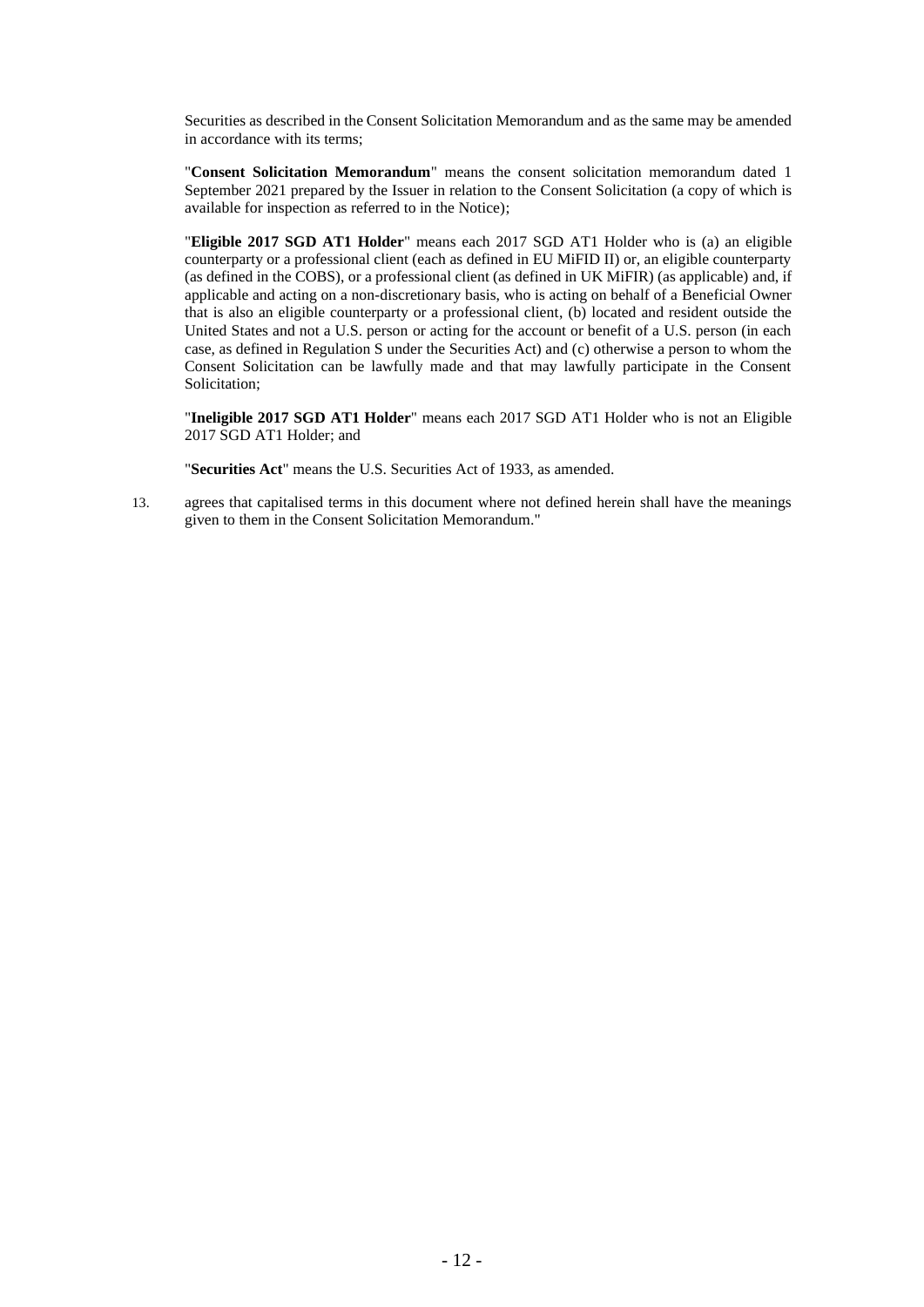Securities as described in the Consent Solicitation Memorandum and as the same may be amended in accordance with its terms;

"**Consent Solicitation Memorandum**" means the consent solicitation memorandum dated 1 September 2021 prepared by the Issuer in relation to the Consent Solicitation (a copy of which is available for inspection as referred to in the Notice);

"**Eligible 2017 SGD AT1 Holder**" means each 2017 SGD AT1 Holder who is (a) an eligible counterparty or a professional client (each as defined in EU MiFID II) or, an eligible counterparty (as defined in the COBS), or a professional client (as defined in UK MiFIR) (as applicable) and, if applicable and acting on a non-discretionary basis, who is acting on behalf of a Beneficial Owner that is also an eligible counterparty or a professional client, (b) located and resident outside the United States and not a U.S. person or acting for the account or benefit of a U.S. person (in each case, as defined in Regulation S under the Securities Act) and (c) otherwise a person to whom the Consent Solicitation can be lawfully made and that may lawfully participate in the Consent Solicitation;

"**Ineligible 2017 SGD AT1 Holder**" means each 2017 SGD AT1 Holder who is not an Eligible 2017 SGD AT1 Holder; and

"**Securities Act**" means the U.S. Securities Act of 1933, as amended.

13. agrees that capitalised terms in this document where not defined herein shall have the meanings given to them in the Consent Solicitation Memorandum."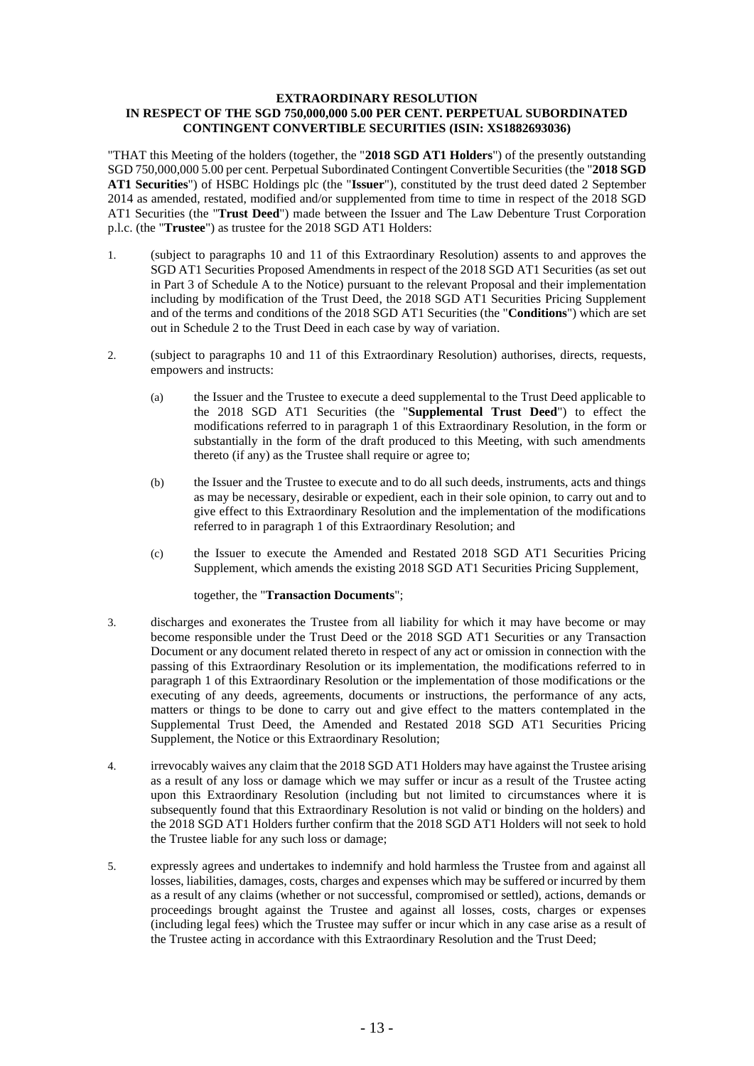**EXTRAORDINARY RESOLUTION**
**IN RESPECT OF THE SGD 750,000,000 5.00 PER CENT. PERPETUAL SUBORDINATED CONTINGENT CONVERTIBLE SECURITIES (ISIN: XS1882693036)**

"THAT this Meeting of the holders (together, the "**2018 SGD AT1 Holders**") of the presently outstanding SGD 750,000,000 5.00 per cent. Perpetual Subordinated Contingent Convertible Securities (the "**2018 SGD AT1 Securities**") of HSBC Holdings plc (the "**Issuer**"), constituted by the trust deed dated 2 September 2014 as amended, restated, modified and/or supplemented from time to time in respect of the 2018 SGD AT1 Securities (the "**Trust Deed**") made between the Issuer and The Law Debenture Trust Corporation p.l.c. (the "**Trustee**") as trustee for the 2018 SGD AT1 Holders:

1. (subject to paragraphs 10 and 11 of this Extraordinary Resolution) assents to and approves the SGD AT1 Securities Proposed Amendments in respect of the 2018 SGD AT1 Securities (as set out in Part 3 of Schedule A to the Notice) pursuant to the relevant Proposal and their implementation including by modification of the Trust Deed, the 2018 SGD AT1 Securities Pricing Supplement and of the terms and conditions of the 2018 SGD AT1 Securities (the "**Conditions**") which are set out in Schedule 2 to the Trust Deed in each case by way of variation.

2. (subject to paragraphs 10 and 11 of this Extraordinary Resolution) authorises, directs, requests, empowers and instructs:

   (a) the Issuer and the Trustee to execute a deed supplemental to the Trust Deed applicable to the 2018 SGD AT1 Securities (the "**Supplemental Trust Deed**") to effect the modifications referred to in paragraph 1 of this Extraordinary Resolution, in the form or substantially in the form of the draft produced to this Meeting, with such amendments thereto (if any) as the Trustee shall require or agree to;

   (b) the Issuer and the Trustee to execute and to do all such deeds, instruments, acts and things as may be necessary, desirable or expedient, each in their sole opinion, to carry out and to give effect to this Extraordinary Resolution and the implementation of the modifications referred to in paragraph 1 of this Extraordinary Resolution; and

   (c) the Issuer to execute the Amended and Restated 2018 SGD AT1 Securities Pricing Supplement, which amends the existing 2018 SGD AT1 Securities Pricing Supplement,

   together, the "**Transaction Documents**";

3. discharges and exonerates the Trustee from all liability for which it may have become or may become responsible under the Trust Deed or the 2018 SGD AT1 Securities or any Transaction Document or any document related thereto in respect of any act or omission in connection with the passing of this Extraordinary Resolution or its implementation, the modifications referred to in paragraph 1 of this Extraordinary Resolution or the implementation of those modifications or the executing of any deeds, agreements, documents or instructions, the performance of any acts, matters or things to be done to carry out and give effect to the matters contemplated in the Supplemental Trust Deed, the Amended and Restated 2018 SGD AT1 Securities Pricing Supplement, the Notice or this Extraordinary Resolution;

4. irrevocably waives any claim that the 2018 SGD AT1 Holders may have against the Trustee arising as a result of any loss or damage which we may suffer or incur as a result of the Trustee acting upon this Extraordinary Resolution (including but not limited to circumstances where it is subsequently found that this Extraordinary Resolution is not valid or binding on the holders) and the 2018 SGD AT1 Holders further confirm that the 2018 SGD AT1 Holders will not seek to hold the Trustee liable for any such loss or damage;

5. expressly agrees and undertakes to indemnify and hold harmless the Trustee from and against all losses, liabilities, damages, costs, charges and expenses which may be suffered or incurred by them as a result of any claims (whether or not successful, compromised or settled), actions, demands or proceedings brought against the Trustee and against all losses, costs, charges or expenses (including legal fees) which the Trustee may suffer or incur which in any case arise as a result of the Trustee acting in accordance with this Extraordinary Resolution and the Trust Deed;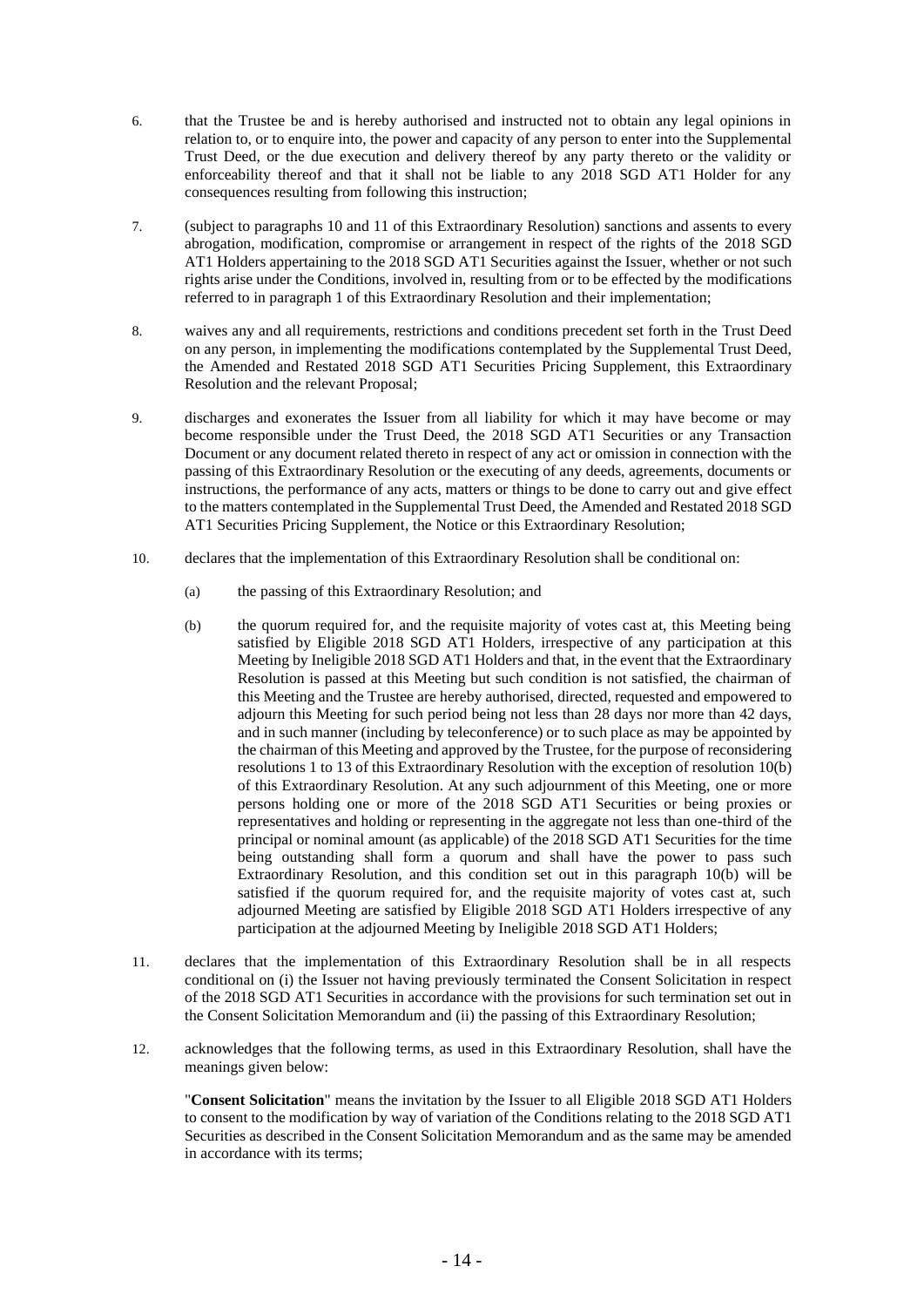6. that the Trustee be and is hereby authorised and instructed not to obtain any legal opinions in relation to, or to enquire into, the power and capacity of any person to enter into the Supplemental Trust Deed, or the due execution and delivery thereof by any party thereto or the validity or enforceability thereof and that it shall not be liable to any 2018 SGD AT1 Holder for any consequences resulting from following this instruction;

7. (subject to paragraphs 10 and 11 of this Extraordinary Resolution) sanctions and assents to every abrogation, modification, compromise or arrangement in respect of the rights of the 2018 SGD AT1 Holders appertaining to the 2018 SGD AT1 Securities against the Issuer, whether or not such rights arise under the Conditions, involved in, resulting from or to be effected by the modifications referred to in paragraph 1 of this Extraordinary Resolution and their implementation;

8. waives any and all requirements, restrictions and conditions precedent set forth in the Trust Deed on any person, in implementing the modifications contemplated by the Supplemental Trust Deed, the Amended and Restated 2018 SGD AT1 Securities Pricing Supplement, this Extraordinary Resolution and the relevant Proposal;

9. discharges and exonerates the Issuer from all liability for which it may have become or may become responsible under the Trust Deed, the 2018 SGD AT1 Securities or any Transaction Document or any document related thereto in respect of any act or omission in connection with the passing of this Extraordinary Resolution or the executing of any deeds, agreements, documents or instructions, the performance of any acts, matters or things to be done to carry out and give effect to the matters contemplated in the Supplemental Trust Deed, the Amended and Restated 2018 SGD AT1 Securities Pricing Supplement, the Notice or this Extraordinary Resolution;

10. declares that the implementation of this Extraordinary Resolution shall be conditional on:

    (a) the passing of this Extraordinary Resolution; and

    (b) the quorum required for, and the requisite majority of votes cast at, this Meeting being satisfied by Eligible 2018 SGD AT1 Holders, irrespective of any participation at this Meeting by Ineligible 2018 SGD AT1 Holders and that, in the event that the Extraordinary Resolution is passed at this Meeting but such condition is not satisfied, the chairman of this Meeting and the Trustee are hereby authorised, directed, requested and empowered to adjourn this Meeting for such period being not less than 28 days nor more than 42 days, and in such manner (including by teleconference) or to such place as may be appointed by the chairman of this Meeting and approved by the Trustee, for the purpose of reconsidering resolutions 1 to 13 of this Extraordinary Resolution with the exception of resolution 10(b) of this Extraordinary Resolution. At any such adjournment of this Meeting, one or more persons holding one or more of the 2018 SGD AT1 Securities or being proxies or representatives and holding or representing in the aggregate not less than one-third of the principal or nominal amount (as applicable) of the 2018 SGD AT1 Securities for the time being outstanding shall form a quorum and shall have the power to pass such Extraordinary Resolution, and this condition set out in this paragraph 10(b) will be satisfied if the quorum required for, and the requisite majority of votes cast at, such adjourned Meeting are satisfied by Eligible 2018 SGD AT1 Holders irrespective of any participation at the adjourned Meeting by Ineligible 2018 SGD AT1 Holders;

11. declares that the implementation of this Extraordinary Resolution shall be in all respects conditional on (i) the Issuer not having previously terminated the Consent Solicitation in respect of the 2018 SGD AT1 Securities in accordance with the provisions for such termination set out in the Consent Solicitation Memorandum and (ii) the passing of this Extraordinary Resolution;

12. acknowledges that the following terms, as used in this Extraordinary Resolution, shall have the meanings given below:

    "**Consent Solicitation**" means the invitation by the Issuer to all Eligible 2018 SGD AT1 Holders to consent to the modification by way of variation of the Conditions relating to the 2018 SGD AT1 Securities as described in the Consent Solicitation Memorandum and as the same may be amended in accordance with its terms;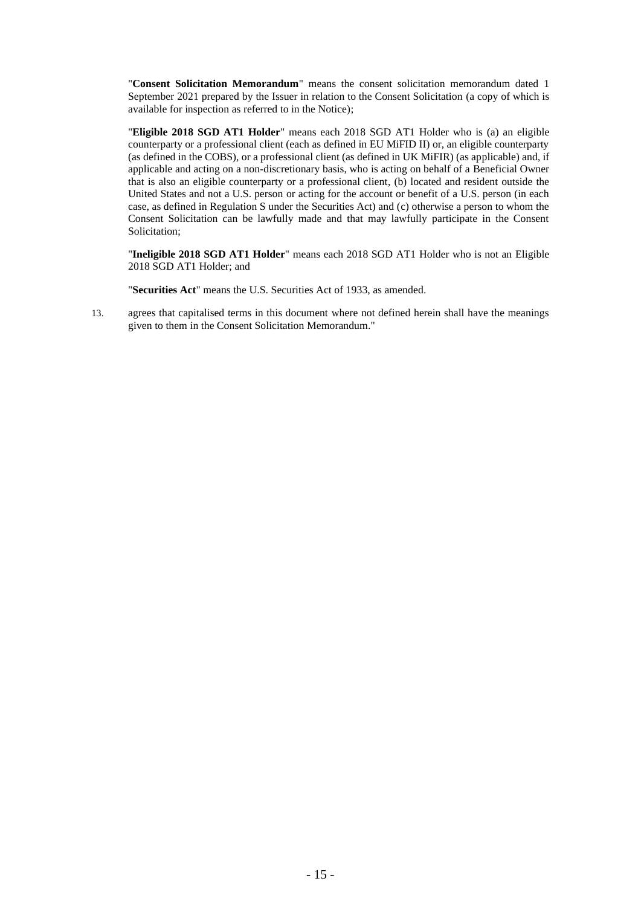"**Consent Solicitation Memorandum**" means the consent solicitation memorandum dated 1 September 2021 prepared by the Issuer in relation to the Consent Solicitation (a copy of which is available for inspection as referred to in the Notice);

"**Eligible 2018 SGD AT1 Holder**" means each 2018 SGD AT1 Holder who is (a) an eligible counterparty or a professional client (each as defined in EU MiFID II) or, an eligible counterparty (as defined in the COBS), or a professional client (as defined in UK MiFIR) (as applicable) and, if applicable and acting on a non-discretionary basis, who is acting on behalf of a Beneficial Owner that is also an eligible counterparty or a professional client, (b) located and resident outside the United States and not a U.S. person or acting for the account or benefit of a U.S. person (in each case, as defined in Regulation S under the Securities Act) and (c) otherwise a person to whom the Consent Solicitation can be lawfully made and that may lawfully participate in the Consent Solicitation;

"**Ineligible 2018 SGD AT1 Holder**" means each 2018 SGD AT1 Holder who is not an Eligible 2018 SGD AT1 Holder; and

"**Securities Act**" means the U.S. Securities Act of 1933, as amended.

13. agrees that capitalised terms in this document where not defined herein shall have the meanings given to them in the Consent Solicitation Memorandum."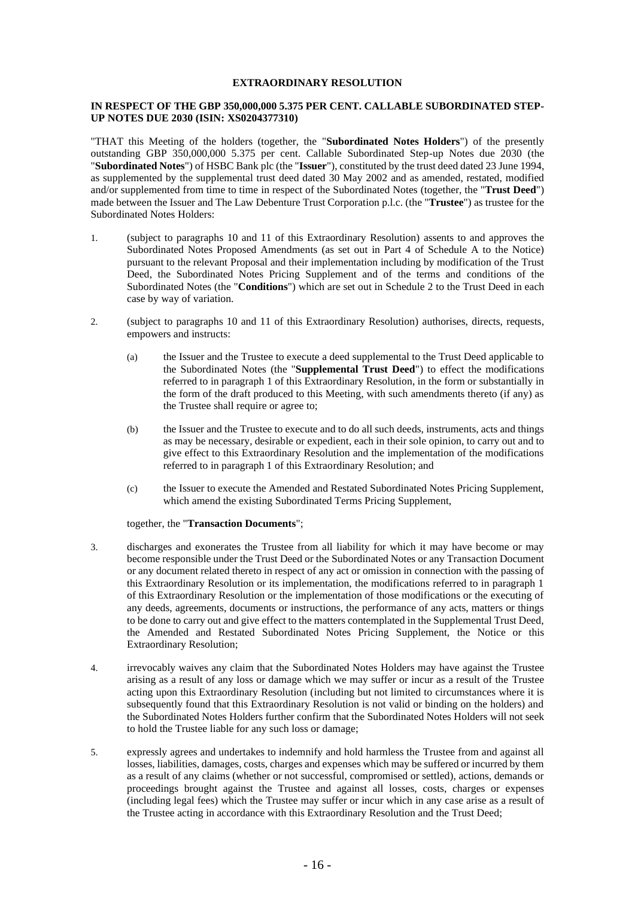**EXTRAORDINARY RESOLUTION**

**IN RESPECT OF THE GBP 350,000,000 5.375 PER CENT. CALLABLE SUBORDINATED STEP-UP NOTES DUE 2030 (ISIN: XS0204377310)**

"THAT this Meeting of the holders (together, the "**Subordinated Notes Holders**") of the presently outstanding GBP 350,000,000 5.375 per cent. Callable Subordinated Step-up Notes due 2030 (the "**Subordinated Notes**") of HSBC Bank plc (the "**Issuer**"), constituted by the trust deed dated 23 June 1994, as supplemented by the supplemental trust deed dated 30 May 2002 and as amended, restated, modified and/or supplemented from time to time in respect of the Subordinated Notes (together, the "**Trust Deed**") made between the Issuer and The Law Debenture Trust Corporation p.l.c. (the "**Trustee**") as trustee for the Subordinated Notes Holders:

1. (subject to paragraphs 10 and 11 of this Extraordinary Resolution) assents to and approves the Subordinated Notes Proposed Amendments (as set out in Part 4 of Schedule A to the Notice) pursuant to the relevant Proposal and their implementation including by modification of the Trust Deed, the Subordinated Notes Pricing Supplement and of the terms and conditions of the Subordinated Notes (the "**Conditions**") which are set out in Schedule 2 to the Trust Deed in each case by way of variation.

2. (subject to paragraphs 10 and 11 of this Extraordinary Resolution) authorises, directs, requests, empowers and instructs:

   (a) the Issuer and the Trustee to execute a deed supplemental to the Trust Deed applicable to the Subordinated Notes (the "**Supplemental Trust Deed**") to effect the modifications referred to in paragraph 1 of this Extraordinary Resolution, in the form or substantially in the form of the draft produced to this Meeting, with such amendments thereto (if any) as the Trustee shall require or agree to;

   (b) the Issuer and the Trustee to execute and to do all such deeds, instruments, acts and things as may be necessary, desirable or expedient, each in their sole opinion, to carry out and to give effect to this Extraordinary Resolution and the implementation of the modifications referred to in paragraph 1 of this Extraordinary Resolution; and

   (c) the Issuer to execute the Amended and Restated Subordinated Notes Pricing Supplement, which amend the existing Subordinated Terms Pricing Supplement,

   together, the "**Transaction Documents**";

3. discharges and exonerates the Trustee from all liability for which it may have become or may become responsible under the Trust Deed or the Subordinated Notes or any Transaction Document or any document related thereto in respect of any act or omission in connection with the passing of this Extraordinary Resolution or its implementation, the modifications referred to in paragraph 1 of this Extraordinary Resolution or the implementation of those modifications or the executing of any deeds, agreements, documents or instructions, the performance of any acts, matters or things to be done to carry out and give effect to the matters contemplated in the Supplemental Trust Deed, the Amended and Restated Subordinated Notes Pricing Supplement, the Notice or this Extraordinary Resolution;

4. irrevocably waives any claim that the Subordinated Notes Holders may have against the Trustee arising as a result of any loss or damage which we may suffer or incur as a result of the Trustee acting upon this Extraordinary Resolution (including but not limited to circumstances where it is subsequently found that this Extraordinary Resolution is not valid or binding on the holders) and the Subordinated Notes Holders further confirm that the Subordinated Notes Holders will not seek to hold the Trustee liable for any such loss or damage;

5. expressly agrees and undertakes to indemnify and hold harmless the Trustee from and against all losses, liabilities, damages, costs, charges and expenses which may be suffered or incurred by them as a result of any claims (whether or not successful, compromised or settled), actions, demands or proceedings brought against the Trustee and against all losses, costs, charges or expenses (including legal fees) which the Trustee may suffer or incur which in any case arise as a result of the Trustee acting in accordance with this Extraordinary Resolution and the Trust Deed;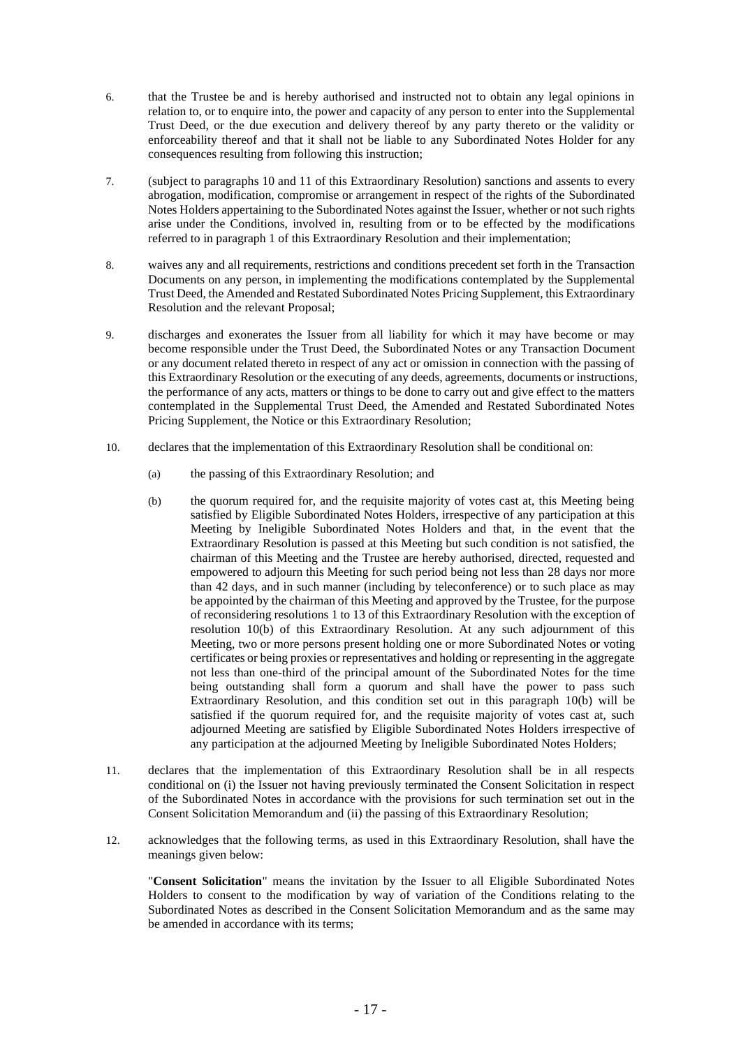6. that the Trustee be and is hereby authorised and instructed not to obtain any legal opinions in relation to, or to enquire into, the power and capacity of any person to enter into the Supplemental Trust Deed, or the due execution and delivery thereof by any party thereto or the validity or enforceability thereof and that it shall not be liable to any Subordinated Notes Holder for any consequences resulting from following this instruction;

7. (subject to paragraphs 10 and 11 of this Extraordinary Resolution) sanctions and assents to every abrogation, modification, compromise or arrangement in respect of the rights of the Subordinated Notes Holders appertaining to the Subordinated Notes against the Issuer, whether or not such rights arise under the Conditions, involved in, resulting from or to be effected by the modifications referred to in paragraph 1 of this Extraordinary Resolution and their implementation;

8. waives any and all requirements, restrictions and conditions precedent set forth in the Transaction Documents on any person, in implementing the modifications contemplated by the Supplemental Trust Deed, the Amended and Restated Subordinated Notes Pricing Supplement, this Extraordinary Resolution and the relevant Proposal;

9. discharges and exonerates the Issuer from all liability for which it may have become or may become responsible under the Trust Deed, the Subordinated Notes or any Transaction Document or any document related thereto in respect of any act or omission in connection with the passing of this Extraordinary Resolution or the executing of any deeds, agreements, documents or instructions, the performance of any acts, matters or things to be done to carry out and give effect to the matters contemplated in the Supplemental Trust Deed, the Amended and Restated Subordinated Notes Pricing Supplement, the Notice or this Extraordinary Resolution;

10. declares that the implementation of this Extraordinary Resolution shall be conditional on:

    (a) the passing of this Extraordinary Resolution; and

    (b) the quorum required for, and the requisite majority of votes cast at, this Meeting being satisfied by Eligible Subordinated Notes Holders, irrespective of any participation at this Meeting by Ineligible Subordinated Notes Holders and that, in the event that the Extraordinary Resolution is passed at this Meeting but such condition is not satisfied, the chairman of this Meeting and the Trustee are hereby authorised, directed, requested and empowered to adjourn this Meeting for such period being not less than 28 days nor more than 42 days, and in such manner (including by teleconference) or to such place as may be appointed by the chairman of this Meeting and approved by the Trustee, for the purpose of reconsidering resolutions 1 to 13 of this Extraordinary Resolution with the exception of resolution 10(b) of this Extraordinary Resolution. At any such adjournment of this Meeting, two or more persons present holding one or more Subordinated Notes or voting certificates or being proxies or representatives and holding or representing in the aggregate not less than one-third of the principal amount of the Subordinated Notes for the time being outstanding shall form a quorum and shall have the power to pass such Extraordinary Resolution, and this condition set out in this paragraph 10(b) will be satisfied if the quorum required for, and the requisite majority of votes cast at, such adjourned Meeting are satisfied by Eligible Subordinated Notes Holders irrespective of any participation at the adjourned Meeting by Ineligible Subordinated Notes Holders;

11. declares that the implementation of this Extraordinary Resolution shall be in all respects conditional on (i) the Issuer not having previously terminated the Consent Solicitation in respect of the Subordinated Notes in accordance with the provisions for such termination set out in the Consent Solicitation Memorandum and (ii) the passing of this Extraordinary Resolution;

12. acknowledges that the following terms, as used in this Extraordinary Resolution, shall have the meanings given below:

    "**Consent Solicitation**" means the invitation by the Issuer to all Eligible Subordinated Notes Holders to consent to the modification by way of variation of the Conditions relating to the Subordinated Notes as described in the Consent Solicitation Memorandum and as the same may be amended in accordance with its terms;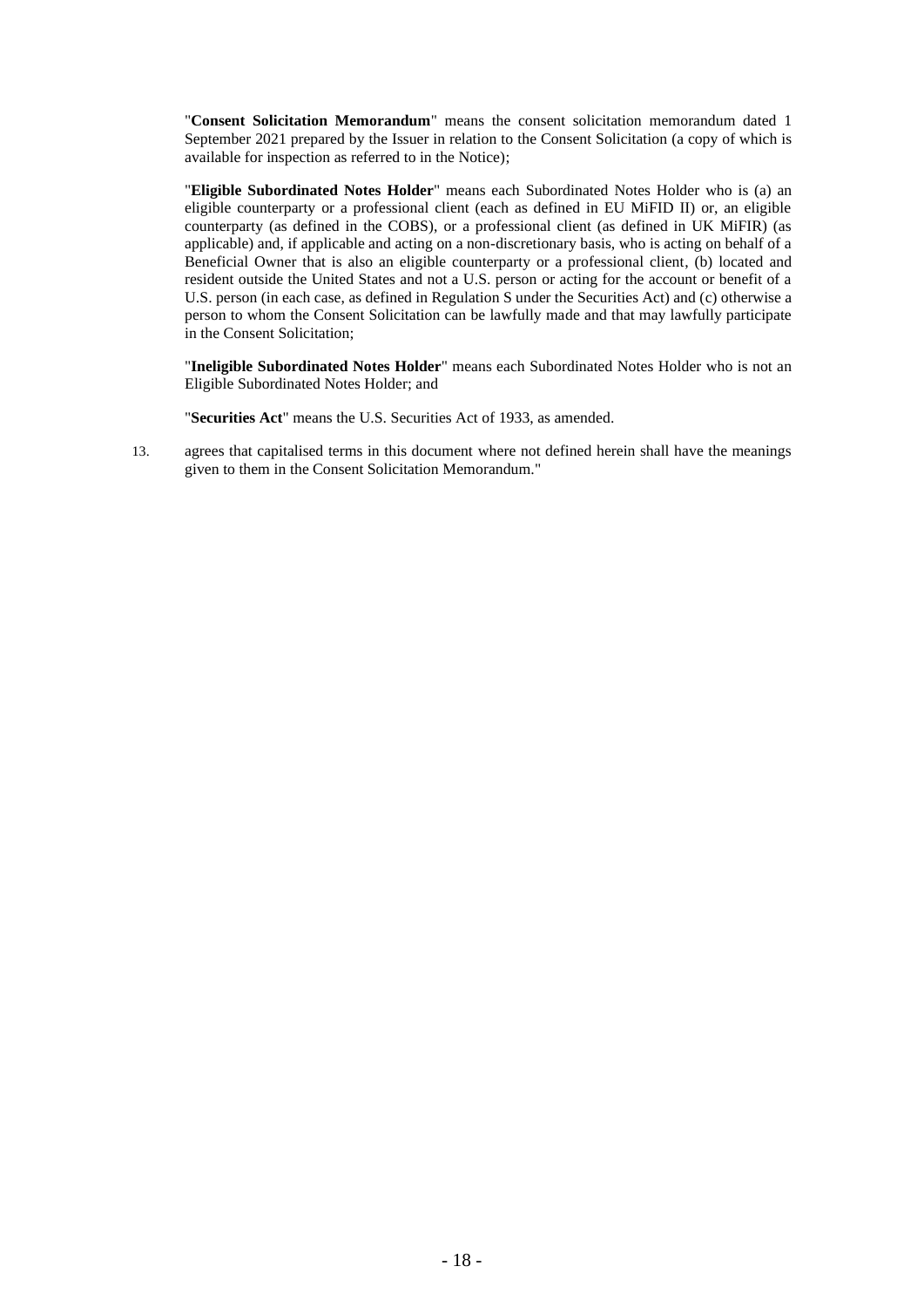"**Consent Solicitation Memorandum**" means the consent solicitation memorandum dated 1 September 2021 prepared by the Issuer in relation to the Consent Solicitation (a copy of which is available for inspection as referred to in the Notice);

"**Eligible Subordinated Notes Holder**" means each Subordinated Notes Holder who is (a) an eligible counterparty or a professional client (each as defined in EU MiFID II) or, an eligible counterparty (as defined in the COBS), or a professional client (as defined in UK MiFIR) (as applicable) and, if applicable and acting on a non-discretionary basis, who is acting on behalf of a Beneficial Owner that is also an eligible counterparty or a professional client, (b) located and resident outside the United States and not a U.S. person or acting for the account or benefit of a U.S. person (in each case, as defined in Regulation S under the Securities Act) and (c) otherwise a person to whom the Consent Solicitation can be lawfully made and that may lawfully participate in the Consent Solicitation;

"**Ineligible Subordinated Notes Holder**" means each Subordinated Notes Holder who is not an Eligible Subordinated Notes Holder; and

"**Securities Act**" means the U.S. Securities Act of 1933, as amended.

13. agrees that capitalised terms in this document where not defined herein shall have the meanings given to them in the Consent Solicitation Memorandum."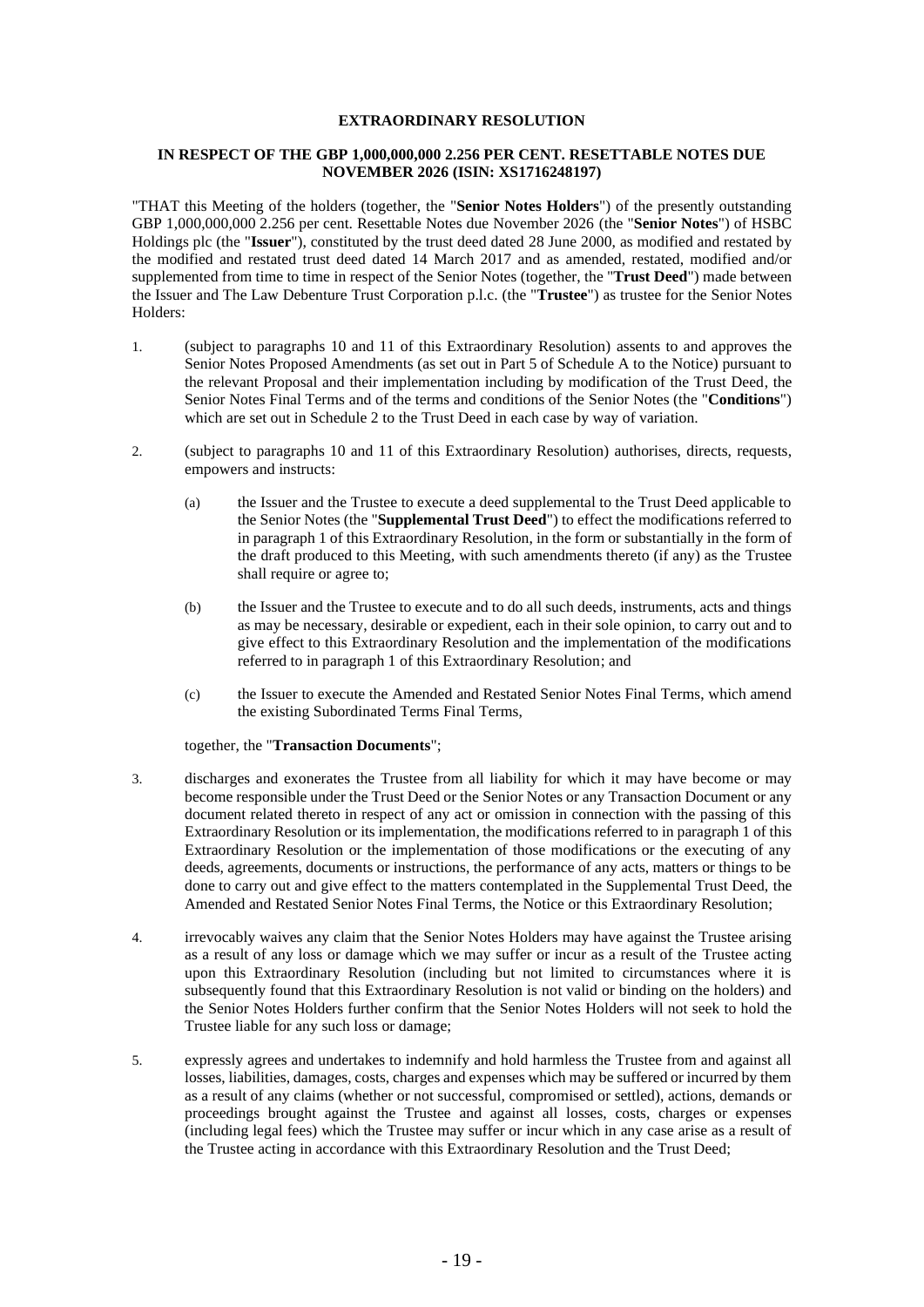**EXTRAORDINARY RESOLUTION**

**IN RESPECT OF THE GBP 1,000,000,000 2.256 PER CENT. RESETTABLE NOTES DUE NOVEMBER 2026 (ISIN: XS1716248197)**

"THAT this Meeting of the holders (together, the "**Senior Notes Holders**") of the presently outstanding GBP 1,000,000,000 2.256 per cent. Resettable Notes due November 2026 (the "**Senior Notes**") of HSBC Holdings plc (the "**Issuer**"), constituted by the trust deed dated 28 June 2000, as modified and restated by the modified and restated trust deed dated 14 March 2017 and as amended, restated, modified and/or supplemented from time to time in respect of the Senior Notes (together, the "**Trust Deed**") made between the Issuer and The Law Debenture Trust Corporation p.l.c. (the "**Trustee**") as trustee for the Senior Notes Holders:

1. (subject to paragraphs 10 and 11 of this Extraordinary Resolution) assents to and approves the Senior Notes Proposed Amendments (as set out in Part 5 of Schedule A to the Notice) pursuant to the relevant Proposal and their implementation including by modification of the Trust Deed, the Senior Notes Final Terms and of the terms and conditions of the Senior Notes (the "**Conditions**") which are set out in Schedule 2 to the Trust Deed in each case by way of variation.

2. (subject to paragraphs 10 and 11 of this Extraordinary Resolution) authorises, directs, requests, empowers and instructs:

   (a) the Issuer and the Trustee to execute a deed supplemental to the Trust Deed applicable to the Senior Notes (the "**Supplemental Trust Deed**") to effect the modifications referred to in paragraph 1 of this Extraordinary Resolution, in the form or substantially in the form of the draft produced to this Meeting, with such amendments thereto (if any) as the Trustee shall require or agree to;

   (b) the Issuer and the Trustee to execute and to do all such deeds, instruments, acts and things as may be necessary, desirable or expedient, each in their sole opinion, to carry out and to give effect to this Extraordinary Resolution and the implementation of the modifications referred to in paragraph 1 of this Extraordinary Resolution; and

   (c) the Issuer to execute the Amended and Restated Senior Notes Final Terms, which amend the existing Subordinated Terms Final Terms,

   together, the "**Transaction Documents**";

3. discharges and exonerates the Trustee from all liability for which it may have become or may become responsible under the Trust Deed or the Senior Notes or any Transaction Document or any document related thereto in respect of any act or omission in connection with the passing of this Extraordinary Resolution or its implementation, the modifications referred to in paragraph 1 of this Extraordinary Resolution or the implementation of those modifications or the executing of any deeds, agreements, documents or instructions, the performance of any acts, matters or things to be done to carry out and give effect to the matters contemplated in the Supplemental Trust Deed, the Amended and Restated Senior Notes Final Terms, the Notice or this Extraordinary Resolution;

4. irrevocably waives any claim that the Senior Notes Holders may have against the Trustee arising as a result of any loss or damage which we may suffer or incur as a result of the Trustee acting upon this Extraordinary Resolution (including but not limited to circumstances where it is subsequently found that this Extraordinary Resolution is not valid or binding on the holders) and the Senior Notes Holders further confirm that the Senior Notes Holders will not seek to hold the Trustee liable for any such loss or damage;

5. expressly agrees and undertakes to indemnify and hold harmless the Trustee from and against all losses, liabilities, damages, costs, charges and expenses which may be suffered or incurred by them as a result of any claims (whether or not successful, compromised or settled), actions, demands or proceedings brought against the Trustee and against all losses, costs, charges or expenses (including legal fees) which the Trustee may suffer or incur which in any case arise as a result of the Trustee acting in accordance with this Extraordinary Resolution and the Trust Deed;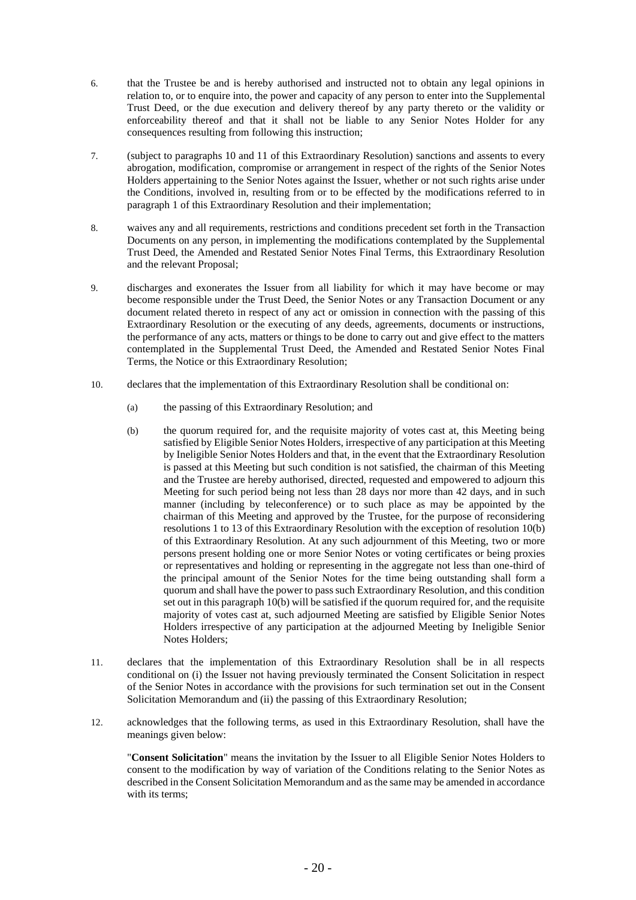6. that the Trustee be and is hereby authorised and instructed not to obtain any legal opinions in relation to, or to enquire into, the power and capacity of any person to enter into the Supplemental Trust Deed, or the due execution and delivery thereof by any party thereto or the validity or enforceability thereof and that it shall not be liable to any Senior Notes Holder for any consequences resulting from following this instruction;

7. (subject to paragraphs 10 and 11 of this Extraordinary Resolution) sanctions and assents to every abrogation, modification, compromise or arrangement in respect of the rights of the Senior Notes Holders appertaining to the Senior Notes against the Issuer, whether or not such rights arise under the Conditions, involved in, resulting from or to be effected by the modifications referred to in paragraph 1 of this Extraordinary Resolution and their implementation;

8. waives any and all requirements, restrictions and conditions precedent set forth in the Transaction Documents on any person, in implementing the modifications contemplated by the Supplemental Trust Deed, the Amended and Restated Senior Notes Final Terms, this Extraordinary Resolution and the relevant Proposal;

9. discharges and exonerates the Issuer from all liability for which it may have become or may become responsible under the Trust Deed, the Senior Notes or any Transaction Document or any document related thereto in respect of any act or omission in connection with the passing of this Extraordinary Resolution or the executing of any deeds, agreements, documents or instructions, the performance of any acts, matters or things to be done to carry out and give effect to the matters contemplated in the Supplemental Trust Deed, the Amended and Restated Senior Notes Final Terms, the Notice or this Extraordinary Resolution;

10. declares that the implementation of this Extraordinary Resolution shall be conditional on:

    (a) the passing of this Extraordinary Resolution; and

    (b) the quorum required for, and the requisite majority of votes cast at, this Meeting being satisfied by Eligible Senior Notes Holders, irrespective of any participation at this Meeting by Ineligible Senior Notes Holders and that, in the event that the Extraordinary Resolution is passed at this Meeting but such condition is not satisfied, the chairman of this Meeting and the Trustee are hereby authorised, directed, requested and empowered to adjourn this Meeting for such period being not less than 28 days nor more than 42 days, and in such manner (including by teleconference) or to such place as may be appointed by the chairman of this Meeting and approved by the Trustee, for the purpose of reconsidering resolutions 1 to 13 of this Extraordinary Resolution with the exception of resolution 10(b) of this Extraordinary Resolution. At any such adjournment of this Meeting, two or more persons present holding one or more Senior Notes or voting certificates or being proxies or representatives and holding or representing in the aggregate not less than one-third of the principal amount of the Senior Notes for the time being outstanding shall form a quorum and shall have the power to pass such Extraordinary Resolution, and this condition set out in this paragraph 10(b) will be satisfied if the quorum required for, and the requisite majority of votes cast at, such adjourned Meeting are satisfied by Eligible Senior Notes Holders irrespective of any participation at the adjourned Meeting by Ineligible Senior Notes Holders;

11. declares that the implementation of this Extraordinary Resolution shall be in all respects conditional on (i) the Issuer not having previously terminated the Consent Solicitation in respect of the Senior Notes in accordance with the provisions for such termination set out in the Consent Solicitation Memorandum and (ii) the passing of this Extraordinary Resolution;

12. acknowledges that the following terms, as used in this Extraordinary Resolution, shall have the meanings given below:

    "**Consent Solicitation**" means the invitation by the Issuer to all Eligible Senior Notes Holders to consent to the modification by way of variation of the Conditions relating to the Senior Notes as described in the Consent Solicitation Memorandum and as the same may be amended in accordance with its terms;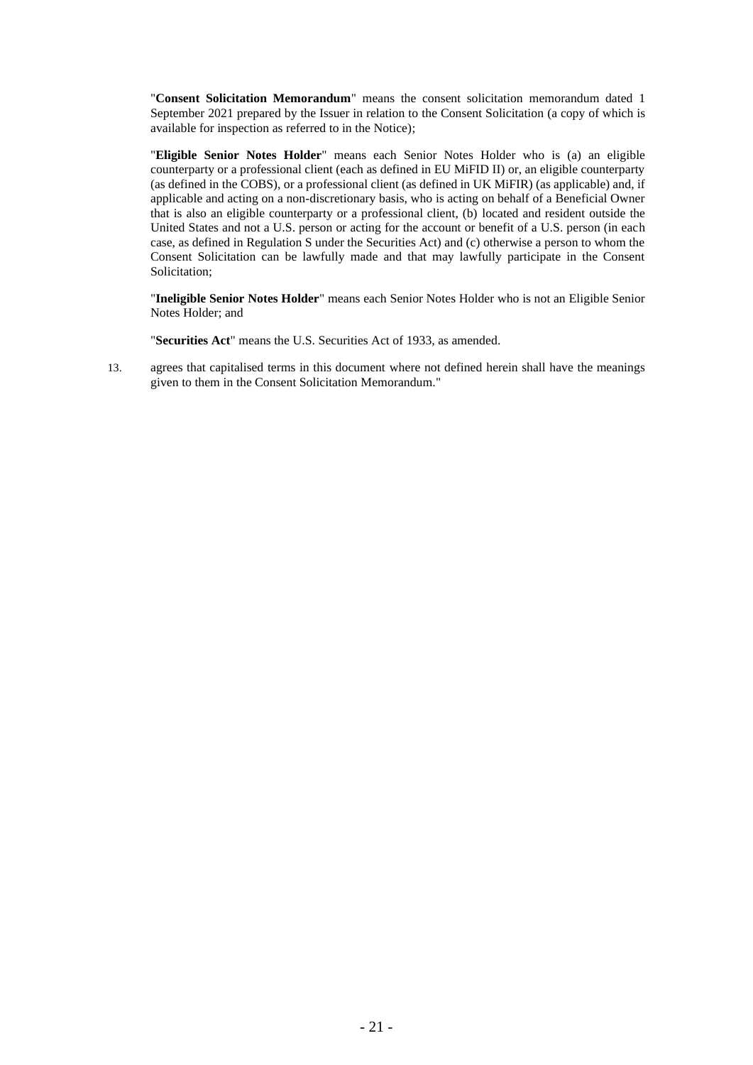"**Consent Solicitation Memorandum**" means the consent solicitation memorandum dated 1 September 2021 prepared by the Issuer in relation to the Consent Solicitation (a copy of which is available for inspection as referred to in the Notice);

"**Eligible Senior Notes Holder**" means each Senior Notes Holder who is (a) an eligible counterparty or a professional client (each as defined in EU MiFID II) or, an eligible counterparty (as defined in the COBS), or a professional client (as defined in UK MiFIR) (as applicable) and, if applicable and acting on a non-discretionary basis, who is acting on behalf of a Beneficial Owner that is also an eligible counterparty or a professional client, (b) located and resident outside the United States and not a U.S. person or acting for the account or benefit of a U.S. person (in each case, as defined in Regulation S under the Securities Act) and (c) otherwise a person to whom the Consent Solicitation can be lawfully made and that may lawfully participate in the Consent Solicitation;

"**Ineligible Senior Notes Holder**" means each Senior Notes Holder who is not an Eligible Senior Notes Holder; and

"**Securities Act**" means the U.S. Securities Act of 1933, as amended.

13. agrees that capitalised terms in this document where not defined herein shall have the meanings given to them in the Consent Solicitation Memorandum."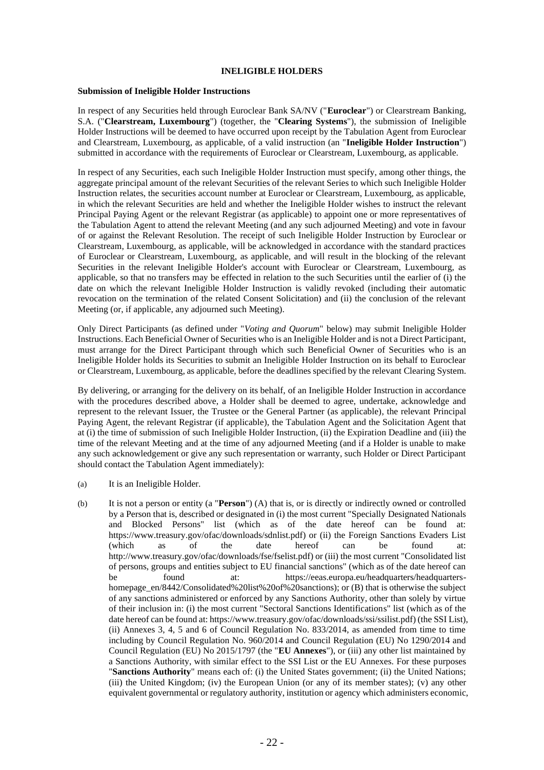## INELIGIBLE HOLDERS

**Submission of Ineligible Holder Instructions**

In respect of any Securities held through Euroclear Bank SA/NV ("**Euroclear**") or Clearstream Banking, S.A. ("**Clearstream, Luxembourg**") (together, the "**Clearing Systems**"), the submission of Ineligible Holder Instructions will be deemed to have occurred upon receipt by the Tabulation Agent from Euroclear and Clearstream, Luxembourg, as applicable, of a valid instruction (an "**Ineligible Holder Instruction**") submitted in accordance with the requirements of Euroclear or Clearstream, Luxembourg, as applicable.

In respect of any Securities, each such Ineligible Holder Instruction must specify, among other things, the aggregate principal amount of the relevant Securities of the relevant Series to which such Ineligible Holder Instruction relates, the securities account number at Euroclear or Clearstream, Luxembourg, as applicable, in which the relevant Securities are held and whether the Ineligible Holder wishes to instruct the relevant Principal Paying Agent or the relevant Registrar (as applicable) to appoint one or more representatives of the Tabulation Agent to attend the relevant Meeting (and any such adjourned Meeting) and vote in favour of or against the Relevant Resolution. The receipt of such Ineligible Holder Instruction by Euroclear or Clearstream, Luxembourg, as applicable, will be acknowledged in accordance with the standard practices of Euroclear or Clearstream, Luxembourg, as applicable, and will result in the blocking of the relevant Securities in the relevant Ineligible Holder's account with Euroclear or Clearstream, Luxembourg, as applicable, so that no transfers may be effected in relation to the such Securities until the earlier of (i) the date on which the relevant Ineligible Holder Instruction is validly revoked (including their automatic revocation on the termination of the related Consent Solicitation) and (ii) the conclusion of the relevant Meeting (or, if applicable, any adjourned such Meeting).

Only Direct Participants (as defined under "*Voting and Quorum*" below) may submit Ineligible Holder Instructions. Each Beneficial Owner of Securities who is an Ineligible Holder and is not a Direct Participant, must arrange for the Direct Participant through which such Beneficial Owner of Securities who is an Ineligible Holder holds its Securities to submit an Ineligible Holder Instruction on its behalf to Euroclear or Clearstream, Luxembourg, as applicable, before the deadlines specified by the relevant Clearing System.

By delivering, or arranging for the delivery on its behalf, of an Ineligible Holder Instruction in accordance with the procedures described above, a Holder shall be deemed to agree, undertake, acknowledge and represent to the relevant Issuer, the Trustee or the General Partner (as applicable), the relevant Principal Paying Agent, the relevant Registrar (if applicable), the Tabulation Agent and the Solicitation Agent that at (i) the time of submission of such Ineligible Holder Instruction, (ii) the Expiration Deadline and (iii) the time of the relevant Meeting and at the time of any adjourned Meeting (and if a Holder is unable to make any such acknowledgement or give any such representation or warranty, such Holder or Direct Participant should contact the Tabulation Agent immediately):

(a) It is an Ineligible Holder.

(b) It is not a person or entity (a "**Person**") (A) that is, or is directly or indirectly owned or controlled by a Person that is, described or designated in (i) the most current "Specially Designated Nationals and Blocked Persons" list (which as of the date hereof can be found at: https://www.treasury.gov/ofac/downloads/sdnlist.pdf) or (ii) the Foreign Sanctions Evaders List (which as of the date hereof can be found at: http://www.treasury.gov/ofac/downloads/fse/fselist.pdf) or (iii) the most current "Consolidated list of persons, groups and entities subject to EU financial sanctions" (which as of the date hereof can be found at: https://eeas.europa.eu/headquarters/headquarters-homepage_en/8442/Consolidated%20list%20of%20sanctions); or (B) that is otherwise the subject of any sanctions administered or enforced by any Sanctions Authority, other than solely by virtue of their inclusion in: (i) the most current "Sectoral Sanctions Identifications" list (which as of the date hereof can be found at: https://www.treasury.gov/ofac/downloads/ssi/ssilist.pdf) (the SSI List), (ii) Annexes 3, 4, 5 and 6 of Council Regulation No. 833/2014, as amended from time to time including by Council Regulation No. 960/2014 and Council Regulation (EU) No 1290/2014 and Council Regulation (EU) No 2015/1797 (the "**EU Annexes**"), or (iii) any other list maintained by a Sanctions Authority, with similar effect to the SSI List or the EU Annexes. For these purposes "**Sanctions Authority**" means each of: (i) the United States government; (ii) the United Nations; (iii) the United Kingdom; (iv) the European Union (or any of its member states); (v) any other equivalent governmental or regulatory authority, institution or agency which administers economic,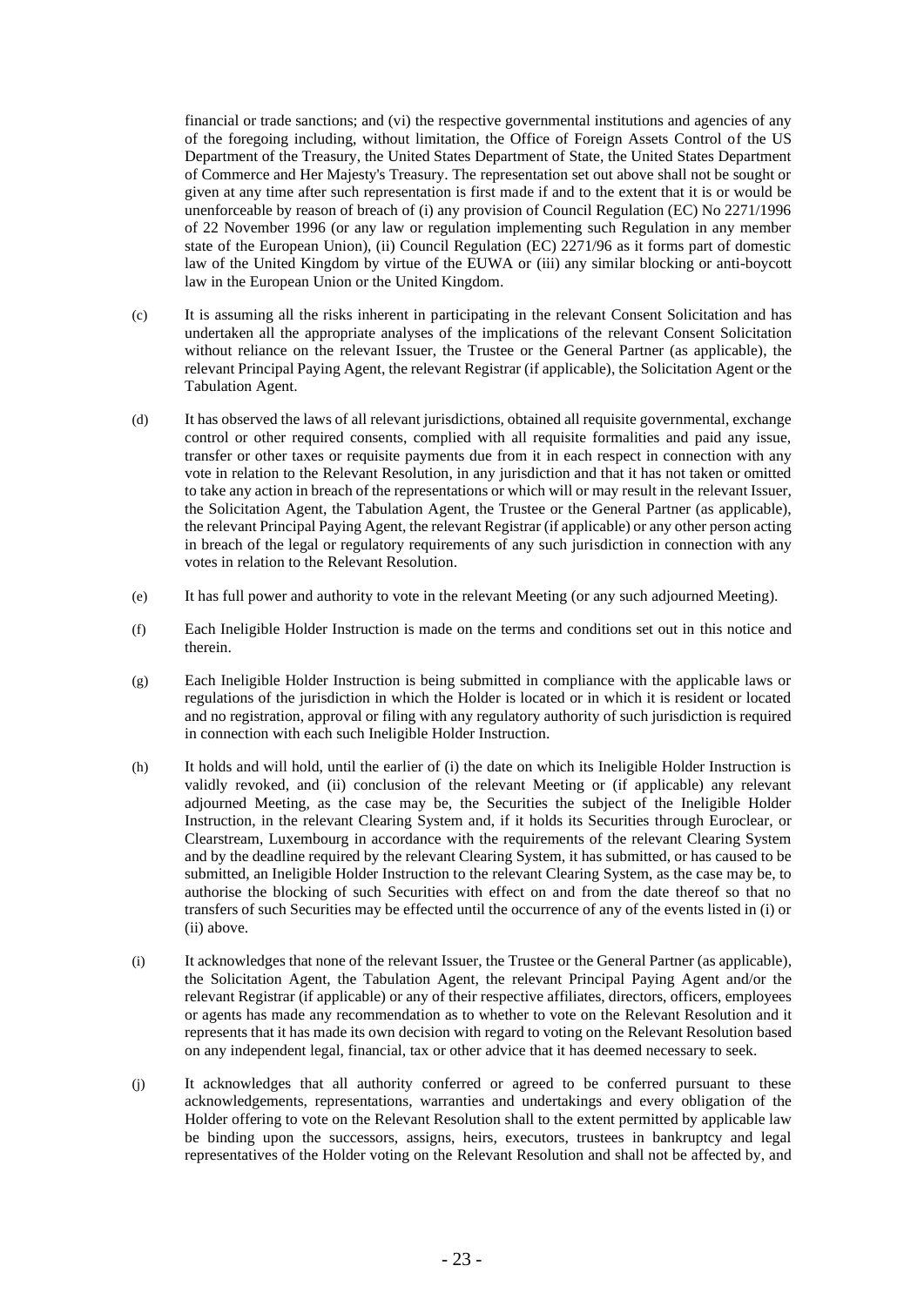financial or trade sanctions; and (vi) the respective governmental institutions and agencies of any of the foregoing including, without limitation, the Office of Foreign Assets Control of the US Department of the Treasury, the United States Department of State, the United States Department of Commerce and Her Majesty's Treasury. The representation set out above shall not be sought or given at any time after such representation is first made if and to the extent that it is or would be unenforceable by reason of breach of (i) any provision of Council Regulation (EC) No 2271/1996 of 22 November 1996 (or any law or regulation implementing such Regulation in any member state of the European Union), (ii) Council Regulation (EC) 2271/96 as it forms part of domestic law of the United Kingdom by virtue of the EUWA or (iii) any similar blocking or anti-boycott law in the European Union or the United Kingdom.

(c) It is assuming all the risks inherent in participating in the relevant Consent Solicitation and has undertaken all the appropriate analyses of the implications of the relevant Consent Solicitation without reliance on the relevant Issuer, the Trustee or the General Partner (as applicable), the relevant Principal Paying Agent, the relevant Registrar (if applicable), the Solicitation Agent or the Tabulation Agent.

(d) It has observed the laws of all relevant jurisdictions, obtained all requisite governmental, exchange control or other required consents, complied with all requisite formalities and paid any issue, transfer or other taxes or requisite payments due from it in each respect in connection with any vote in relation to the Relevant Resolution, in any jurisdiction and that it has not taken or omitted to take any action in breach of the representations or which will or may result in the relevant Issuer, the Solicitation Agent, the Tabulation Agent, the Trustee or the General Partner (as applicable), the relevant Principal Paying Agent, the relevant Registrar (if applicable) or any other person acting in breach of the legal or regulatory requirements of any such jurisdiction in connection with any votes in relation to the Relevant Resolution.

(e) It has full power and authority to vote in the relevant Meeting (or any such adjourned Meeting).

(f) Each Ineligible Holder Instruction is made on the terms and conditions set out in this notice and therein.

(g) Each Ineligible Holder Instruction is being submitted in compliance with the applicable laws or regulations of the jurisdiction in which the Holder is located or in which it is resident or located and no registration, approval or filing with any regulatory authority of such jurisdiction is required in connection with each such Ineligible Holder Instruction.

(h) It holds and will hold, until the earlier of (i) the date on which its Ineligible Holder Instruction is validly revoked, and (ii) conclusion of the relevant Meeting or (if applicable) any relevant adjourned Meeting, as the case may be, the Securities the subject of the Ineligible Holder Instruction, in the relevant Clearing System and, if it holds its Securities through Euroclear, or Clearstream, Luxembourg in accordance with the requirements of the relevant Clearing System and by the deadline required by the relevant Clearing System, it has submitted, or has caused to be submitted, an Ineligible Holder Instruction to the relevant Clearing System, as the case may be, to authorise the blocking of such Securities with effect on and from the date thereof so that no transfers of such Securities may be effected until the occurrence of any of the events listed in (i) or (ii) above.

(i) It acknowledges that none of the relevant Issuer, the Trustee or the General Partner (as applicable), the Solicitation Agent, the Tabulation Agent, the relevant Principal Paying Agent and/or the relevant Registrar (if applicable) or any of their respective affiliates, directors, officers, employees or agents has made any recommendation as to whether to vote on the Relevant Resolution and it represents that it has made its own decision with regard to voting on the Relevant Resolution based on any independent legal, financial, tax or other advice that it has deemed necessary to seek.

(j) It acknowledges that all authority conferred or agreed to be conferred pursuant to these acknowledgements, representations, warranties and undertakings and every obligation of the Holder offering to vote on the Relevant Resolution shall to the extent permitted by applicable law be binding upon the successors, assigns, heirs, executors, trustees in bankruptcy and legal representatives of the Holder voting on the Relevant Resolution and shall not be affected by, and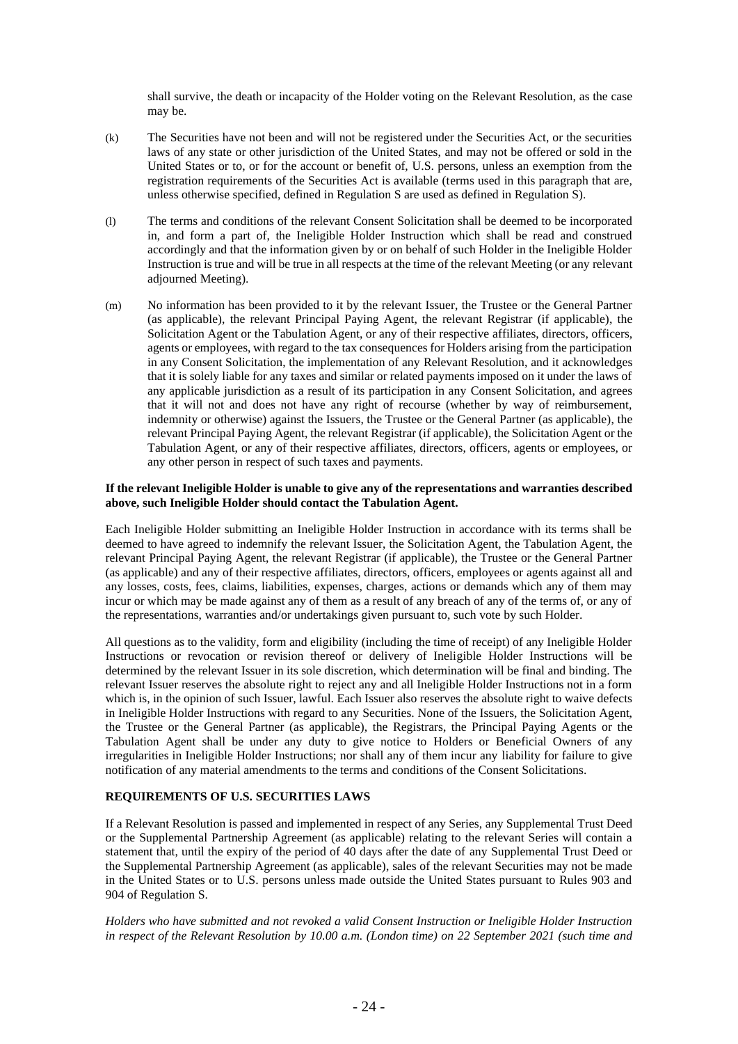shall survive, the death or incapacity of the Holder voting on the Relevant Resolution, as the case may be.

(k) The Securities have not been and will not be registered under the Securities Act, or the securities laws of any state or other jurisdiction of the United States, and may not be offered or sold in the United States or to, or for the account or benefit of, U.S. persons, unless an exemption from the registration requirements of the Securities Act is available (terms used in this paragraph that are, unless otherwise specified, defined in Regulation S are used as defined in Regulation S).

(l) The terms and conditions of the relevant Consent Solicitation shall be deemed to be incorporated in, and form a part of, the Ineligible Holder Instruction which shall be read and construed accordingly and that the information given by or on behalf of such Holder in the Ineligible Holder Instruction is true and will be true in all respects at the time of the relevant Meeting (or any relevant adjourned Meeting).

(m) No information has been provided to it by the relevant Issuer, the Trustee or the General Partner (as applicable), the relevant Principal Paying Agent, the relevant Registrar (if applicable), the Solicitation Agent or the Tabulation Agent, or any of their respective affiliates, directors, officers, agents or employees, with regard to the tax consequences for Holders arising from the participation in any Consent Solicitation, the implementation of any Relevant Resolution, and it acknowledges that it is solely liable for any taxes and similar or related payments imposed on it under the laws of any applicable jurisdiction as a result of its participation in any Consent Solicitation, and agrees that it will not and does not have any right of recourse (whether by way of reimbursement, indemnity or otherwise) against the Issuers, the Trustee or the General Partner (as applicable), the relevant Principal Paying Agent, the relevant Registrar (if applicable), the Solicitation Agent or the Tabulation Agent, or any of their respective affiliates, directors, officers, agents or employees, or any other person in respect of such taxes and payments.

**If the relevant Ineligible Holder is unable to give any of the representations and warranties described above, such Ineligible Holder should contact the Tabulation Agent.**

Each Ineligible Holder submitting an Ineligible Holder Instruction in accordance with its terms shall be deemed to have agreed to indemnify the relevant Issuer, the Solicitation Agent, the Tabulation Agent, the relevant Principal Paying Agent, the relevant Registrar (if applicable), the Trustee or the General Partner (as applicable) and any of their respective affiliates, directors, officers, employees or agents against all and any losses, costs, fees, claims, liabilities, expenses, charges, actions or demands which any of them may incur or which may be made against any of them as a result of any breach of any of the terms of, or any of the representations, warranties and/or undertakings given pursuant to, such vote by such Holder.

All questions as to the validity, form and eligibility (including the time of receipt) of any Ineligible Holder Instructions or revocation or revision thereof or delivery of Ineligible Holder Instructions will be determined by the relevant Issuer in its sole discretion, which determination will be final and binding. The relevant Issuer reserves the absolute right to reject any and all Ineligible Holder Instructions not in a form which is, in the opinion of such Issuer, lawful. Each Issuer also reserves the absolute right to waive defects in Ineligible Holder Instructions with regard to any Securities. None of the Issuers, the Solicitation Agent, the Trustee or the General Partner (as applicable), the Registrars, the Principal Paying Agents or the Tabulation Agent shall be under any duty to give notice to Holders or Beneficial Owners of any irregularities in Ineligible Holder Instructions; nor shall any of them incur any liability for failure to give notification of any material amendments to the terms and conditions of the Consent Solicitations.

**REQUIREMENTS OF U.S. SECURITIES LAWS**

If a Relevant Resolution is passed and implemented in respect of any Series, any Supplemental Trust Deed or the Supplemental Partnership Agreement (as applicable) relating to the relevant Series will contain a statement that, until the expiry of the period of 40 days after the date of any Supplemental Trust Deed or the Supplemental Partnership Agreement (as applicable), sales of the relevant Securities may not be made in the United States or to U.S. persons unless made outside the United States pursuant to Rules 903 and 904 of Regulation S.

*Holders who have submitted and not revoked a valid Consent Instruction or Ineligible Holder Instruction in respect of the Relevant Resolution by 10.00 a.m. (London time) on 22 September 2021 (such time and*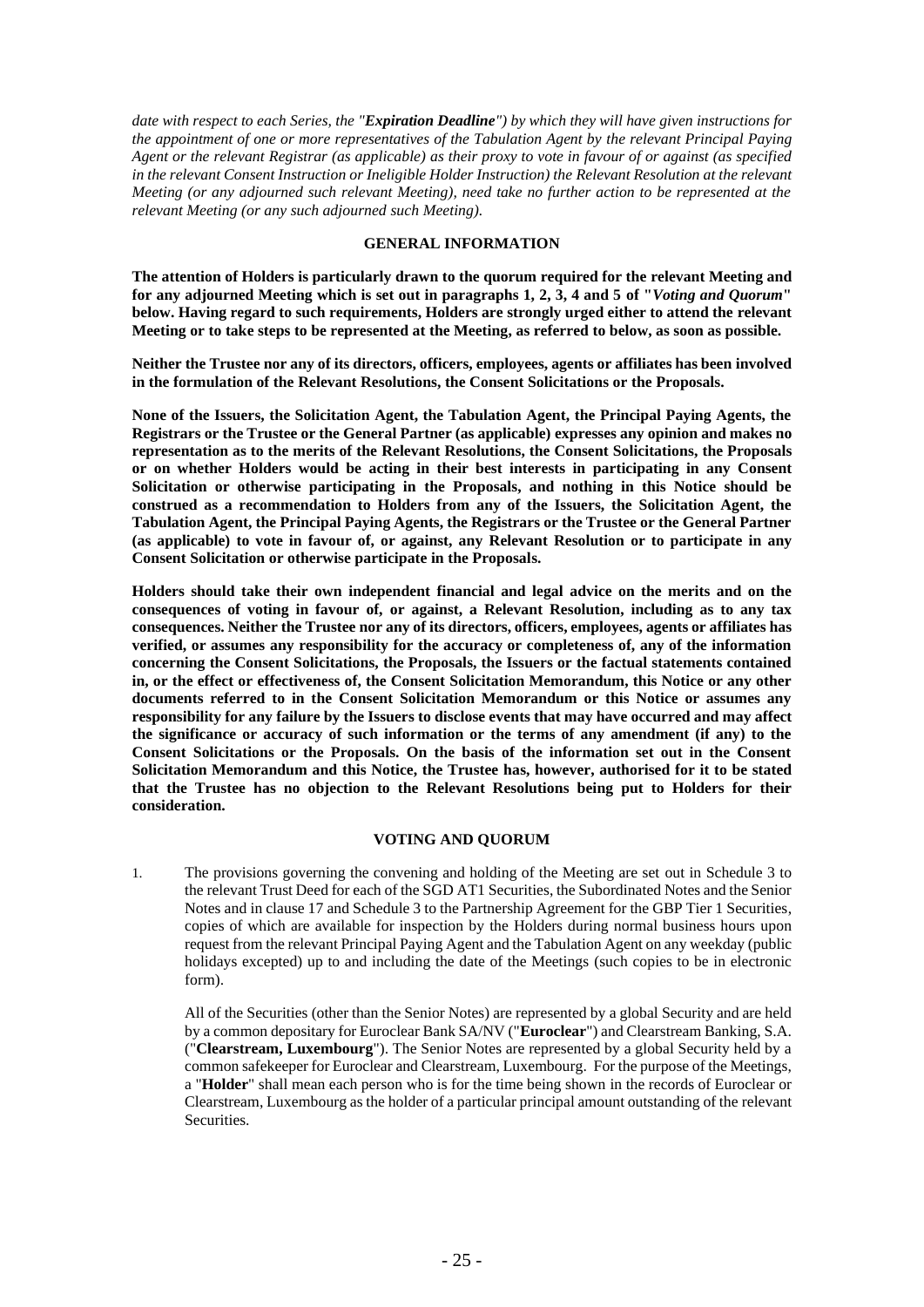*date with respect to each Series, the "**Expiration Deadline**") by which they will have given instructions for the appointment of one or more representatives of the Tabulation Agent by the relevant Principal Paying Agent or the relevant Registrar (as applicable) as their proxy to vote in favour of or against (as specified in the relevant Consent Instruction or Ineligible Holder Instruction) the Relevant Resolution at the relevant Meeting (or any adjourned such relevant Meeting), need take no further action to be represented at the relevant Meeting (or any such adjourned such Meeting).*

## GENERAL INFORMATION

**The attention of Holders is particularly drawn to the quorum required for the relevant Meeting and for any adjourned Meeting which is set out in paragraphs 1, 2, 3, 4 and 5 of "*Voting and Quorum*" below. Having regard to such requirements, Holders are strongly urged either to attend the relevant Meeting or to take steps to be represented at the Meeting, as referred to below, as soon as possible.**

**Neither the Trustee nor any of its directors, officers, employees, agents or affiliates has been involved in the formulation of the Relevant Resolutions, the Consent Solicitations or the Proposals.**

**None of the Issuers, the Solicitation Agent, the Tabulation Agent, the Principal Paying Agents, the Registrars or the Trustee or the General Partner (as applicable) expresses any opinion and makes no representation as to the merits of the Relevant Resolutions, the Consent Solicitations, the Proposals or on whether Holders would be acting in their best interests in participating in any Consent Solicitation or otherwise participating in the Proposals, and nothing in this Notice should be construed as a recommendation to Holders from any of the Issuers, the Solicitation Agent, the Tabulation Agent, the Principal Paying Agents, the Registrars or the Trustee or the General Partner (as applicable) to vote in favour of, or against, any Relevant Resolution or to participate in any Consent Solicitation or otherwise participate in the Proposals.**

**Holders should take their own independent financial and legal advice on the merits and on the consequences of voting in favour of, or against, a Relevant Resolution, including as to any tax consequences. Neither the Trustee nor any of its directors, officers, employees, agents or affiliates has verified, or assumes any responsibility for the accuracy or completeness of, any of the information concerning the Consent Solicitations, the Proposals, the Issuers or the factual statements contained in, or the effect or effectiveness of, the Consent Solicitation Memorandum, this Notice or any other documents referred to in the Consent Solicitation Memorandum or this Notice or assumes any responsibility for any failure by the Issuers to disclose events that may have occurred and may affect the significance or accuracy of such information or the terms of any amendment (if any) to the Consent Solicitations or the Proposals. On the basis of the information set out in the Consent Solicitation Memorandum and this Notice, the Trustee has, however, authorised for it to be stated that the Trustee has no objection to the Relevant Resolutions being put to Holders for their consideration.**

## VOTING AND QUORUM

1. The provisions governing the convening and holding of the Meeting are set out in Schedule 3 to the relevant Trust Deed for each of the SGD AT1 Securities, the Subordinated Notes and the Senior Notes and in clause 17 and Schedule 3 to the Partnership Agreement for the GBP Tier 1 Securities, copies of which are available for inspection by the Holders during normal business hours upon request from the relevant Principal Paying Agent and the Tabulation Agent on any weekday (public holidays excepted) up to and including the date of the Meetings (such copies to be in electronic form).

   All of the Securities (other than the Senior Notes) are represented by a global Security and are held by a common depositary for Euroclear Bank SA/NV ("**Euroclear**") and Clearstream Banking, S.A. ("**Clearstream, Luxembourg**"). The Senior Notes are represented by a global Security held by a common safekeeper for Euroclear and Clearstream, Luxembourg. For the purpose of the Meetings, a "**Holder**" shall mean each person who is for the time being shown in the records of Euroclear or Clearstream, Luxembourg as the holder of a particular principal amount outstanding of the relevant Securities.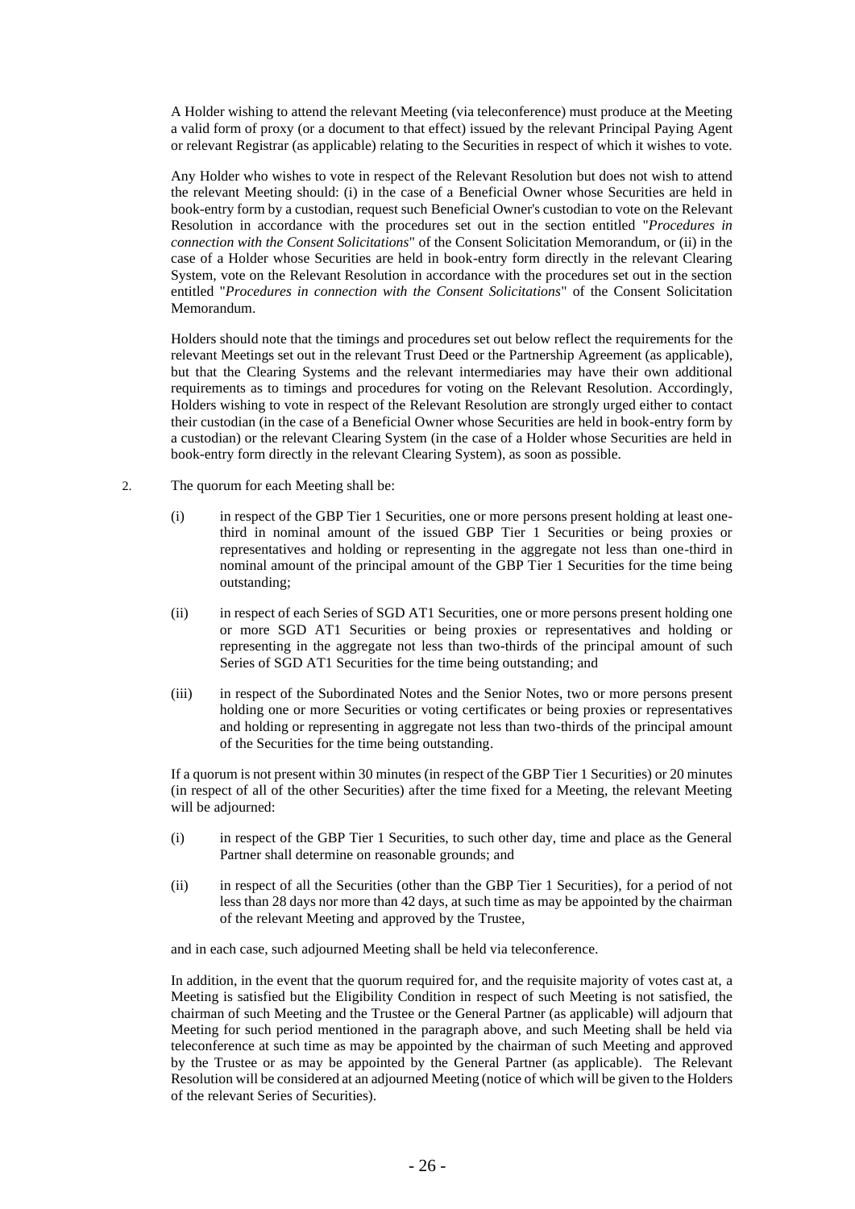A Holder wishing to attend the relevant Meeting (via teleconference) must produce at the Meeting a valid form of proxy (or a document to that effect) issued by the relevant Principal Paying Agent or relevant Registrar (as applicable) relating to the Securities in respect of which it wishes to vote.

Any Holder who wishes to vote in respect of the Relevant Resolution but does not wish to attend the relevant Meeting should: (i) in the case of a Beneficial Owner whose Securities are held in book-entry form by a custodian, request such Beneficial Owner's custodian to vote on the Relevant Resolution in accordance with the procedures set out in the section entitled "*Procedures in connection with the Consent Solicitations*" of the Consent Solicitation Memorandum, or (ii) in the case of a Holder whose Securities are held in book-entry form directly in the relevant Clearing System, vote on the Relevant Resolution in accordance with the procedures set out in the section entitled "*Procedures in connection with the Consent Solicitations*" of the Consent Solicitation Memorandum.

Holders should note that the timings and procedures set out below reflect the requirements for the relevant Meetings set out in the relevant Trust Deed or the Partnership Agreement (as applicable), but that the Clearing Systems and the relevant intermediaries may have their own additional requirements as to timings and procedures for voting on the Relevant Resolution. Accordingly, Holders wishing to vote in respect of the Relevant Resolution are strongly urged either to contact their custodian (in the case of a Beneficial Owner whose Securities are held in book-entry form by a custodian) or the relevant Clearing System (in the case of a Holder whose Securities are held in book-entry form directly in the relevant Clearing System), as soon as possible.

2. The quorum for each Meeting shall be:

   (i) in respect of the GBP Tier 1 Securities, one or more persons present holding at least one-third in nominal amount of the issued GBP Tier 1 Securities or being proxies or representatives and holding or representing in the aggregate not less than one-third in nominal amount of the principal amount of the GBP Tier 1 Securities for the time being outstanding;

   (ii) in respect of each Series of SGD AT1 Securities, one or more persons present holding one or more SGD AT1 Securities or being proxies or representatives and holding or representing in the aggregate not less than two-thirds of the principal amount of such Series of SGD AT1 Securities for the time being outstanding; and

   (iii) in respect of the Subordinated Notes and the Senior Notes, two or more persons present holding one or more Securities or voting certificates or being proxies or representatives and holding or representing in aggregate not less than two-thirds of the principal amount of the Securities for the time being outstanding.

   If a quorum is not present within 30 minutes (in respect of the GBP Tier 1 Securities) or 20 minutes (in respect of all of the other Securities) after the time fixed for a Meeting, the relevant Meeting will be adjourned:

   (i) in respect of the GBP Tier 1 Securities, to such other day, time and place as the General Partner shall determine on reasonable grounds; and

   (ii) in respect of all the Securities (other than the GBP Tier 1 Securities), for a period of not less than 28 days nor more than 42 days, at such time as may be appointed by the chairman of the relevant Meeting and approved by the Trustee,

   and in each case, such adjourned Meeting shall be held via teleconference.

   In addition, in the event that the quorum required for, and the requisite majority of votes cast at, a Meeting is satisfied but the Eligibility Condition in respect of such Meeting is not satisfied, the chairman of such Meeting and the Trustee or the General Partner (as applicable) will adjourn that Meeting for such period mentioned in the paragraph above, and such Meeting shall be held via teleconference at such time as may be appointed by the chairman of such Meeting and approved by the Trustee or as may be appointed by the General Partner (as applicable). The Relevant Resolution will be considered at an adjourned Meeting (notice of which will be given to the Holders of the relevant Series of Securities).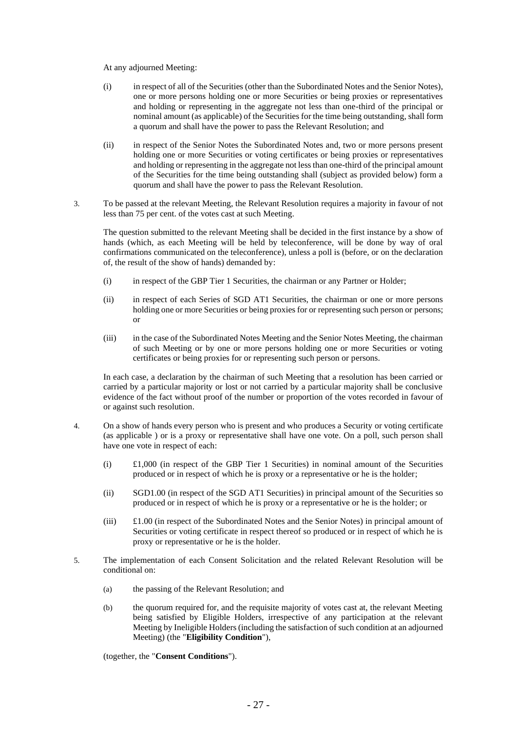At any adjourned Meeting:

(i) in respect of all of the Securities (other than the Subordinated Notes and the Senior Notes), one or more persons holding one or more Securities or being proxies or representatives and holding or representing in the aggregate not less than one-third of the principal or nominal amount (as applicable) of the Securities for the time being outstanding, shall form a quorum and shall have the power to pass the Relevant Resolution; and

(ii) in respect of the Senior Notes the Subordinated Notes and, two or more persons present holding one or more Securities or voting certificates or being proxies or representatives and holding or representing in the aggregate not less than one-third of the principal amount of the Securities for the time being outstanding shall (subject as provided below) form a quorum and shall have the power to pass the Relevant Resolution.

3. To be passed at the relevant Meeting, the Relevant Resolution requires a majority in favour of not less than 75 per cent. of the votes cast at such Meeting.

   The question submitted to the relevant Meeting shall be decided in the first instance by a show of hands (which, as each Meeting will be held by teleconference, will be done by way of oral confirmations communicated on the teleconference), unless a poll is (before, or on the declaration of, the result of the show of hands) demanded by:

   (i) in respect of the GBP Tier 1 Securities, the chairman or any Partner or Holder;

   (ii) in respect of each Series of SGD AT1 Securities, the chairman or one or more persons holding one or more Securities or being proxies for or representing such person or persons; or

   (iii) in the case of the Subordinated Notes Meeting and the Senior Notes Meeting, the chairman of such Meeting or by one or more persons holding one or more Securities or voting certificates or being proxies for or representing such person or persons.

   In each case, a declaration by the chairman of such Meeting that a resolution has been carried or carried by a particular majority or lost or not carried by a particular majority shall be conclusive evidence of the fact without proof of the number or proportion of the votes recorded in favour of or against such resolution.

4. On a show of hands every person who is present and who produces a Security or voting certificate (as applicable ) or is a proxy or representative shall have one vote. On a poll, such person shall have one vote in respect of each:

   (i) £1,000 (in respect of the GBP Tier 1 Securities) in nominal amount of the Securities produced or in respect of which he is proxy or a representative or he is the holder;

   (ii) SGD1.00 (in respect of the SGD AT1 Securities) in principal amount of the Securities so produced or in respect of which he is proxy or a representative or he is the holder; or

   (iii) £1.00 (in respect of the Subordinated Notes and the Senior Notes) in principal amount of Securities or voting certificate in respect thereof so produced or in respect of which he is proxy or representative or he is the holder.

5. The implementation of each Consent Solicitation and the related Relevant Resolution will be conditional on:

   (a) the passing of the Relevant Resolution; and

   (b) the quorum required for, and the requisite majority of votes cast at, the relevant Meeting being satisfied by Eligible Holders, irrespective of any participation at the relevant Meeting by Ineligible Holders (including the satisfaction of such condition at an adjourned Meeting) (the "**Eligibility Condition**"),

   (together, the "**Consent Conditions**").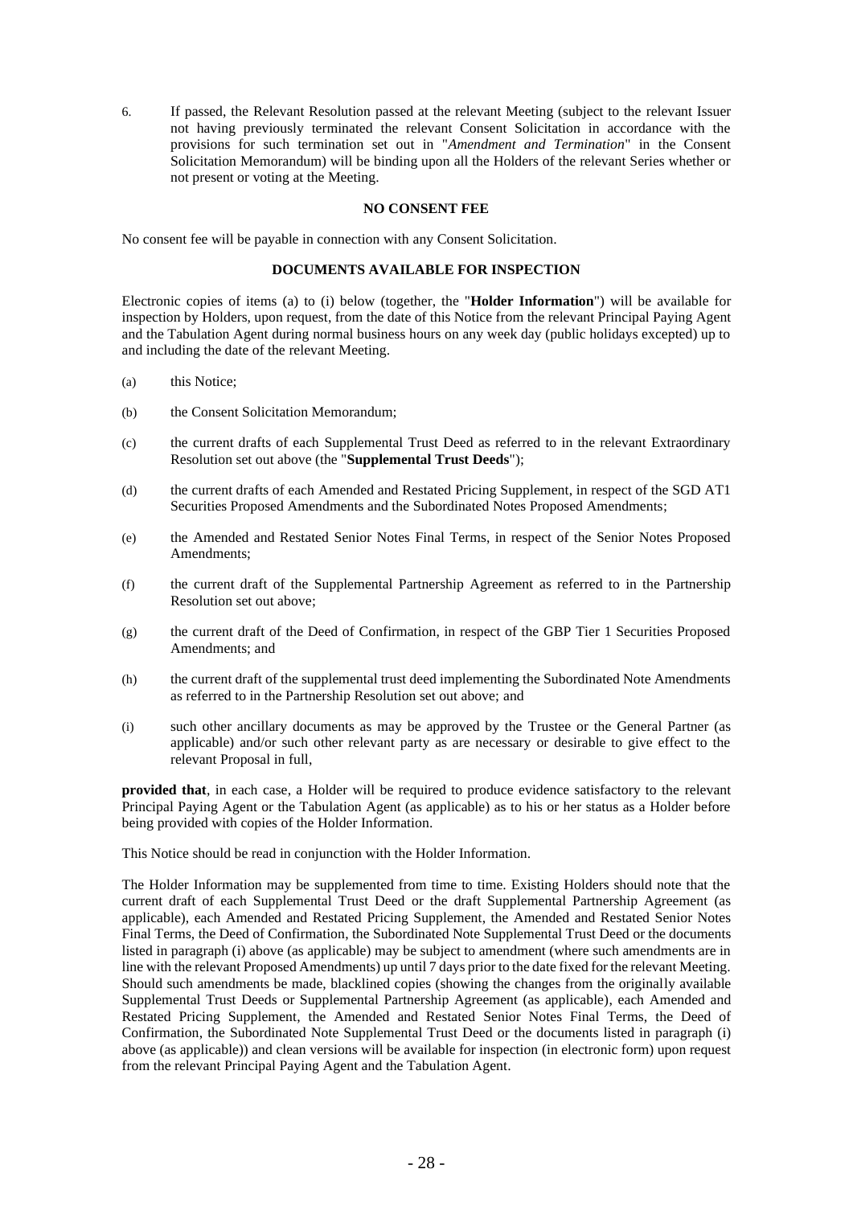6. If passed, the Relevant Resolution passed at the relevant Meeting (subject to the relevant Issuer not having previously terminated the relevant Consent Solicitation in accordance with the provisions for such termination set out in "*Amendment and Termination*" in the Consent Solicitation Memorandum) will be binding upon all the Holders of the relevant Series whether or not present or voting at the Meeting.

**NO CONSENT FEE**

No consent fee will be payable in connection with any Consent Solicitation.

**DOCUMENTS AVAILABLE FOR INSPECTION**

Electronic copies of items (a) to (i) below (together, the "**Holder Information**") will be available for inspection by Holders, upon request, from the date of this Notice from the relevant Principal Paying Agent and the Tabulation Agent during normal business hours on any week day (public holidays excepted) up to and including the date of the relevant Meeting.

(a) this Notice;

(b) the Consent Solicitation Memorandum;

(c) the current drafts of each Supplemental Trust Deed as referred to in the relevant Extraordinary Resolution set out above (the "**Supplemental Trust Deeds**");

(d) the current drafts of each Amended and Restated Pricing Supplement, in respect of the SGD AT1 Securities Proposed Amendments and the Subordinated Notes Proposed Amendments;

(e) the Amended and Restated Senior Notes Final Terms, in respect of the Senior Notes Proposed Amendments;

(f) the current draft of the Supplemental Partnership Agreement as referred to in the Partnership Resolution set out above;

(g) the current draft of the Deed of Confirmation, in respect of the GBP Tier 1 Securities Proposed Amendments; and

(h) the current draft of the supplemental trust deed implementing the Subordinated Note Amendments as referred to in the Partnership Resolution set out above; and

(i) such other ancillary documents as may be approved by the Trustee or the General Partner (as applicable) and/or such other relevant party as are necessary or desirable to give effect to the relevant Proposal in full,

**provided that**, in each case, a Holder will be required to produce evidence satisfactory to the relevant Principal Paying Agent or the Tabulation Agent (as applicable) as to his or her status as a Holder before being provided with copies of the Holder Information.

This Notice should be read in conjunction with the Holder Information.

The Holder Information may be supplemented from time to time. Existing Holders should note that the current draft of each Supplemental Trust Deed or the draft Supplemental Partnership Agreement (as applicable), each Amended and Restated Pricing Supplement, the Amended and Restated Senior Notes Final Terms, the Deed of Confirmation, the Subordinated Note Supplemental Trust Deed or the documents listed in paragraph (i) above (as applicable) may be subject to amendment (where such amendments are in line with the relevant Proposed Amendments) up until 7 days prior to the date fixed for the relevant Meeting. Should such amendments be made, blacklined copies (showing the changes from the originally available Supplemental Trust Deeds or Supplemental Partnership Agreement (as applicable), each Amended and Restated Pricing Supplement, the Amended and Restated Senior Notes Final Terms, the Deed of Confirmation, the Subordinated Note Supplemental Trust Deed or the documents listed in paragraph (i) above (as applicable)) and clean versions will be available for inspection (in electronic form) upon request from the relevant Principal Paying Agent and the Tabulation Agent.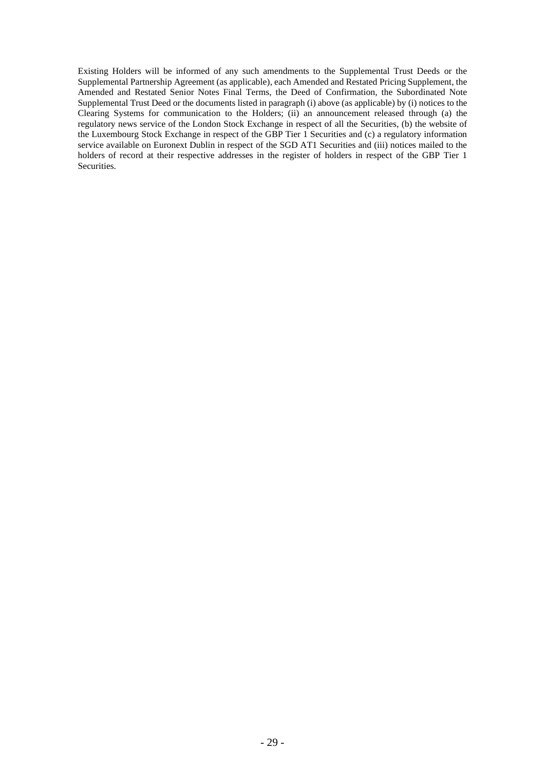Existing Holders will be informed of any such amendments to the Supplemental Trust Deeds or the Supplemental Partnership Agreement (as applicable), each Amended and Restated Pricing Supplement, the Amended and Restated Senior Notes Final Terms, the Deed of Confirmation, the Subordinated Note Supplemental Trust Deed or the documents listed in paragraph (i) above (as applicable) by (i) notices to the Clearing Systems for communication to the Holders; (ii) an announcement released through (a) the regulatory news service of the London Stock Exchange in respect of all the Securities, (b) the website of the Luxembourg Stock Exchange in respect of the GBP Tier 1 Securities and (c) a regulatory information service available on Euronext Dublin in respect of the SGD AT1 Securities and (iii) notices mailed to the holders of record at their respective addresses in the register of holders in respect of the GBP Tier 1 Securities.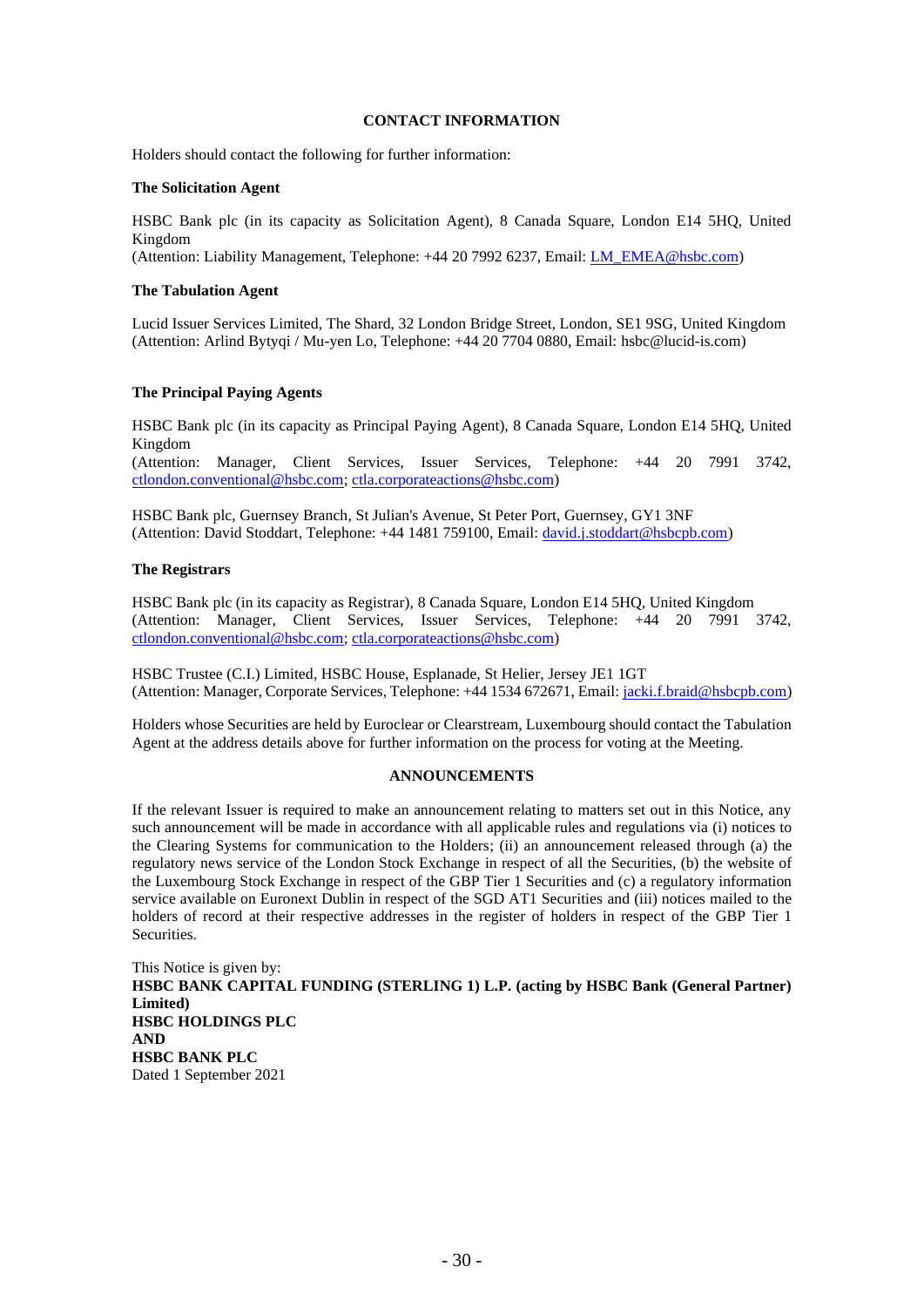## CONTACT INFORMATION

Holders should contact the following for further information:

### The Solicitation Agent

HSBC Bank plc (in its capacity as Solicitation Agent), 8 Canada Square, London E14 5HQ, United Kingdom
(Attention: Liability Management, Telephone: +44 20 7992 6237, Email: LM_EMEA@hsbc.com)

### The Tabulation Agent

Lucid Issuer Services Limited, The Shard, 32 London Bridge Street, London, SE1 9SG, United Kingdom
(Attention: Arlind Bytyqi / Mu-yen Lo, Telephone: +44 20 7704 0880, Email: hsbc@lucid-is.com)

### The Principal Paying Agents

HSBC Bank plc (in its capacity as Principal Paying Agent), 8 Canada Square, London E14 5HQ, United Kingdom
(Attention: Manager, Client Services, Issuer Services, Telephone: +44 20 7991 3742, ctlondon.conventional@hsbc.com; ctla.corporateactions@hsbc.com)

HSBC Bank plc, Guernsey Branch, St Julian's Avenue, St Peter Port, Guernsey, GY1 3NF
(Attention: David Stoddart, Telephone: +44 1481 759100, Email: david.j.stoddart@hsbcpb.com)

### The Registrars

HSBC Bank plc (in its capacity as Registrar), 8 Canada Square, London E14 5HQ, United Kingdom
(Attention: Manager, Client Services, Issuer Services, Telephone: +44 20 7991 3742, ctlondon.conventional@hsbc.com; ctla.corporateactions@hsbc.com)

HSBC Trustee (C.I.) Limited, HSBC House, Esplanade, St Helier, Jersey JE1 1GT
(Attention: Manager, Corporate Services, Telephone: +44 1534 672671, Email: jacki.f.braid@hsbcpb.com)

Holders whose Securities are held by Euroclear or Clearstream, Luxembourg should contact the Tabulation Agent at the address details above for further information on the process for voting at the Meeting.

## ANNOUNCEMENTS

If the relevant Issuer is required to make an announcement relating to matters set out in this Notice, any such announcement will be made in accordance with all applicable rules and regulations via (i) notices to the Clearing Systems for communication to the Holders; (ii) an announcement released through (a) the regulatory news service of the London Stock Exchange in respect of all the Securities, (b) the website of the Luxembourg Stock Exchange in respect of the GBP Tier 1 Securities and (c) a regulatory information service available on Euronext Dublin in respect of the SGD AT1 Securities and (iii) notices mailed to the holders of record at their respective addresses in the register of holders in respect of the GBP Tier 1 Securities.

This Notice is given by:
**HSBC BANK CAPITAL FUNDING (STERLING 1) L.P. (acting by HSBC Bank (General Partner) Limited)**
**HSBC HOLDINGS PLC**
**AND**
**HSBC BANK PLC**
Dated 1 September 2021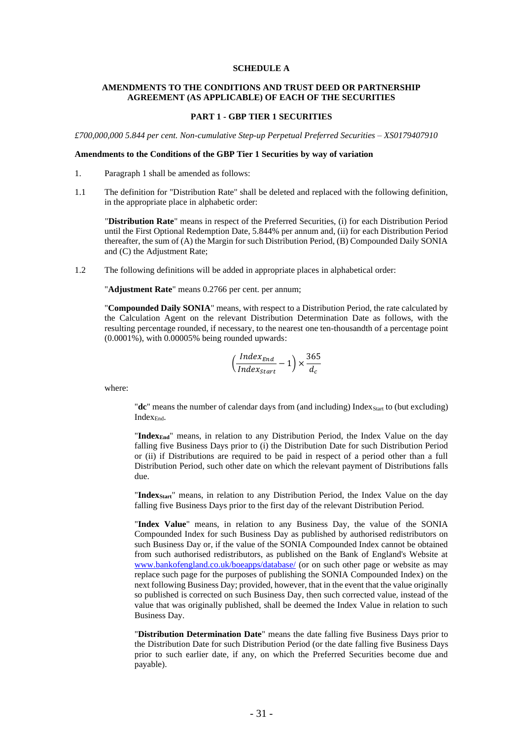**SCHEDULE A**

**AMENDMENTS TO THE CONDITIONS AND TRUST DEED OR PARTNERSHIP AGREEMENT (AS APPLICABLE) OF EACH OF THE SECURITIES**

**PART 1 - GBP TIER 1 SECURITIES**

*£700,000,000 5.844 per cent. Non-cumulative Step-up Perpetual Preferred Securities – XS0179407910*

**Amendments to the Conditions of the GBP Tier 1 Securities by way of variation**

1. Paragraph 1 shall be amended as follows:

1.1 The definition for "Distribution Rate" shall be deleted and replaced with the following definition, in the appropriate place in alphabetic order:

"**Distribution Rate**" means in respect of the Preferred Securities, (i) for each Distribution Period until the First Optional Redemption Date, 5.844% per annum and, (ii) for each Distribution Period thereafter, the sum of (A) the Margin for such Distribution Period, (B) Compounded Daily SONIA and (C) the Adjustment Rate;

1.2 The following definitions will be added in appropriate places in alphabetical order:

"**Adjustment Rate**" means 0.2766 per cent. per annum;

"**Compounded Daily SONIA**" means, with respect to a Distribution Period, the rate calculated by the Calculation Agent on the relevant Distribution Determination Date as follows, with the resulting percentage rounded, if necessary, to the nearest one ten-thousandth of a percentage point (0.0001%), with 0.00005% being rounded upwards:

$$\left(\frac{Index_{End}}{Index_{Start}} - 1\right) \times \frac{365}{d_c}$$

where:

"**dc**" means the number of calendar days from (and including) $Index_{Start}$ to (but excluding) $Index_{End}$.

"**$Index_{End}$**" means, in relation to any Distribution Period, the Index Value on the day falling five Business Days prior to (i) the Distribution Date for such Distribution Period or (ii) if Distributions are required to be paid in respect of a period other than a full Distribution Period, such other date on which the relevant payment of Distributions falls due.

"**$Index_{Start}$**" means, in relation to any Distribution Period, the Index Value on the day falling five Business Days prior to the first day of the relevant Distribution Period.

"**Index Value**" means, in relation to any Business Day, the value of the SONIA Compounded Index for such Business Day as published by authorised redistributors on such Business Day or, if the value of the SONIA Compounded Index cannot be obtained from such authorised redistributors, as published on the Bank of England's Website at www.bankofengland.co.uk/boeapps/database/ (or on such other page or website as may replace such page for the purposes of publishing the SONIA Compounded Index) on the next following Business Day; provided, however, that in the event that the value originally so published is corrected on such Business Day, then such corrected value, instead of the value that was originally published, shall be deemed the Index Value in relation to such Business Day.

"**Distribution Determination Date**" means the date falling five Business Days prior to the Distribution Date for such Distribution Period (or the date falling five Business Days prior to such earlier date, if any, on which the Preferred Securities become due and payable).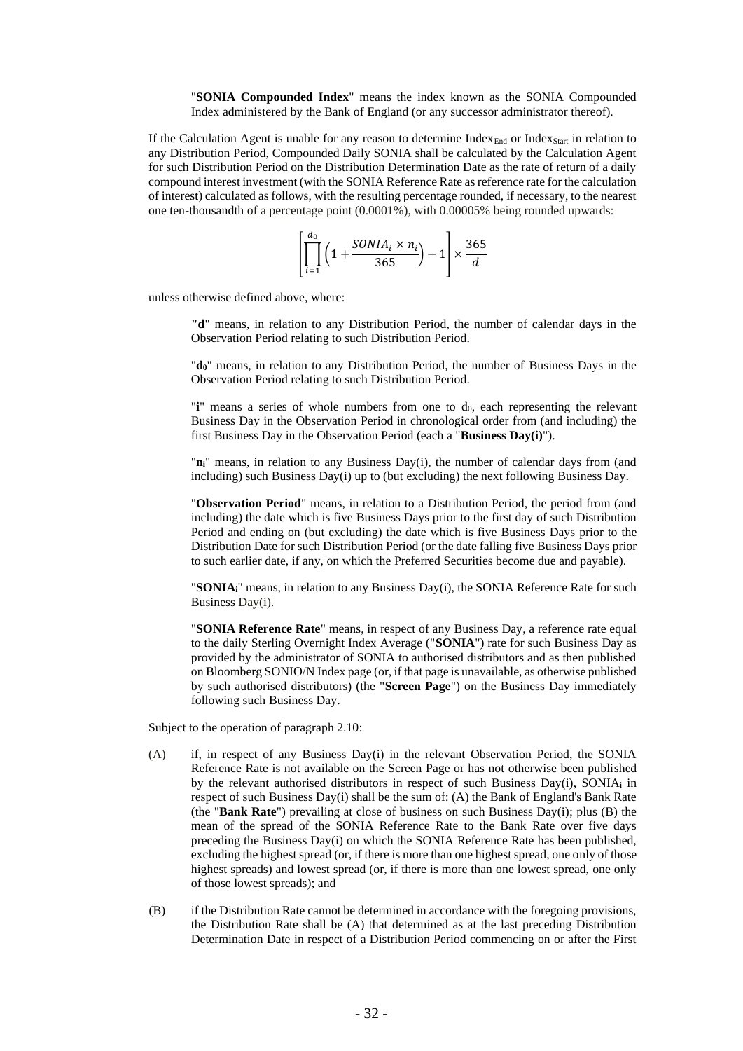"**SONIA Compounded Index**" means the index known as the SONIA Compounded Index administered by the Bank of England (or any successor administrator thereof).

If the Calculation Agent is unable for any reason to determine $Index_{End}$ or $Index_{Start}$ in relation to any Distribution Period, Compounded Daily SONIA shall be calculated by the Calculation Agent for such Distribution Period on the Distribution Determination Date as the rate of return of a daily compound interest investment (with the SONIA Reference Rate as reference rate for the calculation of interest) calculated as follows, with the resulting percentage rounded, if necessary, to the nearest one ten-thousandth of a percentage point (0.0001%), with 0.00005% being rounded upwards:

$$\left[\prod_{i=1}^{d_0}\left(1+\frac{SONIA_i \times n_i}{365}\right)-1\right]\times\frac{365}{d}$$

unless otherwise defined above, where:

"**d**" means, in relation to any Distribution Period, the number of calendar days in the Observation Period relating to such Distribution Period.

"$\mathbf{d_0}$" means, in relation to any Distribution Period, the number of Business Days in the Observation Period relating to such Distribution Period.

"**i**" means a series of whole numbers from one to $d_0$, each representing the relevant Business Day in the Observation Period in chronological order from (and including) the first Business Day in the Observation Period (each a "**Business Day(i)**").

"$\mathbf{n_i}$" means, in relation to any Business Day(i), the number of calendar days from (and including) such Business Day(i) up to (but excluding) the next following Business Day.

"**Observation Period**" means, in relation to a Distribution Period, the period from (and including) the date which is five Business Days prior to the first day of such Distribution Period and ending on (but excluding) the date which is five Business Days prior to the Distribution Date for such Distribution Period (or the date falling five Business Days prior to such earlier date, if any, on which the Preferred Securities become due and payable).

"$\mathbf{SONIA_i}$" means, in relation to any Business Day(i), the SONIA Reference Rate for such Business Day(i).

"**SONIA Reference Rate**" means, in respect of any Business Day, a reference rate equal to the daily Sterling Overnight Index Average ("**SONIA**") rate for such Business Day as provided by the administrator of SONIA to authorised distributors and as then published on Bloomberg SONIO/N Index page (or, if that page is unavailable, as otherwise published by such authorised distributors) (the "**Screen Page**") on the Business Day immediately following such Business Day.

Subject to the operation of paragraph 2.10:

(A) if, in respect of any Business Day(i) in the relevant Observation Period, the SONIA Reference Rate is not available on the Screen Page or has not otherwise been published by the relevant authorised distributors in respect of such Business Day(i), $SONIA_i$ in respect of such Business Day(i) shall be the sum of: (A) the Bank of England's Bank Rate (the "**Bank Rate**") prevailing at close of business on such Business Day(i); plus (B) the mean of the spread of the SONIA Reference Rate to the Bank Rate over five days preceding the Business Day(i) on which the SONIA Reference Rate has been published, excluding the highest spread (or, if there is more than one highest spread, one only of those highest spreads) and lowest spread (or, if there is more than one lowest spread, one only of those lowest spreads); and

(B) if the Distribution Rate cannot be determined in accordance with the foregoing provisions, the Distribution Rate shall be (A) that determined as at the last preceding Distribution Determination Date in respect of a Distribution Period commencing on or after the First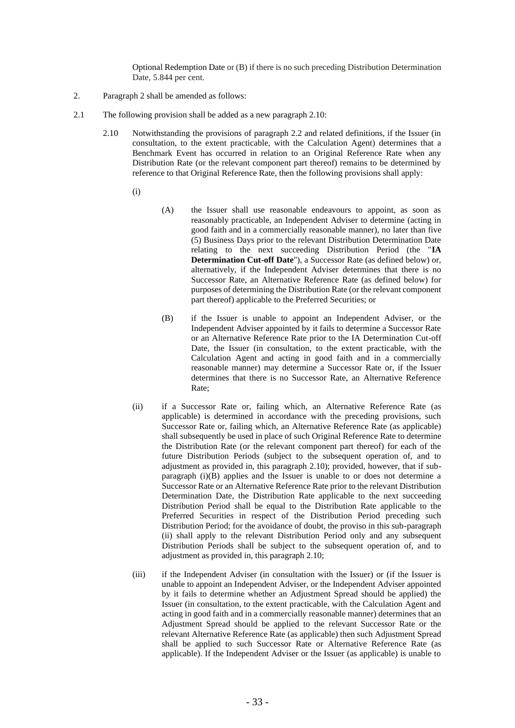Optional Redemption Date or (B) if there is no such preceding Distribution Determination Date, 5.844 per cent.

2. Paragraph 2 shall be amended as follows:

2.1 The following provision shall be added as a new paragraph 2.10:

2.10 Notwithstanding the provisions of paragraph 2.2 and related definitions, if the Issuer (in consultation, to the extent practicable, with the Calculation Agent) determines that a Benchmark Event has occurred in relation to an Original Reference Rate when any Distribution Rate (or the relevant component part thereof) remains to be determined by reference to that Original Reference Rate, then the following provisions shall apply:

(i)

(A) the Issuer shall use reasonable endeavours to appoint, as soon as reasonably practicable, an Independent Adviser to determine (acting in good faith and in a commercially reasonable manner), no later than five (5) Business Days prior to the relevant Distribution Determination Date relating to the next succeeding Distribution Period (the "**IA Determination Cut-off Date**"), a Successor Rate (as defined below) or, alternatively, if the Independent Adviser determines that there is no Successor Rate, an Alternative Reference Rate (as defined below) for purposes of determining the Distribution Rate (or the relevant component part thereof) applicable to the Preferred Securities; or

(B) if the Issuer is unable to appoint an Independent Adviser, or the Independent Adviser appointed by it fails to determine a Successor Rate or an Alternative Reference Rate prior to the IA Determination Cut-off Date, the Issuer (in consultation, to the extent practicable, with the Calculation Agent and acting in good faith and in a commercially reasonable manner) may determine a Successor Rate or, if the Issuer determines that there is no Successor Rate, an Alternative Reference Rate;

(ii) if a Successor Rate or, failing which, an Alternative Reference Rate (as applicable) is determined in accordance with the preceding provisions, such Successor Rate or, failing which, an Alternative Reference Rate (as applicable) shall subsequently be used in place of such Original Reference Rate to determine the Distribution Rate (or the relevant component part thereof) for each of the future Distribution Periods (subject to the subsequent operation of, and to adjustment as provided in, this paragraph 2.10); provided, however, that if sub-paragraph (i)(B) applies and the Issuer is unable to or does not determine a Successor Rate or an Alternative Reference Rate prior to the relevant Distribution Determination Date, the Distribution Rate applicable to the next succeeding Distribution Period shall be equal to the Distribution Rate applicable to the Preferred Securities in respect of the Distribution Period preceding such Distribution Period; for the avoidance of doubt, the proviso in this sub-paragraph (ii) shall apply to the relevant Distribution Period only and any subsequent Distribution Periods shall be subject to the subsequent operation of, and to adjustment as provided in, this paragraph 2.10;

(iii) if the Independent Adviser (in consultation with the Issuer) or (if the Issuer is unable to appoint an Independent Adviser, or the Independent Adviser appointed by it fails to determine whether an Adjustment Spread should be applied) the Issuer (in consultation, to the extent practicable, with the Calculation Agent and acting in good faith and in a commercially reasonable manner) determines that an Adjustment Spread should be applied to the relevant Successor Rate or the relevant Alternative Reference Rate (as applicable) then such Adjustment Spread shall be applied to such Successor Rate or Alternative Reference Rate (as applicable). If the Independent Adviser or the Issuer (as applicable) is unable to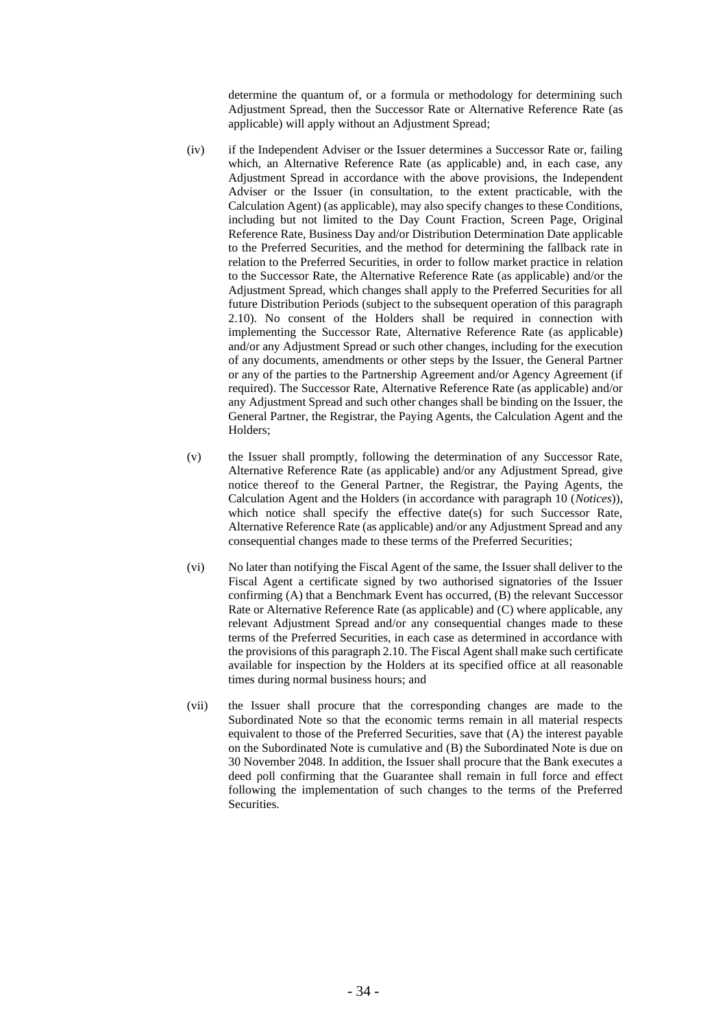determine the quantum of, or a formula or methodology for determining such Adjustment Spread, then the Successor Rate or Alternative Reference Rate (as applicable) will apply without an Adjustment Spread;

(iv) if the Independent Adviser or the Issuer determines a Successor Rate or, failing which, an Alternative Reference Rate (as applicable) and, in each case, any Adjustment Spread in accordance with the above provisions, the Independent Adviser or the Issuer (in consultation, to the extent practicable, with the Calculation Agent) (as applicable), may also specify changes to these Conditions, including but not limited to the Day Count Fraction, Screen Page, Original Reference Rate, Business Day and/or Distribution Determination Date applicable to the Preferred Securities, and the method for determining the fallback rate in relation to the Preferred Securities, in order to follow market practice in relation to the Successor Rate, the Alternative Reference Rate (as applicable) and/or the Adjustment Spread, which changes shall apply to the Preferred Securities for all future Distribution Periods (subject to the subsequent operation of this paragraph 2.10). No consent of the Holders shall be required in connection with implementing the Successor Rate, Alternative Reference Rate (as applicable) and/or any Adjustment Spread or such other changes, including for the execution of any documents, amendments or other steps by the Issuer, the General Partner or any of the parties to the Partnership Agreement and/or Agency Agreement (if required). The Successor Rate, Alternative Reference Rate (as applicable) and/or any Adjustment Spread and such other changes shall be binding on the Issuer, the General Partner, the Registrar, the Paying Agents, the Calculation Agent and the Holders;

(v) the Issuer shall promptly, following the determination of any Successor Rate, Alternative Reference Rate (as applicable) and/or any Adjustment Spread, give notice thereof to the General Partner, the Registrar, the Paying Agents, the Calculation Agent and the Holders (in accordance with paragraph 10 (*Notices*)), which notice shall specify the effective date(s) for such Successor Rate, Alternative Reference Rate (as applicable) and/or any Adjustment Spread and any consequential changes made to these terms of the Preferred Securities;

(vi) No later than notifying the Fiscal Agent of the same, the Issuer shall deliver to the Fiscal Agent a certificate signed by two authorised signatories of the Issuer confirming (A) that a Benchmark Event has occurred, (B) the relevant Successor Rate or Alternative Reference Rate (as applicable) and (C) where applicable, any relevant Adjustment Spread and/or any consequential changes made to these terms of the Preferred Securities, in each case as determined in accordance with the provisions of this paragraph 2.10. The Fiscal Agent shall make such certificate available for inspection by the Holders at its specified office at all reasonable times during normal business hours; and

(vii) the Issuer shall procure that the corresponding changes are made to the Subordinated Note so that the economic terms remain in all material respects equivalent to those of the Preferred Securities, save that (A) the interest payable on the Subordinated Note is cumulative and (B) the Subordinated Note is due on 30 November 2048. In addition, the Issuer shall procure that the Bank executes a deed poll confirming that the Guarantee shall remain in full force and effect following the implementation of such changes to the terms of the Preferred Securities.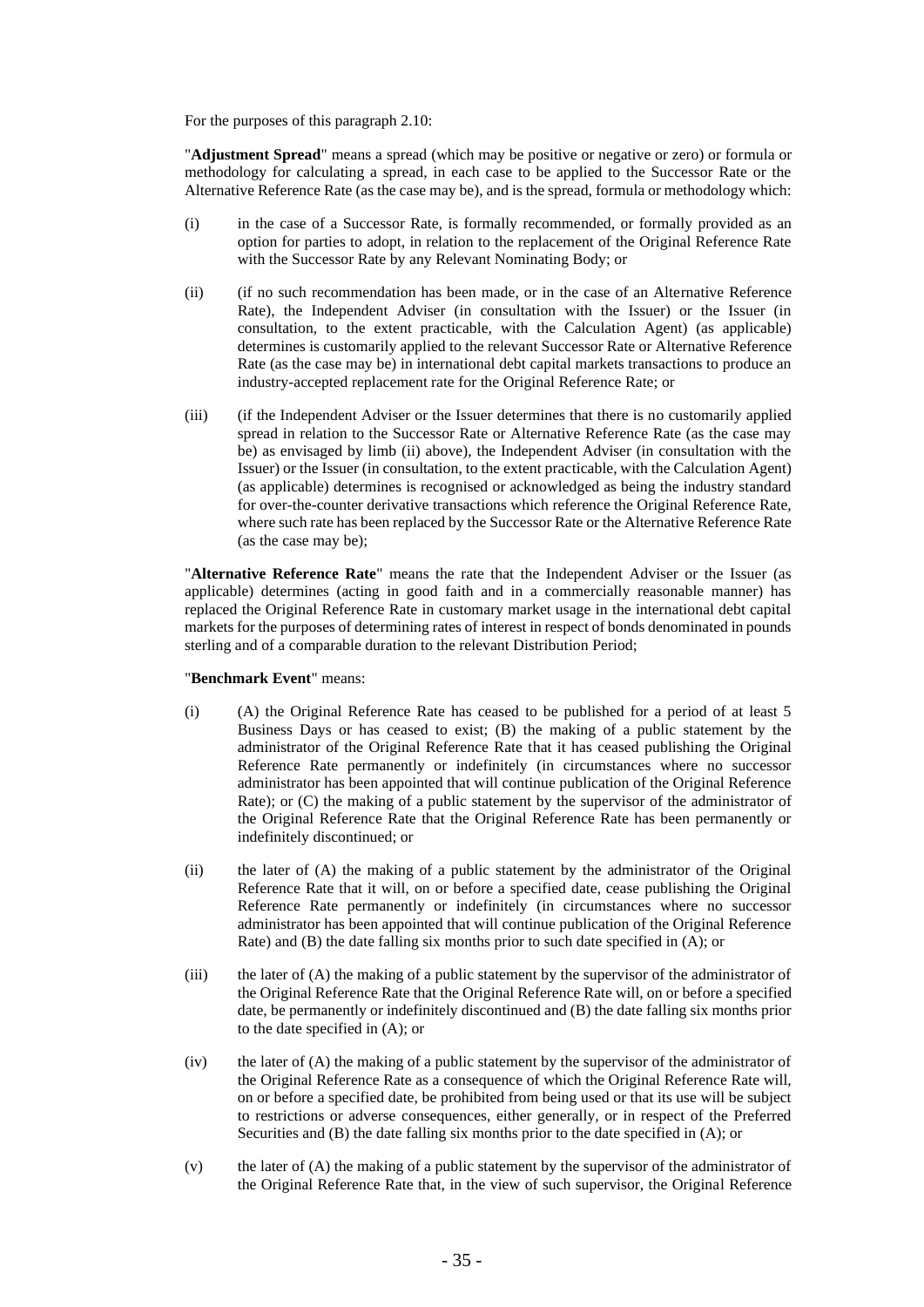For the purposes of this paragraph 2.10:

"**Adjustment Spread**" means a spread (which may be positive or negative or zero) or formula or methodology for calculating a spread, in each case to be applied to the Successor Rate or the Alternative Reference Rate (as the case may be), and is the spread, formula or methodology which:

(i) in the case of a Successor Rate, is formally recommended, or formally provided as an option for parties to adopt, in relation to the replacement of the Original Reference Rate with the Successor Rate by any Relevant Nominating Body; or

(ii) (if no such recommendation has been made, or in the case of an Alternative Reference Rate), the Independent Adviser (in consultation with the Issuer) or the Issuer (in consultation, to the extent practicable, with the Calculation Agent) (as applicable) determines is customarily applied to the relevant Successor Rate or Alternative Reference Rate (as the case may be) in international debt capital markets transactions to produce an industry-accepted replacement rate for the Original Reference Rate; or

(iii) (if the Independent Adviser or the Issuer determines that there is no customarily applied spread in relation to the Successor Rate or Alternative Reference Rate (as the case may be) as envisaged by limb (ii) above), the Independent Adviser (in consultation with the Issuer) or the Issuer (in consultation, to the extent practicable, with the Calculation Agent) (as applicable) determines is recognised or acknowledged as being the industry standard for over-the-counter derivative transactions which reference the Original Reference Rate, where such rate has been replaced by the Successor Rate or the Alternative Reference Rate (as the case may be);

"**Alternative Reference Rate**" means the rate that the Independent Adviser or the Issuer (as applicable) determines (acting in good faith and in a commercially reasonable manner) has replaced the Original Reference Rate in customary market usage in the international debt capital markets for the purposes of determining rates of interest in respect of bonds denominated in pounds sterling and of a comparable duration to the relevant Distribution Period;

"**Benchmark Event**" means:

(i) (A) the Original Reference Rate has ceased to be published for a period of at least 5 Business Days or has ceased to exist; (B) the making of a public statement by the administrator of the Original Reference Rate that it has ceased publishing the Original Reference Rate permanently or indefinitely (in circumstances where no successor administrator has been appointed that will continue publication of the Original Reference Rate); or (C) the making of a public statement by the supervisor of the administrator of the Original Reference Rate that the Original Reference Rate has been permanently or indefinitely discontinued; or

(ii) the later of (A) the making of a public statement by the administrator of the Original Reference Rate that it will, on or before a specified date, cease publishing the Original Reference Rate permanently or indefinitely (in circumstances where no successor administrator has been appointed that will continue publication of the Original Reference Rate) and (B) the date falling six months prior to such date specified in (A); or

(iii) the later of (A) the making of a public statement by the supervisor of the administrator of the Original Reference Rate that the Original Reference Rate will, on or before a specified date, be permanently or indefinitely discontinued and (B) the date falling six months prior to the date specified in (A); or

(iv) the later of (A) the making of a public statement by the supervisor of the administrator of the Original Reference Rate as a consequence of which the Original Reference Rate will, on or before a specified date, be prohibited from being used or that its use will be subject to restrictions or adverse consequences, either generally, or in respect of the Preferred Securities and (B) the date falling six months prior to the date specified in (A); or

(v) the later of (A) the making of a public statement by the supervisor of the administrator of the Original Reference Rate that, in the view of such supervisor, the Original Reference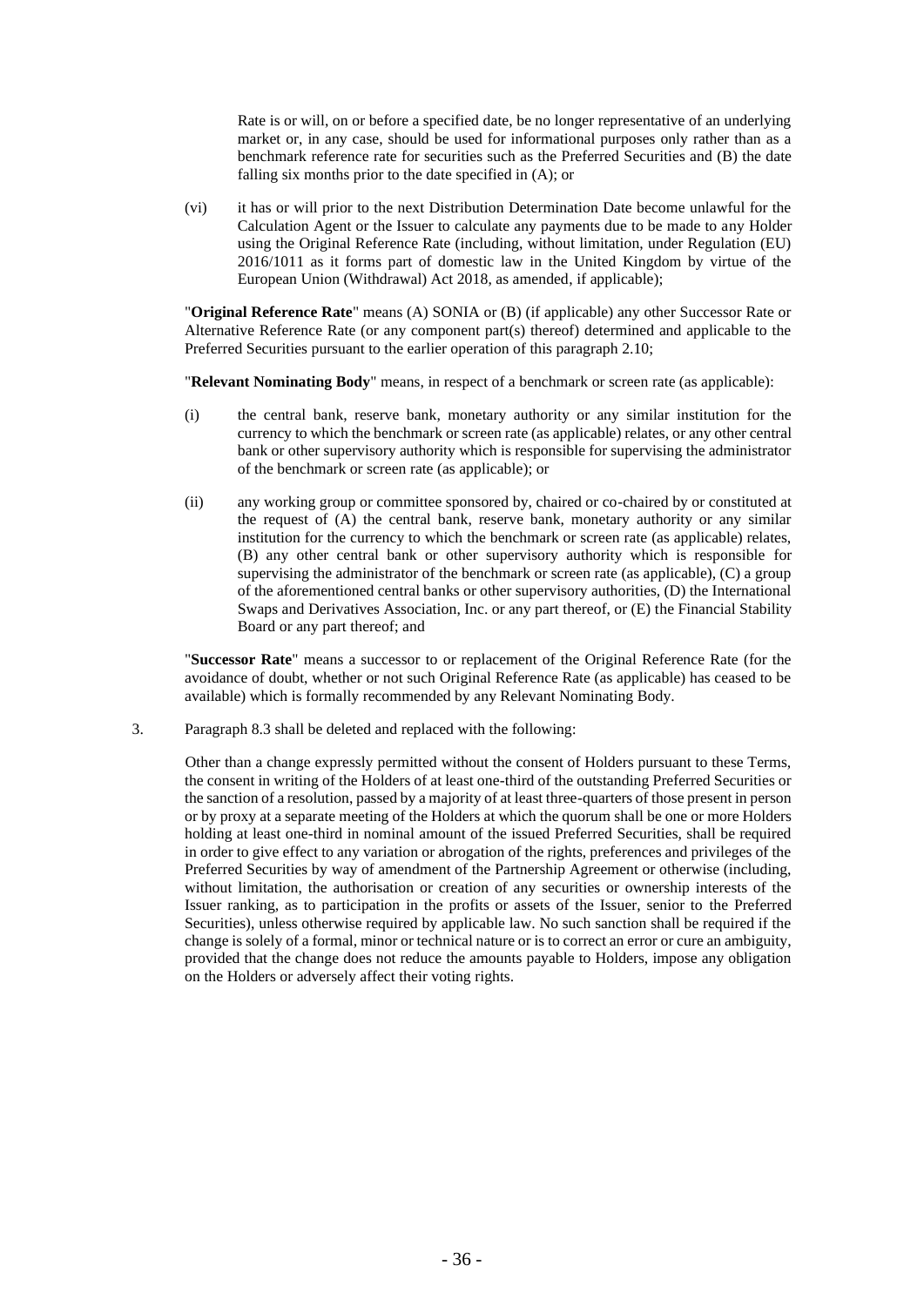Rate is or will, on or before a specified date, be no longer representative of an underlying market or, in any case, should be used for informational purposes only rather than as a benchmark reference rate for securities such as the Preferred Securities and (B) the date falling six months prior to the date specified in (A); or

(vi) it has or will prior to the next Distribution Determination Date become unlawful for the Calculation Agent or the Issuer to calculate any payments due to be made to any Holder using the Original Reference Rate (including, without limitation, under Regulation (EU) 2016/1011 as it forms part of domestic law in the United Kingdom by virtue of the European Union (Withdrawal) Act 2018, as amended, if applicable);

"**Original Reference Rate**" means (A) SONIA or (B) (if applicable) any other Successor Rate or Alternative Reference Rate (or any component part(s) thereof) determined and applicable to the Preferred Securities pursuant to the earlier operation of this paragraph 2.10;

"**Relevant Nominating Body**" means, in respect of a benchmark or screen rate (as applicable):

(i) the central bank, reserve bank, monetary authority or any similar institution for the currency to which the benchmark or screen rate (as applicable) relates, or any other central bank or other supervisory authority which is responsible for supervising the administrator of the benchmark or screen rate (as applicable); or

(ii) any working group or committee sponsored by, chaired or co-chaired by or constituted at the request of (A) the central bank, reserve bank, monetary authority or any similar institution for the currency to which the benchmark or screen rate (as applicable) relates, (B) any other central bank or other supervisory authority which is responsible for supervising the administrator of the benchmark or screen rate (as applicable), (C) a group of the aforementioned central banks or other supervisory authorities, (D) the International Swaps and Derivatives Association, Inc. or any part thereof, or (E) the Financial Stability Board or any part thereof; and

"**Successor Rate**" means a successor to or replacement of the Original Reference Rate (for the avoidance of doubt, whether or not such Original Reference Rate (as applicable) has ceased to be available) which is formally recommended by any Relevant Nominating Body.

3. Paragraph 8.3 shall be deleted and replaced with the following:

Other than a change expressly permitted without the consent of Holders pursuant to these Terms, the consent in writing of the Holders of at least one-third of the outstanding Preferred Securities or the sanction of a resolution, passed by a majority of at least three-quarters of those present in person or by proxy at a separate meeting of the Holders at which the quorum shall be one or more Holders holding at least one-third in nominal amount of the issued Preferred Securities, shall be required in order to give effect to any variation or abrogation of the rights, preferences and privileges of the Preferred Securities by way of amendment of the Partnership Agreement or otherwise (including, without limitation, the authorisation or creation of any securities or ownership interests of the Issuer ranking, as to participation in the profits or assets of the Issuer, senior to the Preferred Securities), unless otherwise required by applicable law. No such sanction shall be required if the change is solely of a formal, minor or technical nature or is to correct an error or cure an ambiguity, provided that the change does not reduce the amounts payable to Holders, impose any obligation on the Holders or adversely affect their voting rights.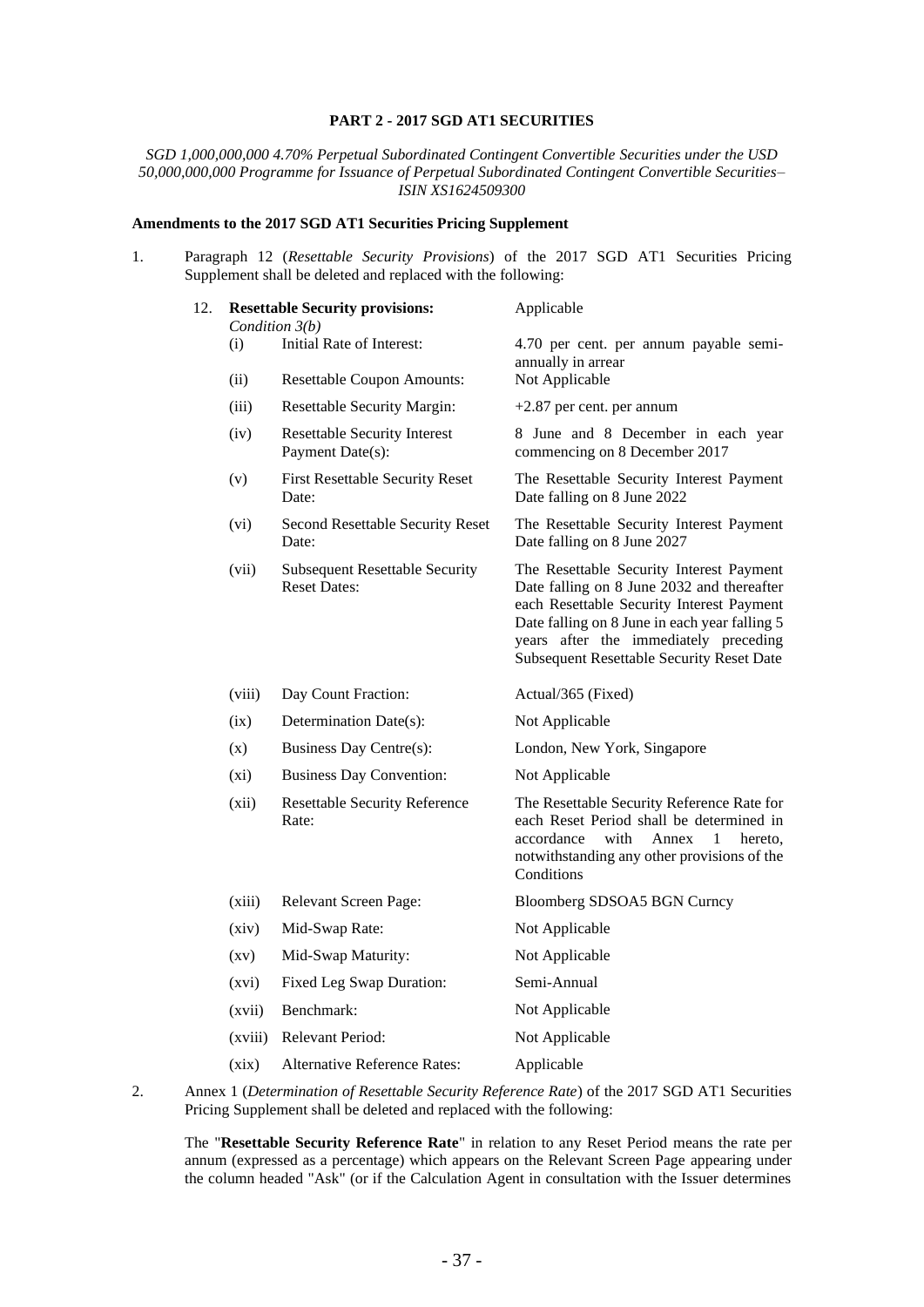**PART 2 - 2017 SGD AT1 SECURITIES**

*SGD 1,000,000,000 4.70% Perpetual Subordinated Contingent Convertible Securities under the USD 50,000,000,000 Programme for Issuance of Perpetual Subordinated Contingent Convertible Securities– ISIN XS1624509300*

**Amendments to the 2017 SGD AT1 Securities Pricing Supplement**

1. Paragraph 12 (*Resettable Security Provisions*) of the 2017 SGD AT1 Securities Pricing Supplement shall be deleted and replaced with the following:

| | | |
|---|---|---|
| 12. | **Resettable Security provisions:** *Condition 3(b)* | Applicable |
| (i) | Initial Rate of Interest: | 4.70 per cent. per annum payable semi-annually in arrear |
| (ii) | Resettable Coupon Amounts: | Not Applicable |
| (iii) | Resettable Security Margin: | +2.87 per cent. per annum |
| (iv) | Resettable Security Interest Payment Date(s): | 8 June and 8 December in each year commencing on 8 December 2017 |
| (v) | First Resettable Security Reset Date: | The Resettable Security Interest Payment Date falling on 8 June 2022 |
| (vi) | Second Resettable Security Reset Date: | The Resettable Security Interest Payment Date falling on 8 June 2027 |
| (vii) | Subsequent Resettable Security Reset Dates: | The Resettable Security Interest Payment Date falling on 8 June 2032 and thereafter each Resettable Security Interest Payment Date falling on 8 June in each year falling 5 years after the immediately preceding Subsequent Resettable Security Reset Date |
| (viii) | Day Count Fraction: | Actual/365 (Fixed) |
| (ix) | Determination Date(s): | Not Applicable |
| (x) | Business Day Centre(s): | London, New York, Singapore |
| (xi) | Business Day Convention: | Not Applicable |
| (xii) | Resettable Security Reference Rate: | The Resettable Security Reference Rate for each Reset Period shall be determined in accordance with Annex 1 hereto, notwithstanding any other provisions of the Conditions |
| (xiii) | Relevant Screen Page: | Bloomberg SDSOA5 BGN Curncy |
| (xiv) | Mid-Swap Rate: | Not Applicable |
| (xv) | Mid-Swap Maturity: | Not Applicable |
| (xvi) | Fixed Leg Swap Duration: | Semi-Annual |
| (xvii) | Benchmark: | Not Applicable |
| (xviii) | Relevant Period: | Not Applicable |
| (xix) | Alternative Reference Rates: | Applicable |

2. Annex 1 (*Determination of Resettable Security Reference Rate*) of the 2017 SGD AT1 Securities Pricing Supplement shall be deleted and replaced with the following:

   The "**Resettable Security Reference Rate**" in relation to any Reset Period means the rate per annum (expressed as a percentage) which appears on the Relevant Screen Page appearing under the column headed "Ask" (or if the Calculation Agent in consultation with the Issuer determines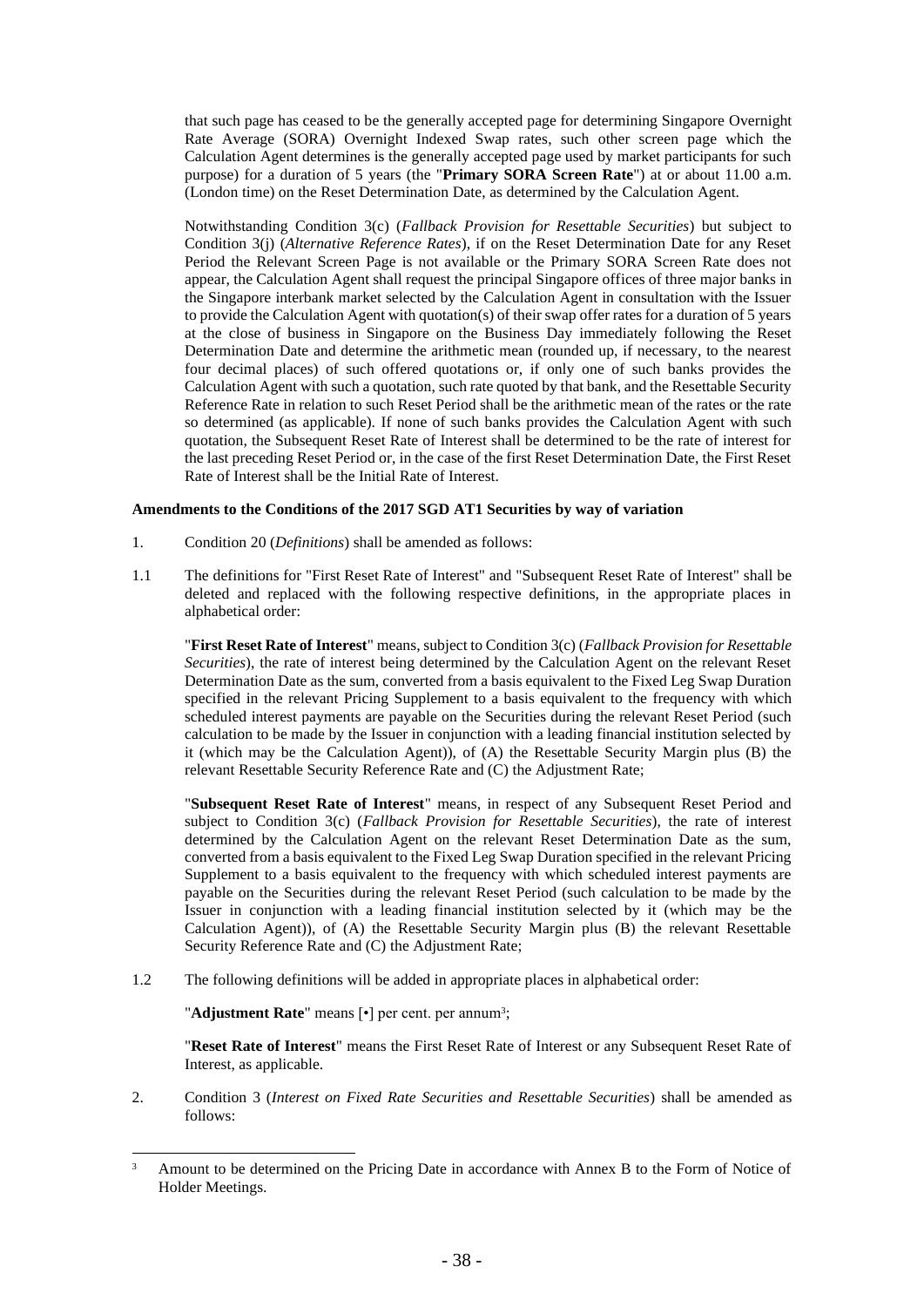that such page has ceased to be the generally accepted page for determining Singapore Overnight Rate Average (SORA) Overnight Indexed Swap rates, such other screen page which the Calculation Agent determines is the generally accepted page used by market participants for such purpose) for a duration of 5 years (the "**Primary SORA Screen Rate**") at or about 11.00 a.m. (London time) on the Reset Determination Date, as determined by the Calculation Agent.

Notwithstanding Condition 3(c) (*Fallback Provision for Resettable Securities*) but subject to Condition 3(j) (*Alternative Reference Rates*), if on the Reset Determination Date for any Reset Period the Relevant Screen Page is not available or the Primary SORA Screen Rate does not appear, the Calculation Agent shall request the principal Singapore offices of three major banks in the Singapore interbank market selected by the Calculation Agent in consultation with the Issuer to provide the Calculation Agent with quotation(s) of their swap offer rates for a duration of 5 years at the close of business in Singapore on the Business Day immediately following the Reset Determination Date and determine the arithmetic mean (rounded up, if necessary, to the nearest four decimal places) of such offered quotations or, if only one of such banks provides the Calculation Agent with such a quotation, such rate quoted by that bank, and the Resettable Security Reference Rate in relation to such Reset Period shall be the arithmetic mean of the rates or the rate so determined (as applicable). If none of such banks provides the Calculation Agent with such quotation, the Subsequent Reset Rate of Interest shall be determined to be the rate of interest for the last preceding Reset Period or, in the case of the first Reset Determination Date, the First Reset Rate of Interest shall be the Initial Rate of Interest.

**Amendments to the Conditions of the 2017 SGD AT1 Securities by way of variation**

1. Condition 20 (*Definitions*) shall be amended as follows:

1.1 The definitions for "First Reset Rate of Interest" and "Subsequent Reset Rate of Interest" shall be deleted and replaced with the following respective definitions, in the appropriate places in alphabetical order:

"**First Reset Rate of Interest**" means, subject to Condition 3(c) (*Fallback Provision for Resettable Securities*), the rate of interest being determined by the Calculation Agent on the relevant Reset Determination Date as the sum, converted from a basis equivalent to the Fixed Leg Swap Duration specified in the relevant Pricing Supplement to a basis equivalent to the frequency with which scheduled interest payments are payable on the Securities during the relevant Reset Period (such calculation to be made by the Issuer in conjunction with a leading financial institution selected by it (which may be the Calculation Agent)), of (A) the Resettable Security Margin plus (B) the relevant Resettable Security Reference Rate and (C) the Adjustment Rate;

"**Subsequent Reset Rate of Interest**" means, in respect of any Subsequent Reset Period and subject to Condition 3(c) (*Fallback Provision for Resettable Securities*), the rate of interest determined by the Calculation Agent on the relevant Reset Determination Date as the sum, converted from a basis equivalent to the Fixed Leg Swap Duration specified in the relevant Pricing Supplement to a basis equivalent to the frequency with which scheduled interest payments are payable on the Securities during the relevant Reset Period (such calculation to be made by the Issuer in conjunction with a leading financial institution selected by it (which may be the Calculation Agent)), of (A) the Resettable Security Margin plus (B) the relevant Resettable Security Reference Rate and (C) the Adjustment Rate;

1.2 The following definitions will be added in appropriate places in alphabetical order:

"**Adjustment Rate**" means [•] per cent. per annum[3];

"**Reset Rate of Interest**" means the First Reset Rate of Interest or any Subsequent Reset Rate of Interest, as applicable.

2. Condition 3 (*Interest on Fixed Rate Securities and Resettable Securities*) shall be amended as follows:

[3] Amount to be determined on the Pricing Date in accordance with Annex B to the Form of Notice of Holder Meetings.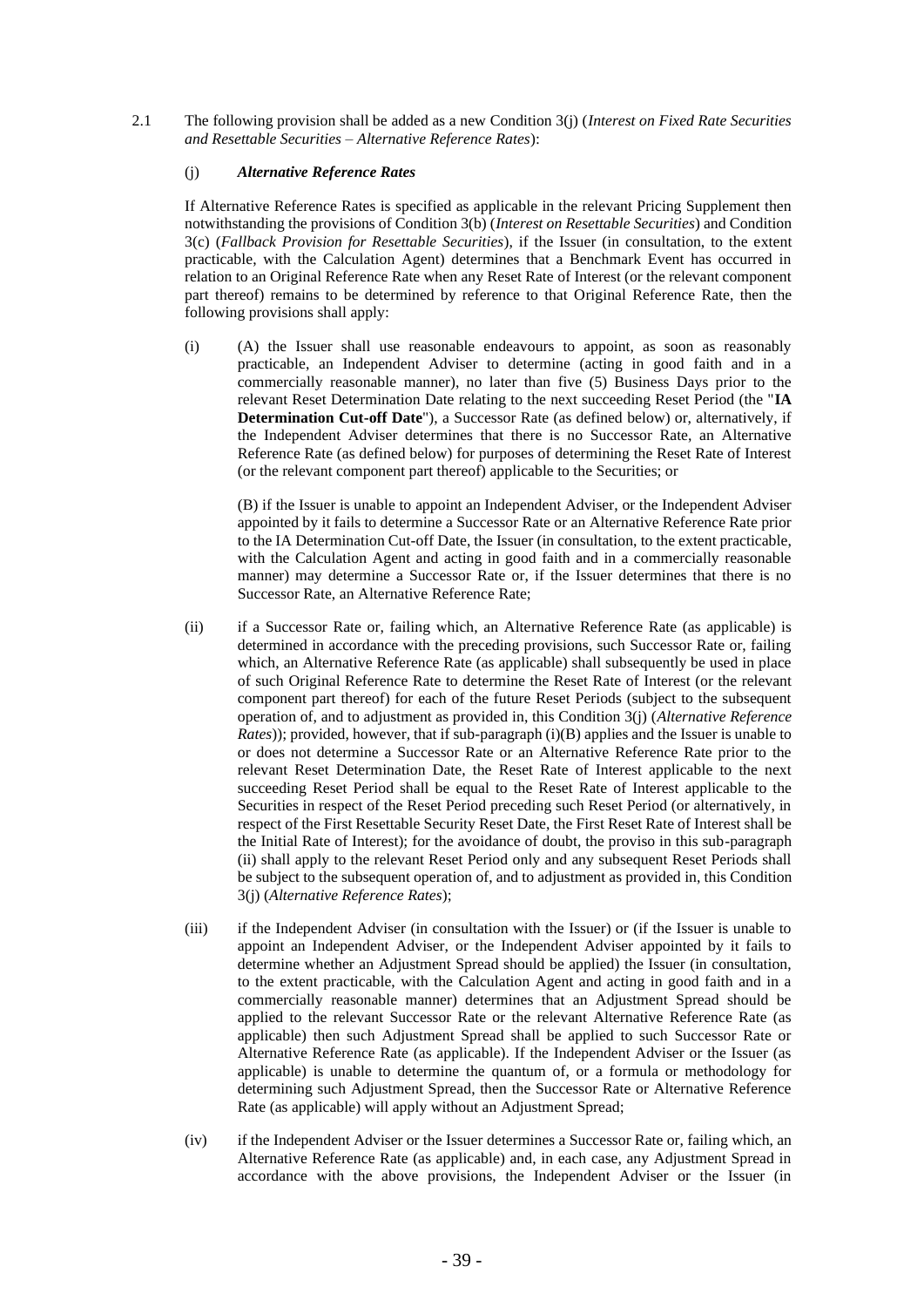2.1 The following provision shall be added as a new Condition 3(j) (*Interest on Fixed Rate Securities and Resettable Securities – Alternative Reference Rates*):

(j) ***Alternative Reference Rates***

If Alternative Reference Rates is specified as applicable in the relevant Pricing Supplement then notwithstanding the provisions of Condition 3(b) (*Interest on Resettable Securities*) and Condition 3(c) (*Fallback Provision for Resettable Securities*), if the Issuer (in consultation, to the extent practicable, with the Calculation Agent) determines that a Benchmark Event has occurred in relation to an Original Reference Rate when any Reset Rate of Interest (or the relevant component part thereof) remains to be determined by reference to that Original Reference Rate, then the following provisions shall apply:

(i) (A) the Issuer shall use reasonable endeavours to appoint, as soon as reasonably practicable, an Independent Adviser to determine (acting in good faith and in a commercially reasonable manner), no later than five (5) Business Days prior to the relevant Reset Determination Date relating to the next succeeding Reset Period (the "**IA Determination Cut-off Date**"), a Successor Rate (as defined below) or, alternatively, if the Independent Adviser determines that there is no Successor Rate, an Alternative Reference Rate (as defined below) for purposes of determining the Reset Rate of Interest (or the relevant component part thereof) applicable to the Securities; or

(B) if the Issuer is unable to appoint an Independent Adviser, or the Independent Adviser appointed by it fails to determine a Successor Rate or an Alternative Reference Rate prior to the IA Determination Cut-off Date, the Issuer (in consultation, to the extent practicable, with the Calculation Agent and acting in good faith and in a commercially reasonable manner) may determine a Successor Rate or, if the Issuer determines that there is no Successor Rate, an Alternative Reference Rate;

(ii) if a Successor Rate or, failing which, an Alternative Reference Rate (as applicable) is determined in accordance with the preceding provisions, such Successor Rate or, failing which, an Alternative Reference Rate (as applicable) shall subsequently be used in place of such Original Reference Rate to determine the Reset Rate of Interest (or the relevant component part thereof) for each of the future Reset Periods (subject to the subsequent operation of, and to adjustment as provided in, this Condition 3(j) (*Alternative Reference Rates*)); provided, however, that if sub-paragraph (i)(B) applies and the Issuer is unable to or does not determine a Successor Rate or an Alternative Reference Rate prior to the relevant Reset Determination Date, the Reset Rate of Interest applicable to the next succeeding Reset Period shall be equal to the Reset Rate of Interest applicable to the Securities in respect of the Reset Period preceding such Reset Period (or alternatively, in respect of the First Resettable Security Reset Date, the First Reset Rate of Interest shall be the Initial Rate of Interest); for the avoidance of doubt, the proviso in this sub-paragraph (ii) shall apply to the relevant Reset Period only and any subsequent Reset Periods shall be subject to the subsequent operation of, and to adjustment as provided in, this Condition 3(j) (*Alternative Reference Rates*);

(iii) if the Independent Adviser (in consultation with the Issuer) or (if the Issuer is unable to appoint an Independent Adviser, or the Independent Adviser appointed by it fails to determine whether an Adjustment Spread should be applied) the Issuer (in consultation, to the extent practicable, with the Calculation Agent and acting in good faith and in a commercially reasonable manner) determines that an Adjustment Spread should be applied to the relevant Successor Rate or the relevant Alternative Reference Rate (as applicable) then such Adjustment Spread shall be applied to such Successor Rate or Alternative Reference Rate (as applicable). If the Independent Adviser or the Issuer (as applicable) is unable to determine the quantum of, or a formula or methodology for determining such Adjustment Spread, then the Successor Rate or Alternative Reference Rate (as applicable) will apply without an Adjustment Spread;

(iv) if the Independent Adviser or the Issuer determines a Successor Rate or, failing which, an Alternative Reference Rate (as applicable) and, in each case, any Adjustment Spread in accordance with the above provisions, the Independent Adviser or the Issuer (in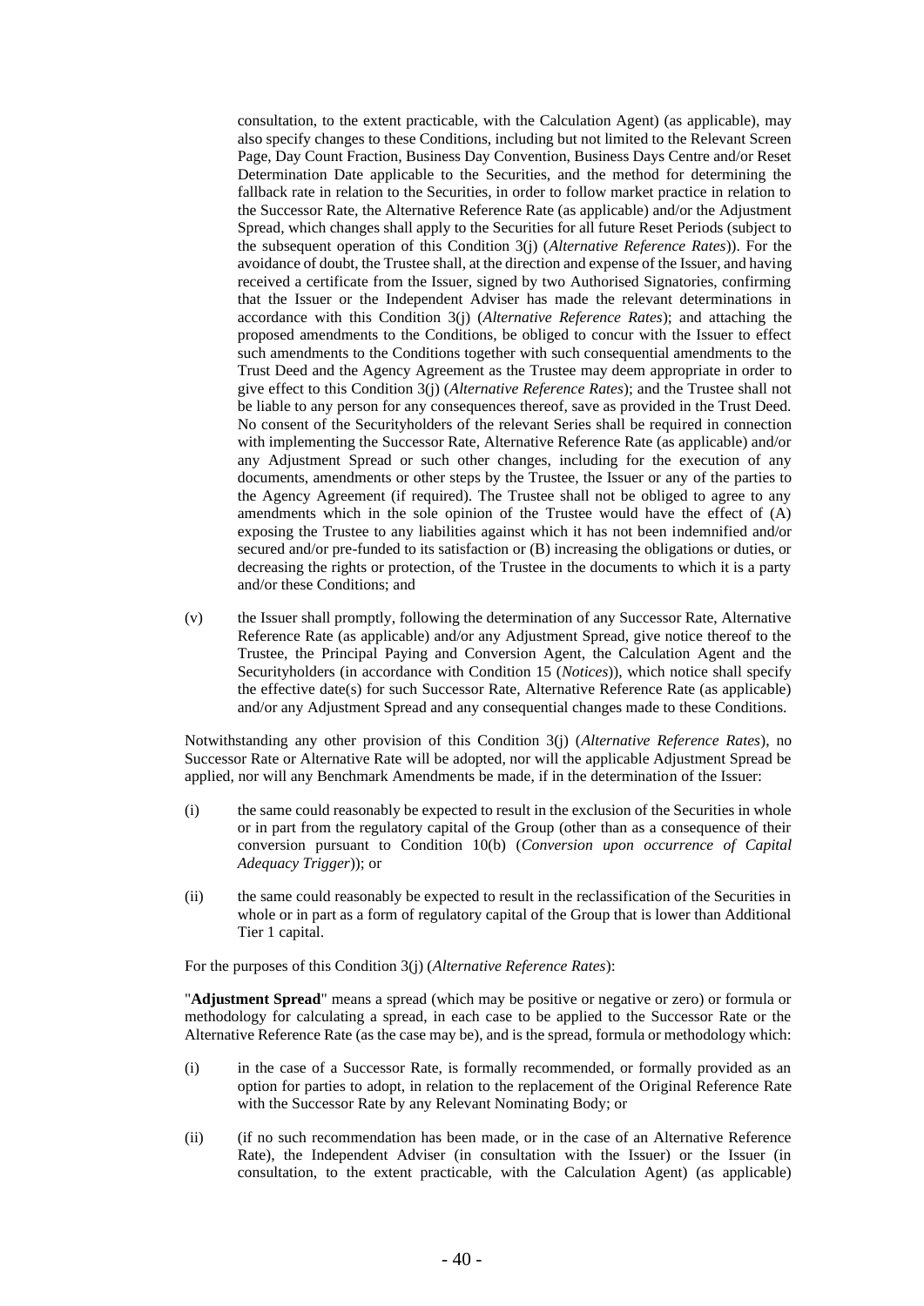consultation, to the extent practicable, with the Calculation Agent) (as applicable), may also specify changes to these Conditions, including but not limited to the Relevant Screen Page, Day Count Fraction, Business Day Convention, Business Days Centre and/or Reset Determination Date applicable to the Securities, and the method for determining the fallback rate in relation to the Securities, in order to follow market practice in relation to the Successor Rate, the Alternative Reference Rate (as applicable) and/or the Adjustment Spread, which changes shall apply to the Securities for all future Reset Periods (subject to the subsequent operation of this Condition 3(j) (*Alternative Reference Rates*)). For the avoidance of doubt, the Trustee shall, at the direction and expense of the Issuer, and having received a certificate from the Issuer, signed by two Authorised Signatories, confirming that the Issuer or the Independent Adviser has made the relevant determinations in accordance with this Condition 3(j) (*Alternative Reference Rates*); and attaching the proposed amendments to the Conditions, be obliged to concur with the Issuer to effect such amendments to the Conditions together with such consequential amendments to the Trust Deed and the Agency Agreement as the Trustee may deem appropriate in order to give effect to this Condition 3(j) (*Alternative Reference Rates*); and the Trustee shall not be liable to any person for any consequences thereof, save as provided in the Trust Deed. No consent of the Securityholders of the relevant Series shall be required in connection with implementing the Successor Rate, Alternative Reference Rate (as applicable) and/or any Adjustment Spread or such other changes, including for the execution of any documents, amendments or other steps by the Trustee, the Issuer or any of the parties to the Agency Agreement (if required). The Trustee shall not be obliged to agree to any amendments which in the sole opinion of the Trustee would have the effect of (A) exposing the Trustee to any liabilities against which it has not been indemnified and/or secured and/or pre-funded to its satisfaction or (B) increasing the obligations or duties, or decreasing the rights or protection, of the Trustee in the documents to which it is a party and/or these Conditions; and

(v) the Issuer shall promptly, following the determination of any Successor Rate, Alternative Reference Rate (as applicable) and/or any Adjustment Spread, give notice thereof to the Trustee, the Principal Paying and Conversion Agent, the Calculation Agent and the Securityholders (in accordance with Condition 15 (*Notices*)), which notice shall specify the effective date(s) for such Successor Rate, Alternative Reference Rate (as applicable) and/or any Adjustment Spread and any consequential changes made to these Conditions.

Notwithstanding any other provision of this Condition 3(j) (*Alternative Reference Rates*), no Successor Rate or Alternative Rate will be adopted, nor will the applicable Adjustment Spread be applied, nor will any Benchmark Amendments be made, if in the determination of the Issuer:

(i) the same could reasonably be expected to result in the exclusion of the Securities in whole or in part from the regulatory capital of the Group (other than as a consequence of their conversion pursuant to Condition 10(b) (*Conversion upon occurrence of Capital Adequacy Trigger*)); or

(ii) the same could reasonably be expected to result in the reclassification of the Securities in whole or in part as a form of regulatory capital of the Group that is lower than Additional Tier 1 capital.

For the purposes of this Condition 3(j) (*Alternative Reference Rates*):

"**Adjustment Spread**" means a spread (which may be positive or negative or zero) or formula or methodology for calculating a spread, in each case to be applied to the Successor Rate or the Alternative Reference Rate (as the case may be), and is the spread, formula or methodology which:

(i) in the case of a Successor Rate, is formally recommended, or formally provided as an option for parties to adopt, in relation to the replacement of the Original Reference Rate with the Successor Rate by any Relevant Nominating Body; or

(ii) (if no such recommendation has been made, or in the case of an Alternative Reference Rate), the Independent Adviser (in consultation with the Issuer) or the Issuer (in consultation, to the extent practicable, with the Calculation Agent) (as applicable)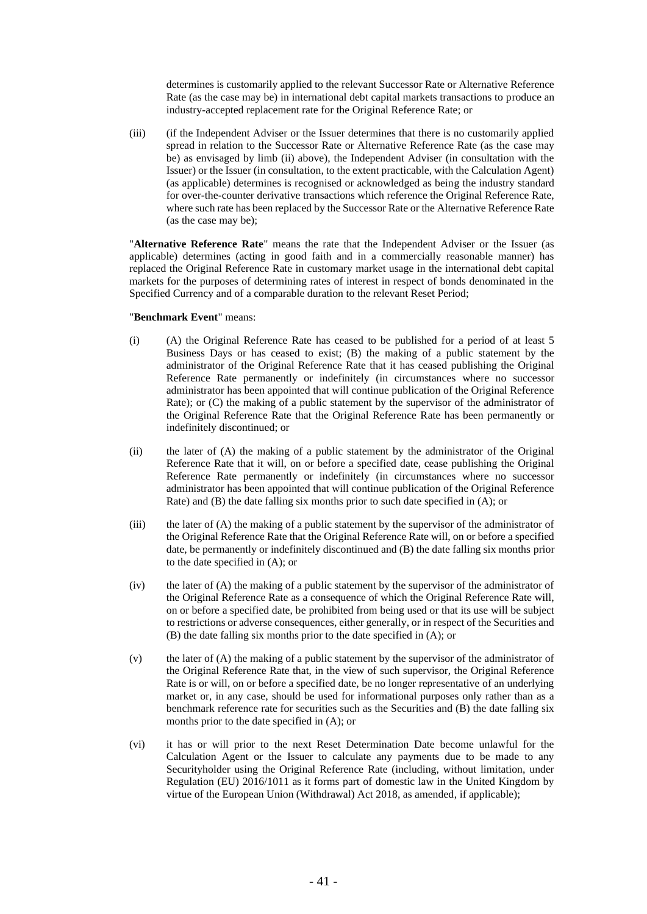determines is customarily applied to the relevant Successor Rate or Alternative Reference Rate (as the case may be) in international debt capital markets transactions to produce an industry-accepted replacement rate for the Original Reference Rate; or

(iii) (if the Independent Adviser or the Issuer determines that there is no customarily applied spread in relation to the Successor Rate or Alternative Reference Rate (as the case may be) as envisaged by limb (ii) above), the Independent Adviser (in consultation with the Issuer) or the Issuer (in consultation, to the extent practicable, with the Calculation Agent) (as applicable) determines is recognised or acknowledged as being the industry standard for over-the-counter derivative transactions which reference the Original Reference Rate, where such rate has been replaced by the Successor Rate or the Alternative Reference Rate (as the case may be);

"**Alternative Reference Rate**" means the rate that the Independent Adviser or the Issuer (as applicable) determines (acting in good faith and in a commercially reasonable manner) has replaced the Original Reference Rate in customary market usage in the international debt capital markets for the purposes of determining rates of interest in respect of bonds denominated in the Specified Currency and of a comparable duration to the relevant Reset Period;

"**Benchmark Event**" means:

(i) (A) the Original Reference Rate has ceased to be published for a period of at least 5 Business Days or has ceased to exist; (B) the making of a public statement by the administrator of the Original Reference Rate that it has ceased publishing the Original Reference Rate permanently or indefinitely (in circumstances where no successor administrator has been appointed that will continue publication of the Original Reference Rate); or (C) the making of a public statement by the supervisor of the administrator of the Original Reference Rate that the Original Reference Rate has been permanently or indefinitely discontinued; or

(ii) the later of (A) the making of a public statement by the administrator of the Original Reference Rate that it will, on or before a specified date, cease publishing the Original Reference Rate permanently or indefinitely (in circumstances where no successor administrator has been appointed that will continue publication of the Original Reference Rate) and (B) the date falling six months prior to such date specified in (A); or

(iii) the later of (A) the making of a public statement by the supervisor of the administrator of the Original Reference Rate that the Original Reference Rate will, on or before a specified date, be permanently or indefinitely discontinued and (B) the date falling six months prior to the date specified in (A); or

(iv) the later of (A) the making of a public statement by the supervisor of the administrator of the Original Reference Rate as a consequence of which the Original Reference Rate will, on or before a specified date, be prohibited from being used or that its use will be subject to restrictions or adverse consequences, either generally, or in respect of the Securities and (B) the date falling six months prior to the date specified in (A); or

(v) the later of (A) the making of a public statement by the supervisor of the administrator of the Original Reference Rate that, in the view of such supervisor, the Original Reference Rate is or will, on or before a specified date, be no longer representative of an underlying market or, in any case, should be used for informational purposes only rather than as a benchmark reference rate for securities such as the Securities and (B) the date falling six months prior to the date specified in (A); or

(vi) it has or will prior to the next Reset Determination Date become unlawful for the Calculation Agent or the Issuer to calculate any payments due to be made to any Securityholder using the Original Reference Rate (including, without limitation, under Regulation (EU) 2016/1011 as it forms part of domestic law in the United Kingdom by virtue of the European Union (Withdrawal) Act 2018, as amended, if applicable);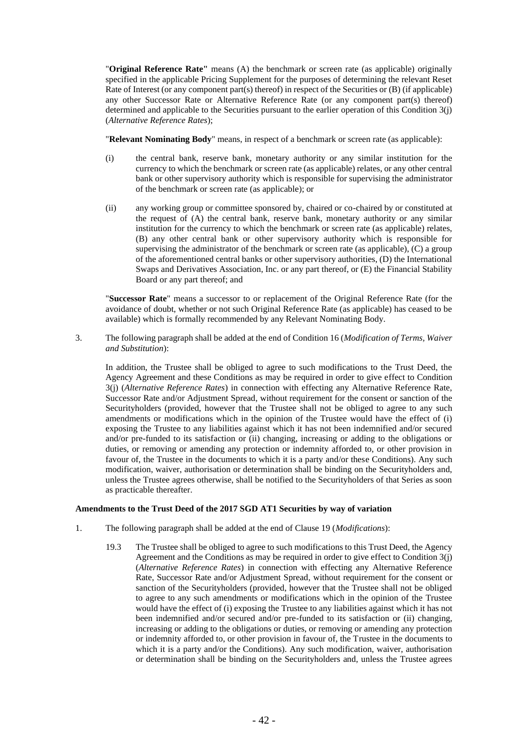"**Original Reference Rate"** means (A) the benchmark or screen rate (as applicable) originally specified in the applicable Pricing Supplement for the purposes of determining the relevant Reset Rate of Interest (or any component part(s) thereof) in respect of the Securities or (B) (if applicable) any other Successor Rate or Alternative Reference Rate (or any component part(s) thereof) determined and applicable to the Securities pursuant to the earlier operation of this Condition 3(j) (*Alternative Reference Rates*);

"**Relevant Nominating Body**" means, in respect of a benchmark or screen rate (as applicable):

(i) the central bank, reserve bank, monetary authority or any similar institution for the currency to which the benchmark or screen rate (as applicable) relates, or any other central bank or other supervisory authority which is responsible for supervising the administrator of the benchmark or screen rate (as applicable); or

(ii) any working group or committee sponsored by, chaired or co-chaired by or constituted at the request of (A) the central bank, reserve bank, monetary authority or any similar institution for the currency to which the benchmark or screen rate (as applicable) relates, (B) any other central bank or other supervisory authority which is responsible for supervising the administrator of the benchmark or screen rate (as applicable), (C) a group of the aforementioned central banks or other supervisory authorities, (D) the International Swaps and Derivatives Association, Inc. or any part thereof, or (E) the Financial Stability Board or any part thereof; and

"**Successor Rate**" means a successor to or replacement of the Original Reference Rate (for the avoidance of doubt, whether or not such Original Reference Rate (as applicable) has ceased to be available) which is formally recommended by any Relevant Nominating Body.

3. The following paragraph shall be added at the end of Condition 16 (*Modification of Terms, Waiver and Substitution*):

   In addition, the Trustee shall be obliged to agree to such modifications to the Trust Deed, the Agency Agreement and these Conditions as may be required in order to give effect to Condition 3(j) (*Alternative Reference Rates*) in connection with effecting any Alternative Reference Rate, Successor Rate and/or Adjustment Spread, without requirement for the consent or sanction of the Securityholders (provided, however that the Trustee shall not be obliged to agree to any such amendments or modifications which in the opinion of the Trustee would have the effect of (i) exposing the Trustee to any liabilities against which it has not been indemnified and/or secured and/or pre-funded to its satisfaction or (ii) changing, increasing or adding to the obligations or duties, or removing or amending any protection or indemnity afforded to, or other provision in favour of, the Trustee in the documents to which it is a party and/or these Conditions). Any such modification, waiver, authorisation or determination shall be binding on the Securityholders and, unless the Trustee agrees otherwise, shall be notified to the Securityholders of that Series as soon as practicable thereafter.

**Amendments to the Trust Deed of the 2017 SGD AT1 Securities by way of variation**

1. The following paragraph shall be added at the end of Clause 19 (*Modifications*):

   19.3 The Trustee shall be obliged to agree to such modifications to this Trust Deed, the Agency Agreement and the Conditions as may be required in order to give effect to Condition 3(j) (*Alternative Reference Rates*) in connection with effecting any Alternative Reference Rate, Successor Rate and/or Adjustment Spread, without requirement for the consent or sanction of the Securityholders (provided, however that the Trustee shall not be obliged to agree to any such amendments or modifications which in the opinion of the Trustee would have the effect of (i) exposing the Trustee to any liabilities against which it has not been indemnified and/or secured and/or pre-funded to its satisfaction or (ii) changing, increasing or adding to the obligations or duties, or removing or amending any protection or indemnity afforded to, or other provision in favour of, the Trustee in the documents to which it is a party and/or the Conditions). Any such modification, waiver, authorisation or determination shall be binding on the Securityholders and, unless the Trustee agrees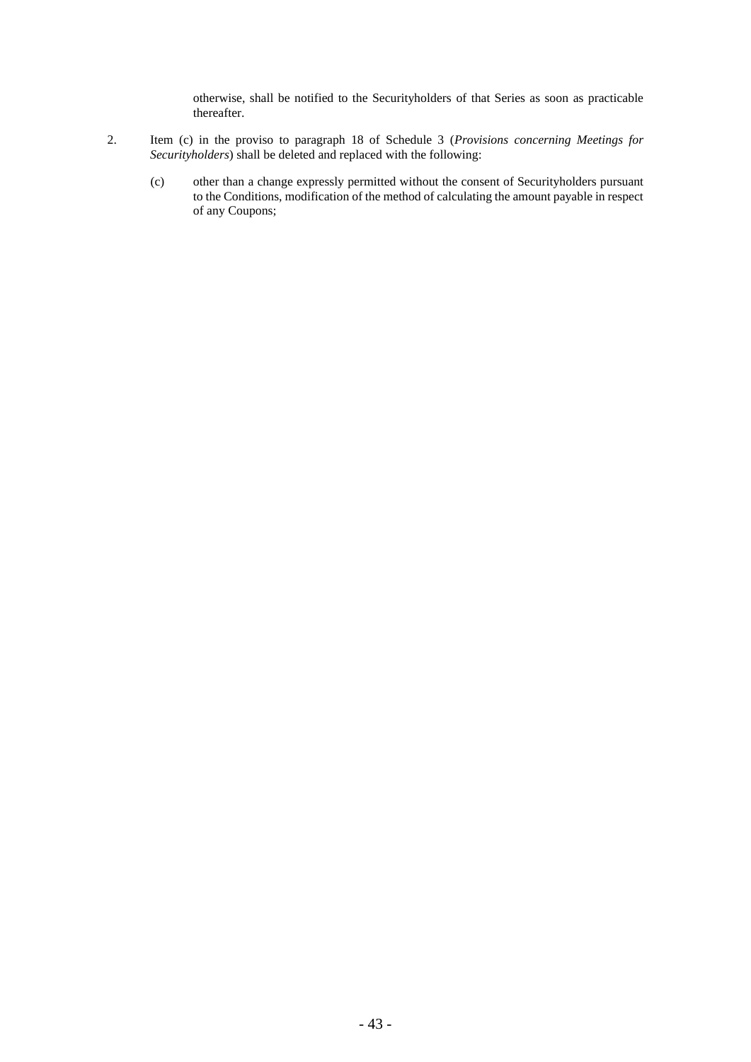otherwise, shall be notified to the Securityholders of that Series as soon as practicable thereafter.

2. Item (c) in the proviso to paragraph 18 of Schedule 3 (*Provisions concerning Meetings for Securityholders*) shall be deleted and replaced with the following:

   (c) other than a change expressly permitted without the consent of Securityholders pursuant to the Conditions, modification of the method of calculating the amount payable in respect of any Coupons;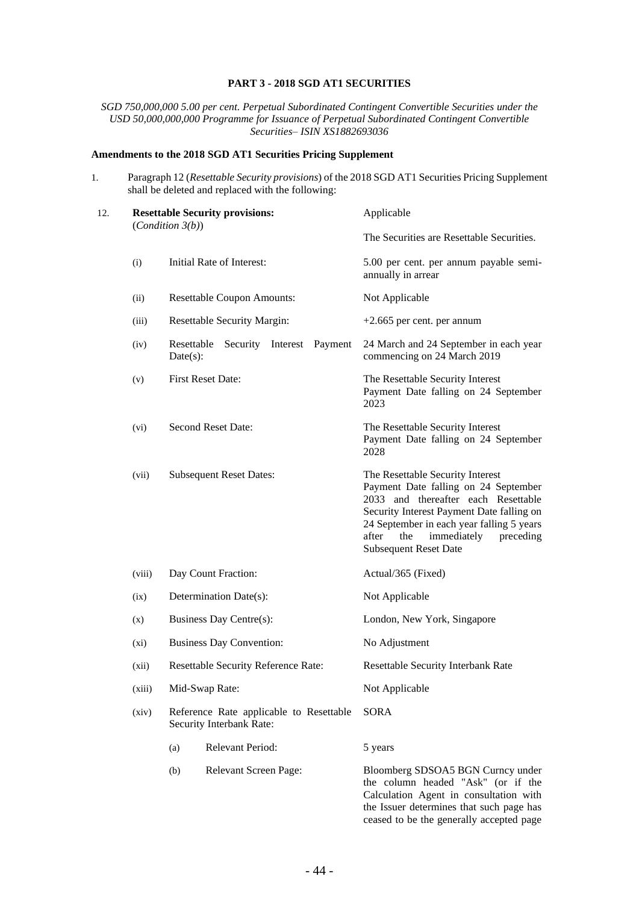## PART 3 - 2018 SGD AT1 SECURITIES

*SGD 750,000,000 5.00 per cent. Perpetual Subordinated Contingent Convertible Securities under the USD 50,000,000,000 Programme for Issuance of Perpetual Subordinated Contingent Convertible Securities– ISIN XS1882693036*

**Amendments to the 2018 SGD AT1 Securities Pricing Supplement**

1. Paragraph 12 (*Resettable Security provisions*) of the 2018 SGD AT1 Securities Pricing Supplement shall be deleted and replaced with the following:

| | | | |
|---|---|---|---|
| 12. | **Resettable Security provisions:** (*Condition 3(b)*) | | Applicable<br><br>The Securities are Resettable Securities. |
| | (i) | Initial Rate of Interest: | 5.00 per cent. per annum payable semi-annually in arrear |
| | (ii) | Resettable Coupon Amounts: | Not Applicable |
| | (iii) | Resettable Security Margin: | +2.665 per cent. per annum |
| | (iv) | Resettable Security Interest Payment Date(s): | 24 March and 24 September in each year commencing on 24 March 2019 |
| | (v) | First Reset Date: | The Resettable Security Interest Payment Date falling on 24 September 2023 |
| | (vi) | Second Reset Date: | The Resettable Security Interest Payment Date falling on 24 September 2028 |
| | (vii) | Subsequent Reset Dates: | The Resettable Security Interest Payment Date falling on 24 September 2033 and thereafter each Resettable Security Interest Payment Date falling on 24 September in each year falling 5 years after the immediately preceding Subsequent Reset Date |
| | (viii) | Day Count Fraction: | Actual/365 (Fixed) |
| | (ix) | Determination Date(s): | Not Applicable |
| | (x) | Business Day Centre(s): | London, New York, Singapore |
| | (xi) | Business Day Convention: | No Adjustment |
| | (xii) | Resettable Security Reference Rate: | Resettable Security Interbank Rate |
| | (xiii) | Mid-Swap Rate: | Not Applicable |
| | (xiv) | Reference Rate applicable to Resettable Security Interbank Rate: | SORA |
| | | (a) Relevant Period: | 5 years |
| | | (b) Relevant Screen Page: | Bloomberg SDSOA5 BGN Curncy under the column headed "Ask" (or if the Calculation Agent in consultation with the Issuer determines that such page has ceased to be the generally accepted page |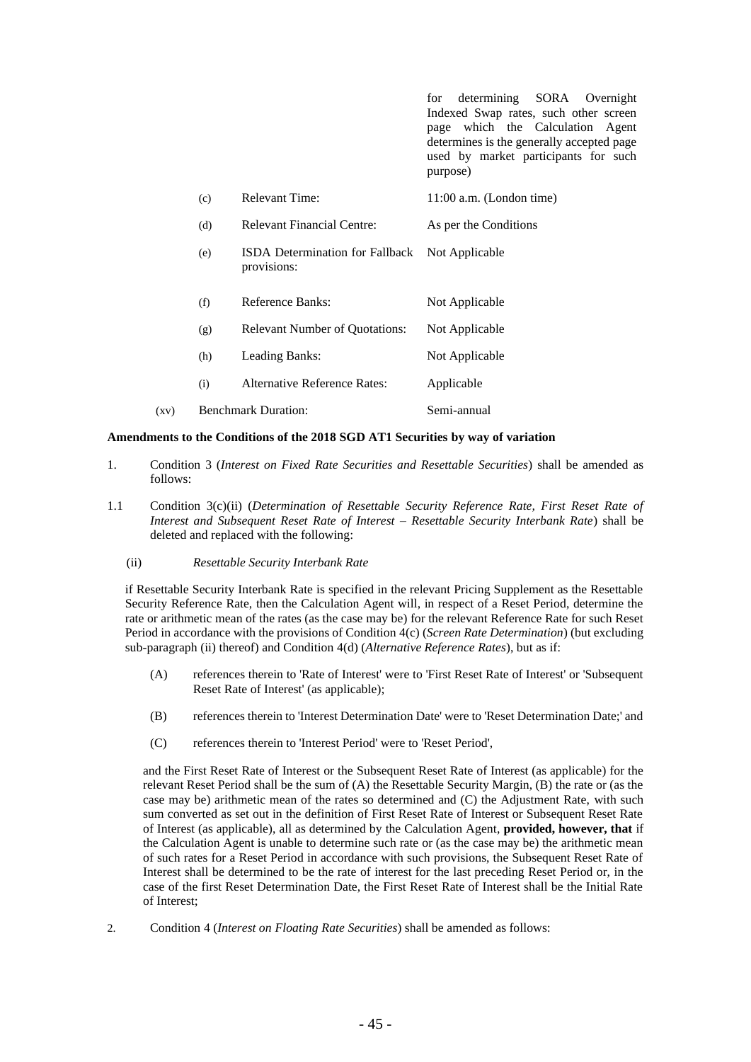| | | | |
|---|---|---|---|
| | | | for determining SORA Overnight Indexed Swap rates, such other screen page which the Calculation Agent determines is the generally accepted page used by market participants for such purpose) |
| | (c) | Relevant Time: | 11:00 a.m. (London time) |
| | (d) | Relevant Financial Centre: | As per the Conditions |
| | (e) | ISDA Determination for Fallback provisions: | Not Applicable |
| | (f) | Reference Banks: | Not Applicable |
| | (g) | Relevant Number of Quotations: | Not Applicable |
| | (h) | Leading Banks: | Not Applicable |
| | (i) | Alternative Reference Rates: | Applicable |
| (xv) | Benchmark Duration: | | Semi-annual |

**Amendments to the Conditions of the 2018 SGD AT1 Securities by way of variation**

1. Condition 3 (*Interest on Fixed Rate Securities and Resettable Securities*) shall be amended as follows:

1.1 Condition 3(c)(ii) (*Determination of Resettable Security Reference Rate, First Reset Rate of Interest and Subsequent Reset Rate of Interest – Resettable Security Interbank Rate*) shall be deleted and replaced with the following:

(ii) *Resettable Security Interbank Rate*

if Resettable Security Interbank Rate is specified in the relevant Pricing Supplement as the Resettable Security Reference Rate, then the Calculation Agent will, in respect of a Reset Period, determine the rate or arithmetic mean of the rates (as the case may be) for the relevant Reference Rate for such Reset Period in accordance with the provisions of Condition 4(c) (*Screen Rate Determination*) (but excluding sub-paragraph (ii) thereof) and Condition 4(d) (*Alternative Reference Rates*), but as if:

(A) references therein to 'Rate of Interest' were to 'First Reset Rate of Interest' or 'Subsequent Reset Rate of Interest' (as applicable);

(B) references therein to 'Interest Determination Date' were to 'Reset Determination Date;' and

(C) references therein to 'Interest Period' were to 'Reset Period',

and the First Reset Rate of Interest or the Subsequent Reset Rate of Interest (as applicable) for the relevant Reset Period shall be the sum of (A) the Resettable Security Margin, (B) the rate or (as the case may be) arithmetic mean of the rates so determined and (C) the Adjustment Rate, with such sum converted as set out in the definition of First Reset Rate of Interest or Subsequent Reset Rate of Interest (as applicable), all as determined by the Calculation Agent, **provided, however, that** if the Calculation Agent is unable to determine such rate or (as the case may be) the arithmetic mean of such rates for a Reset Period in accordance with such provisions, the Subsequent Reset Rate of Interest shall be determined to be the rate of interest for the last preceding Reset Period or, in the case of the first Reset Determination Date, the First Reset Rate of Interest shall be the Initial Rate of Interest;

2. Condition 4 (*Interest on Floating Rate Securities*) shall be amended as follows: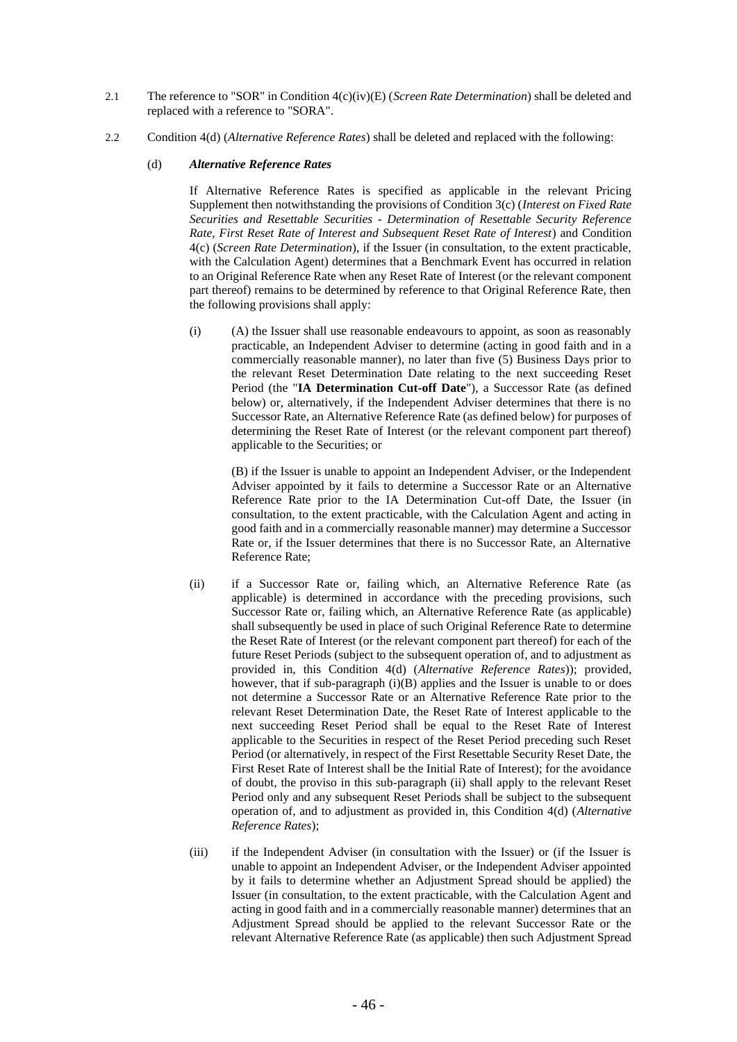2.1 The reference to "SOR" in Condition 4(c)(iv)(E) (*Screen Rate Determination*) shall be deleted and replaced with a reference to "SORA".

2.2 Condition 4(d) (*Alternative Reference Rates*) shall be deleted and replaced with the following:

(d) ***Alternative Reference Rates***

If Alternative Reference Rates is specified as applicable in the relevant Pricing Supplement then notwithstanding the provisions of Condition 3(c) (*Interest on Fixed Rate Securities and Resettable Securities - Determination of Resettable Security Reference Rate, First Reset Rate of Interest and Subsequent Reset Rate of Interest*) and Condition 4(c) (*Screen Rate Determination*), if the Issuer (in consultation, to the extent practicable, with the Calculation Agent) determines that a Benchmark Event has occurred in relation to an Original Reference Rate when any Reset Rate of Interest (or the relevant component part thereof) remains to be determined by reference to that Original Reference Rate, then the following provisions shall apply:

(i) (A) the Issuer shall use reasonable endeavours to appoint, as soon as reasonably practicable, an Independent Adviser to determine (acting in good faith and in a commercially reasonable manner), no later than five (5) Business Days prior to the relevant Reset Determination Date relating to the next succeeding Reset Period (the "**IA Determination Cut-off Date**"), a Successor Rate (as defined below) or, alternatively, if the Independent Adviser determines that there is no Successor Rate, an Alternative Reference Rate (as defined below) for purposes of determining the Reset Rate of Interest (or the relevant component part thereof) applicable to the Securities; or

(B) if the Issuer is unable to appoint an Independent Adviser, or the Independent Adviser appointed by it fails to determine a Successor Rate or an Alternative Reference Rate prior to the IA Determination Cut-off Date, the Issuer (in consultation, to the extent practicable, with the Calculation Agent and acting in good faith and in a commercially reasonable manner) may determine a Successor Rate or, if the Issuer determines that there is no Successor Rate, an Alternative Reference Rate;

(ii) if a Successor Rate or, failing which, an Alternative Reference Rate (as applicable) is determined in accordance with the preceding provisions, such Successor Rate or, failing which, an Alternative Reference Rate (as applicable) shall subsequently be used in place of such Original Reference Rate to determine the Reset Rate of Interest (or the relevant component part thereof) for each of the future Reset Periods (subject to the subsequent operation of, and to adjustment as provided in, this Condition 4(d) (*Alternative Reference Rates*)); provided, however, that if sub-paragraph (i)(B) applies and the Issuer is unable to or does not determine a Successor Rate or an Alternative Reference Rate prior to the relevant Reset Determination Date, the Reset Rate of Interest applicable to the next succeeding Reset Period shall be equal to the Reset Rate of Interest applicable to the Securities in respect of the Reset Period preceding such Reset Period (or alternatively, in respect of the First Resettable Security Reset Date, the First Reset Rate of Interest shall be the Initial Rate of Interest); for the avoidance of doubt, the proviso in this sub-paragraph (ii) shall apply to the relevant Reset Period only and any subsequent Reset Periods shall be subject to the subsequent operation of, and to adjustment as provided in, this Condition 4(d) (*Alternative Reference Rates*);

(iii) if the Independent Adviser (in consultation with the Issuer) or (if the Issuer is unable to appoint an Independent Adviser, or the Independent Adviser appointed by it fails to determine whether an Adjustment Spread should be applied) the Issuer (in consultation, to the extent practicable, with the Calculation Agent and acting in good faith and in a commercially reasonable manner) determines that an Adjustment Spread should be applied to the relevant Successor Rate or the relevant Alternative Reference Rate (as applicable) then such Adjustment Spread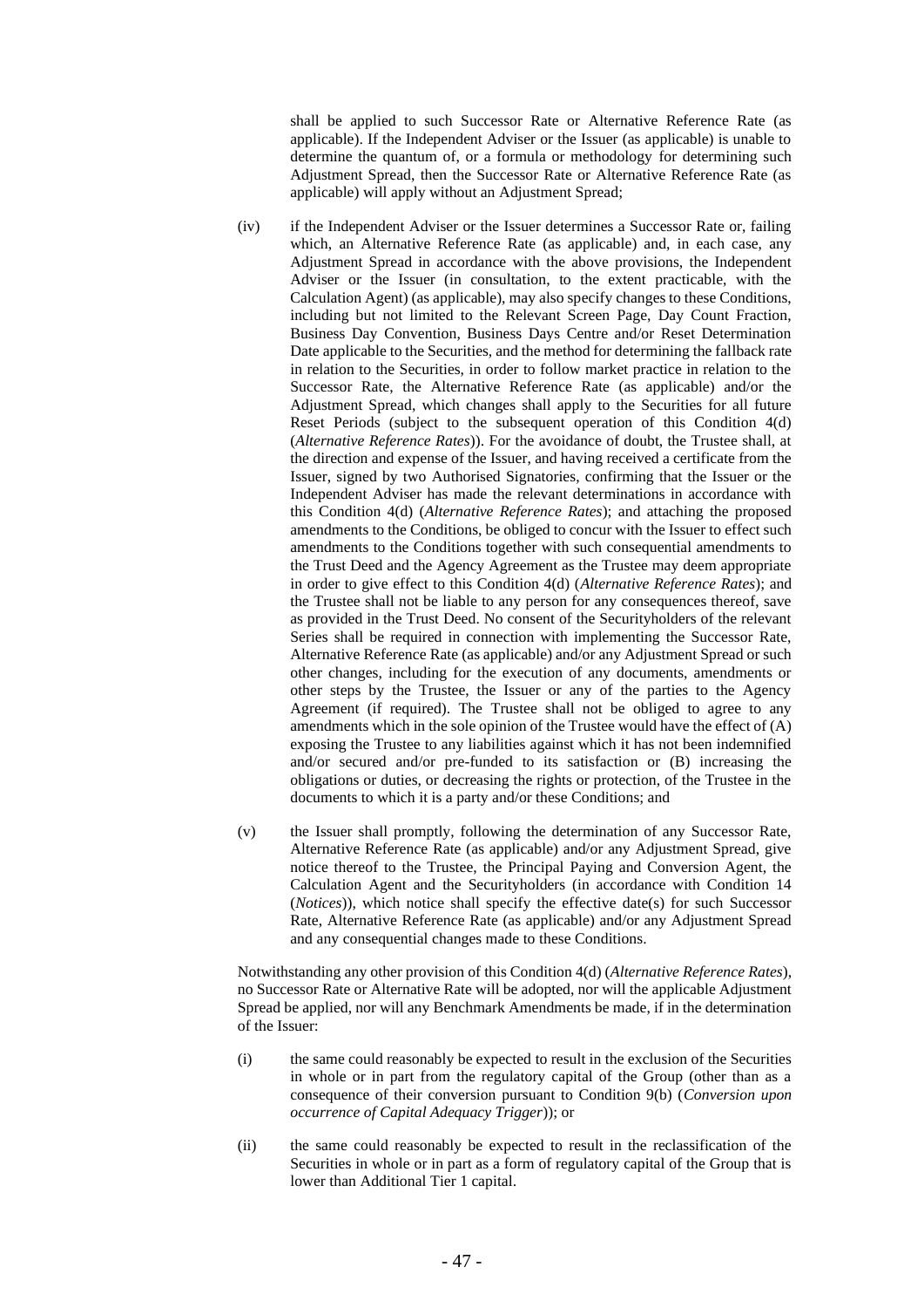shall be applied to such Successor Rate or Alternative Reference Rate (as applicable). If the Independent Adviser or the Issuer (as applicable) is unable to determine the quantum of, or a formula or methodology for determining such Adjustment Spread, then the Successor Rate or Alternative Reference Rate (as applicable) will apply without an Adjustment Spread;

(iv) if the Independent Adviser or the Issuer determines a Successor Rate or, failing which, an Alternative Reference Rate (as applicable) and, in each case, any Adjustment Spread in accordance with the above provisions, the Independent Adviser or the Issuer (in consultation, to the extent practicable, with the Calculation Agent) (as applicable), may also specify changes to these Conditions, including but not limited to the Relevant Screen Page, Day Count Fraction, Business Day Convention, Business Days Centre and/or Reset Determination Date applicable to the Securities, and the method for determining the fallback rate in relation to the Securities, in order to follow market practice in relation to the Successor Rate, the Alternative Reference Rate (as applicable) and/or the Adjustment Spread, which changes shall apply to the Securities for all future Reset Periods (subject to the subsequent operation of this Condition 4(d) (*Alternative Reference Rates*)). For the avoidance of doubt, the Trustee shall, at the direction and expense of the Issuer, and having received a certificate from the Issuer, signed by two Authorised Signatories, confirming that the Issuer or the Independent Adviser has made the relevant determinations in accordance with this Condition 4(d) (*Alternative Reference Rates*); and attaching the proposed amendments to the Conditions, be obliged to concur with the Issuer to effect such amendments to the Conditions together with such consequential amendments to the Trust Deed and the Agency Agreement as the Trustee may deem appropriate in order to give effect to this Condition 4(d) (*Alternative Reference Rates*); and the Trustee shall not be liable to any person for any consequences thereof, save as provided in the Trust Deed. No consent of the Securityholders of the relevant Series shall be required in connection with implementing the Successor Rate, Alternative Reference Rate (as applicable) and/or any Adjustment Spread or such other changes, including for the execution of any documents, amendments or other steps by the Trustee, the Issuer or any of the parties to the Agency Agreement (if required). The Trustee shall not be obliged to agree to any amendments which in the sole opinion of the Trustee would have the effect of (A) exposing the Trustee to any liabilities against which it has not been indemnified and/or secured and/or pre-funded to its satisfaction or (B) increasing the obligations or duties, or decreasing the rights or protection, of the Trustee in the documents to which it is a party and/or these Conditions; and

(v) the Issuer shall promptly, following the determination of any Successor Rate, Alternative Reference Rate (as applicable) and/or any Adjustment Spread, give notice thereof to the Trustee, the Principal Paying and Conversion Agent, the Calculation Agent and the Securityholders (in accordance with Condition 14 (*Notices*)), which notice shall specify the effective date(s) for such Successor Rate, Alternative Reference Rate (as applicable) and/or any Adjustment Spread and any consequential changes made to these Conditions.

Notwithstanding any other provision of this Condition 4(d) (*Alternative Reference Rates*), no Successor Rate or Alternative Rate will be adopted, nor will the applicable Adjustment Spread be applied, nor will any Benchmark Amendments be made, if in the determination of the Issuer:

(i) the same could reasonably be expected to result in the exclusion of the Securities in whole or in part from the regulatory capital of the Group (other than as a consequence of their conversion pursuant to Condition 9(b) (*Conversion upon occurrence of Capital Adequacy Trigger*)); or

(ii) the same could reasonably be expected to result in the reclassification of the Securities in whole or in part as a form of regulatory capital of the Group that is lower than Additional Tier 1 capital.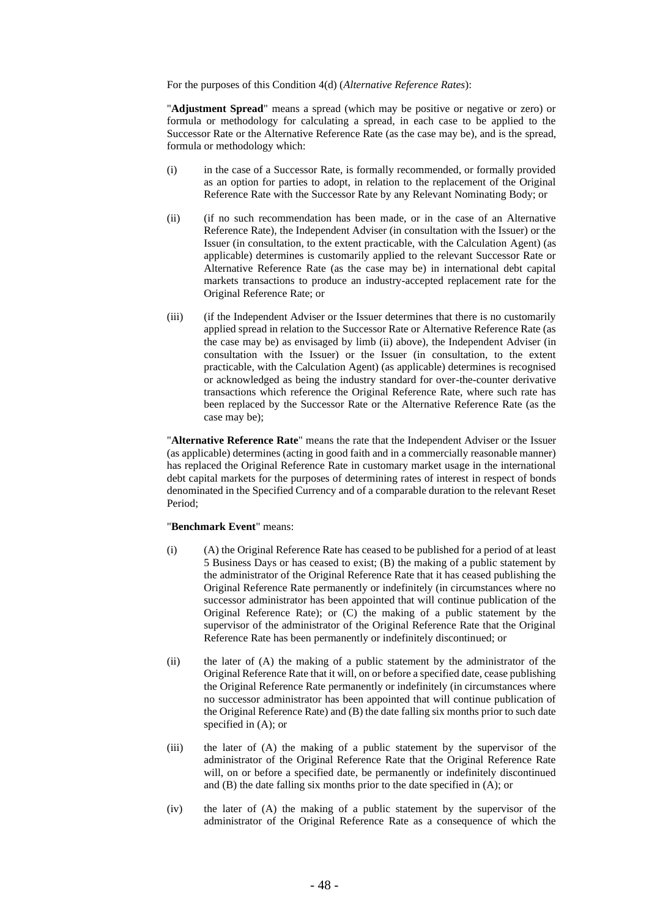For the purposes of this Condition 4(d) (*Alternative Reference Rates*):

"**Adjustment Spread**" means a spread (which may be positive or negative or zero) or formula or methodology for calculating a spread, in each case to be applied to the Successor Rate or the Alternative Reference Rate (as the case may be), and is the spread, formula or methodology which:

(i) in the case of a Successor Rate, is formally recommended, or formally provided as an option for parties to adopt, in relation to the replacement of the Original Reference Rate with the Successor Rate by any Relevant Nominating Body; or

(ii) (if no such recommendation has been made, or in the case of an Alternative Reference Rate), the Independent Adviser (in consultation with the Issuer) or the Issuer (in consultation, to the extent practicable, with the Calculation Agent) (as applicable) determines is customarily applied to the relevant Successor Rate or Alternative Reference Rate (as the case may be) in international debt capital markets transactions to produce an industry-accepted replacement rate for the Original Reference Rate; or

(iii) (if the Independent Adviser or the Issuer determines that there is no customarily applied spread in relation to the Successor Rate or Alternative Reference Rate (as the case may be) as envisaged by limb (ii) above), the Independent Adviser (in consultation with the Issuer) or the Issuer (in consultation, to the extent practicable, with the Calculation Agent) (as applicable) determines is recognised or acknowledged as being the industry standard for over-the-counter derivative transactions which reference the Original Reference Rate, where such rate has been replaced by the Successor Rate or the Alternative Reference Rate (as the case may be);

"**Alternative Reference Rate**" means the rate that the Independent Adviser or the Issuer (as applicable) determines (acting in good faith and in a commercially reasonable manner) has replaced the Original Reference Rate in customary market usage in the international debt capital markets for the purposes of determining rates of interest in respect of bonds denominated in the Specified Currency and of a comparable duration to the relevant Reset Period;

"**Benchmark Event**" means:

(i) (A) the Original Reference Rate has ceased to be published for a period of at least 5 Business Days or has ceased to exist; (B) the making of a public statement by the administrator of the Original Reference Rate that it has ceased publishing the Original Reference Rate permanently or indefinitely (in circumstances where no successor administrator has been appointed that will continue publication of the Original Reference Rate); or (C) the making of a public statement by the supervisor of the administrator of the Original Reference Rate that the Original Reference Rate has been permanently or indefinitely discontinued; or

(ii) the later of (A) the making of a public statement by the administrator of the Original Reference Rate that it will, on or before a specified date, cease publishing the Original Reference Rate permanently or indefinitely (in circumstances where no successor administrator has been appointed that will continue publication of the Original Reference Rate) and (B) the date falling six months prior to such date specified in (A); or

(iii) the later of (A) the making of a public statement by the supervisor of the administrator of the Original Reference Rate that the Original Reference Rate will, on or before a specified date, be permanently or indefinitely discontinued and (B) the date falling six months prior to the date specified in (A); or

(iv) the later of (A) the making of a public statement by the supervisor of the administrator of the Original Reference Rate as a consequence of which the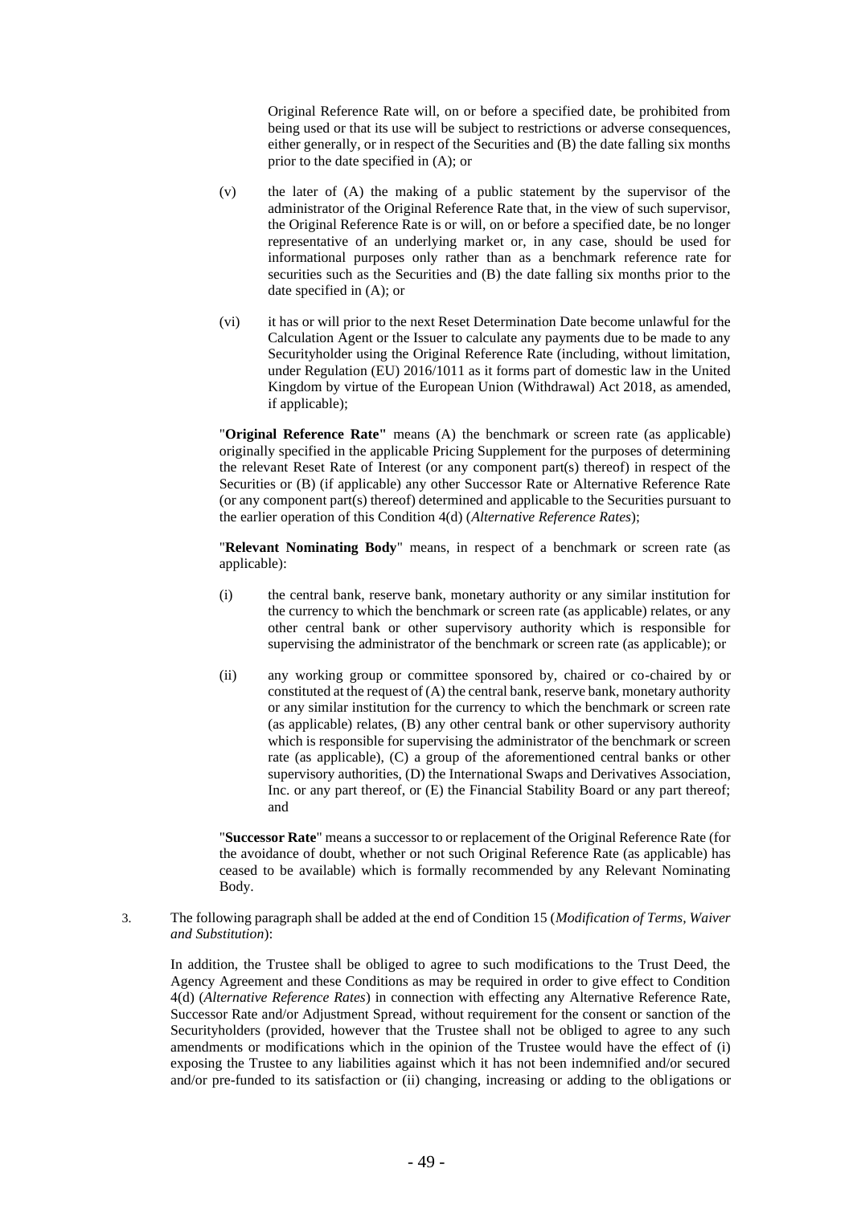Original Reference Rate will, on or before a specified date, be prohibited from being used or that its use will be subject to restrictions or adverse consequences, either generally, or in respect of the Securities and (B) the date falling six months prior to the date specified in (A); or

(v) the later of (A) the making of a public statement by the supervisor of the administrator of the Original Reference Rate that, in the view of such supervisor, the Original Reference Rate is or will, on or before a specified date, be no longer representative of an underlying market or, in any case, should be used for informational purposes only rather than as a benchmark reference rate for securities such as the Securities and (B) the date falling six months prior to the date specified in (A); or

(vi) it has or will prior to the next Reset Determination Date become unlawful for the Calculation Agent or the Issuer to calculate any payments due to be made to any Securityholder using the Original Reference Rate (including, without limitation, under Regulation (EU) 2016/1011 as it forms part of domestic law in the United Kingdom by virtue of the European Union (Withdrawal) Act 2018, as amended, if applicable);

"**Original Reference Rate"** means (A) the benchmark or screen rate (as applicable) originally specified in the applicable Pricing Supplement for the purposes of determining the relevant Reset Rate of Interest (or any component part(s) thereof) in respect of the Securities or (B) (if applicable) any other Successor Rate or Alternative Reference Rate (or any component part(s) thereof) determined and applicable to the Securities pursuant to the earlier operation of this Condition 4(d) (*Alternative Reference Rates*);

"**Relevant Nominating Body**" means, in respect of a benchmark or screen rate (as applicable):

(i) the central bank, reserve bank, monetary authority or any similar institution for the currency to which the benchmark or screen rate (as applicable) relates, or any other central bank or other supervisory authority which is responsible for supervising the administrator of the benchmark or screen rate (as applicable); or

(ii) any working group or committee sponsored by, chaired or co-chaired by or constituted at the request of (A) the central bank, reserve bank, monetary authority or any similar institution for the currency to which the benchmark or screen rate (as applicable) relates, (B) any other central bank or other supervisory authority which is responsible for supervising the administrator of the benchmark or screen rate (as applicable), (C) a group of the aforementioned central banks or other supervisory authorities, (D) the International Swaps and Derivatives Association, Inc. or any part thereof, or (E) the Financial Stability Board or any part thereof; and

"**Successor Rate**" means a successor to or replacement of the Original Reference Rate (for the avoidance of doubt, whether or not such Original Reference Rate (as applicable) has ceased to be available) which is formally recommended by any Relevant Nominating Body.

3. The following paragraph shall be added at the end of Condition 15 (*Modification of Terms, Waiver and Substitution*):

In addition, the Trustee shall be obliged to agree to such modifications to the Trust Deed, the Agency Agreement and these Conditions as may be required in order to give effect to Condition 4(d) (*Alternative Reference Rates*) in connection with effecting any Alternative Reference Rate, Successor Rate and/or Adjustment Spread, without requirement for the consent or sanction of the Securityholders (provided, however that the Trustee shall not be obliged to agree to any such amendments or modifications which in the opinion of the Trustee would have the effect of (i) exposing the Trustee to any liabilities against which it has not been indemnified and/or secured and/or pre-funded to its satisfaction or (ii) changing, increasing or adding to the obligations or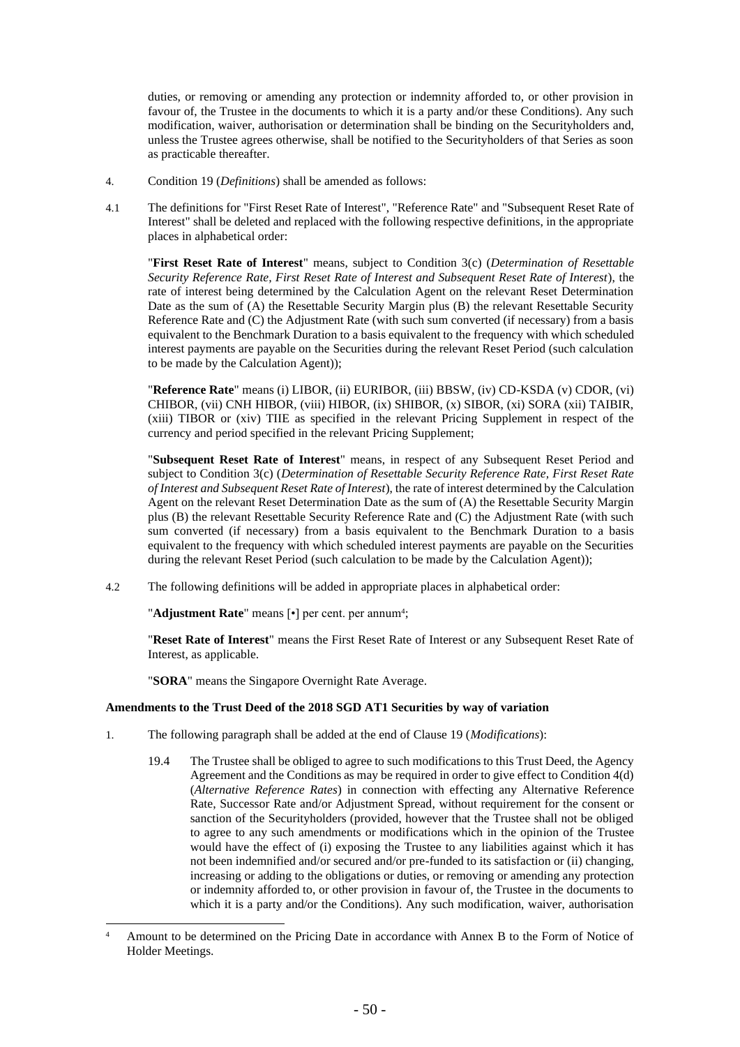duties, or removing or amending any protection or indemnity afforded to, or other provision in favour of, the Trustee in the documents to which it is a party and/or these Conditions). Any such modification, waiver, authorisation or determination shall be binding on the Securityholders and, unless the Trustee agrees otherwise, shall be notified to the Securityholders of that Series as soon as practicable thereafter.

4. Condition 19 (*Definitions*) shall be amended as follows:

4.1 The definitions for "First Reset Rate of Interest", "Reference Rate" and "Subsequent Reset Rate of Interest" shall be deleted and replaced with the following respective definitions, in the appropriate places in alphabetical order:

"**First Reset Rate of Interest**" means, subject to Condition 3(c) (*Determination of Resettable Security Reference Rate, First Reset Rate of Interest and Subsequent Reset Rate of Interest*), the rate of interest being determined by the Calculation Agent on the relevant Reset Determination Date as the sum of (A) the Resettable Security Margin plus (B) the relevant Resettable Security Reference Rate and (C) the Adjustment Rate (with such sum converted (if necessary) from a basis equivalent to the Benchmark Duration to a basis equivalent to the frequency with which scheduled interest payments are payable on the Securities during the relevant Reset Period (such calculation to be made by the Calculation Agent));

"**Reference Rate**" means (i) LIBOR, (ii) EURIBOR, (iii) BBSW, (iv) CD-KSDA (v) CDOR, (vi) CHIBOR, (vii) CNH HIBOR, (viii) HIBOR, (ix) SHIBOR, (x) SIBOR, (xi) SORA (xii) TAIBIR, (xiii) TIBOR or (xiv) TIIE as specified in the relevant Pricing Supplement in respect of the currency and period specified in the relevant Pricing Supplement;

"**Subsequent Reset Rate of Interest**" means, in respect of any Subsequent Reset Period and subject to Condition 3(c) (*Determination of Resettable Security Reference Rate, First Reset Rate of Interest and Subsequent Reset Rate of Interest*), the rate of interest determined by the Calculation Agent on the relevant Reset Determination Date as the sum of (A) the Resettable Security Margin plus (B) the relevant Resettable Security Reference Rate and (C) the Adjustment Rate (with such sum converted (if necessary) from a basis equivalent to the Benchmark Duration to a basis equivalent to the frequency with which scheduled interest payments are payable on the Securities during the relevant Reset Period (such calculation to be made by the Calculation Agent));

4.2 The following definitions will be added in appropriate places in alphabetical order:

"**Adjustment Rate**" means [•] per cent. per annum[4];

"**Reset Rate of Interest**" means the First Reset Rate of Interest or any Subsequent Reset Rate of Interest, as applicable.

"**SORA**" means the Singapore Overnight Rate Average.

**Amendments to the Trust Deed of the 2018 SGD AT1 Securities by way of variation**

1. The following paragraph shall be added at the end of Clause 19 (*Modifications*):

   19.4 The Trustee shall be obliged to agree to such modifications to this Trust Deed, the Agency Agreement and the Conditions as may be required in order to give effect to Condition 4(d) (*Alternative Reference Rates*) in connection with effecting any Alternative Reference Rate, Successor Rate and/or Adjustment Spread, without requirement for the consent or sanction of the Securityholders (provided, however that the Trustee shall not be obliged to agree to any such amendments or modifications which in the opinion of the Trustee would have the effect of (i) exposing the Trustee to any liabilities against which it has not been indemnified and/or secured and/or pre-funded to its satisfaction or (ii) changing, increasing or adding to the obligations or duties, or removing or amending any protection or indemnity afforded to, or other provision in favour of, the Trustee in the documents to which it is a party and/or the Conditions). Any such modification, waiver, authorisation

[4] Amount to be determined on the Pricing Date in accordance with Annex B to the Form of Notice of Holder Meetings.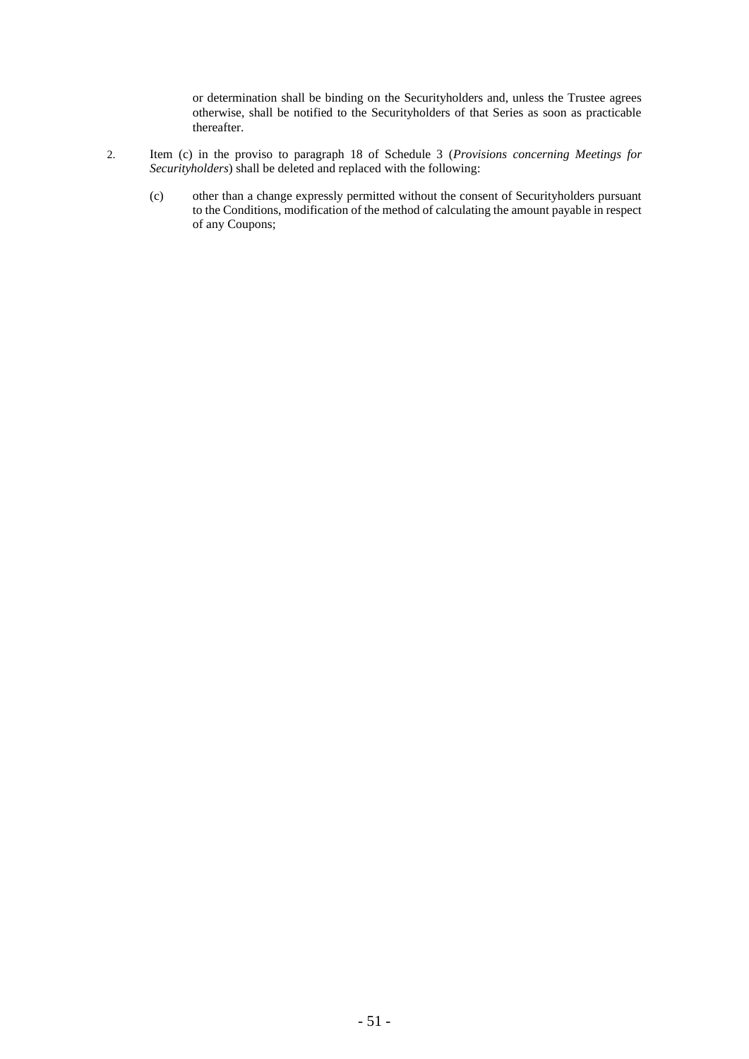or determination shall be binding on the Securityholders and, unless the Trustee agrees otherwise, shall be notified to the Securityholders of that Series as soon as practicable thereafter.

2. Item (c) in the proviso to paragraph 18 of Schedule 3 (*Provisions concerning Meetings for Securityholders*) shall be deleted and replaced with the following:

   (c) other than a change expressly permitted without the consent of Securityholders pursuant to the Conditions, modification of the method of calculating the amount payable in respect of any Coupons;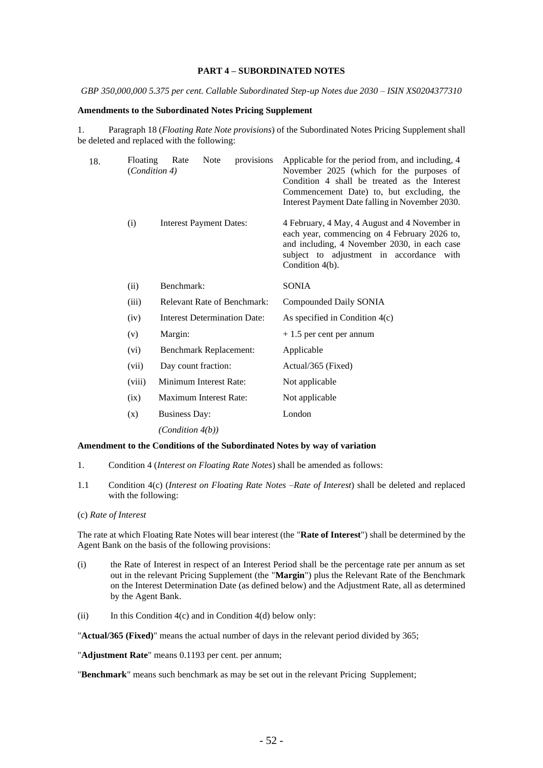**PART 4 – SUBORDINATED NOTES**

*GBP 350,000,000 5.375 per cent. Callable Subordinated Step-up Notes due 2030 – ISIN XS0204377310*

**Amendments to the Subordinated Notes Pricing Supplement**

1. Paragraph 18 (*Floating Rate Note provisions*) of the Subordinated Notes Pricing Supplement shall be deleted and replaced with the following:

| | | |
|---|---|---|
| 18. | Floating Rate Note provisions (*Condition 4)* | Applicable for the period from, and including, 4 November 2025 (which for the purposes of Condition 4 shall be treated as the Interest Commencement Date) to, but excluding, the Interest Payment Date falling in November 2030. |
| (i) | Interest Payment Dates: | 4 February, 4 May, 4 August and 4 November in each year, commencing on 4 February 2026 to, and including, 4 November 2030, in each case subject to adjustment in accordance with Condition 4(b). |
| (ii) | Benchmark: | SONIA |
| (iii) | Relevant Rate of Benchmark: | Compounded Daily SONIA |
| (iv) | Interest Determination Date: | As specified in Condition 4(c) |
| (v) | Margin: | + 1.5 per cent per annum |
| (vi) | Benchmark Replacement: | Applicable |
| (vii) | Day count fraction: | Actual/365 (Fixed) |
| (viii) | Minimum Interest Rate: | Not applicable |
| (ix) | Maximum Interest Rate: | Not applicable |
| (x) | Business Day: *(Condition 4(b))* | London |

**Amendment to the Conditions of the Subordinated Notes by way of variation**

1. Condition 4 (*Interest on Floating Rate Notes*) shall be amended as follows:

1.1 Condition 4(c) (*Interest on Floating Rate Notes –Rate of Interest*) shall be deleted and replaced with the following:

(c) *Rate of Interest*

The rate at which Floating Rate Notes will bear interest (the "**Rate of Interest**") shall be determined by the Agent Bank on the basis of the following provisions:

(i) the Rate of Interest in respect of an Interest Period shall be the percentage rate per annum as set out in the relevant Pricing Supplement (the "**Margin**") plus the Relevant Rate of the Benchmark on the Interest Determination Date (as defined below) and the Adjustment Rate, all as determined by the Agent Bank.

(ii) In this Condition 4(c) and in Condition 4(d) below only:

"**Actual/365 (Fixed)**" means the actual number of days in the relevant period divided by 365;

"**Adjustment Rate**" means 0.1193 per cent. per annum;

"**Benchmark**" means such benchmark as may be set out in the relevant Pricing Supplement;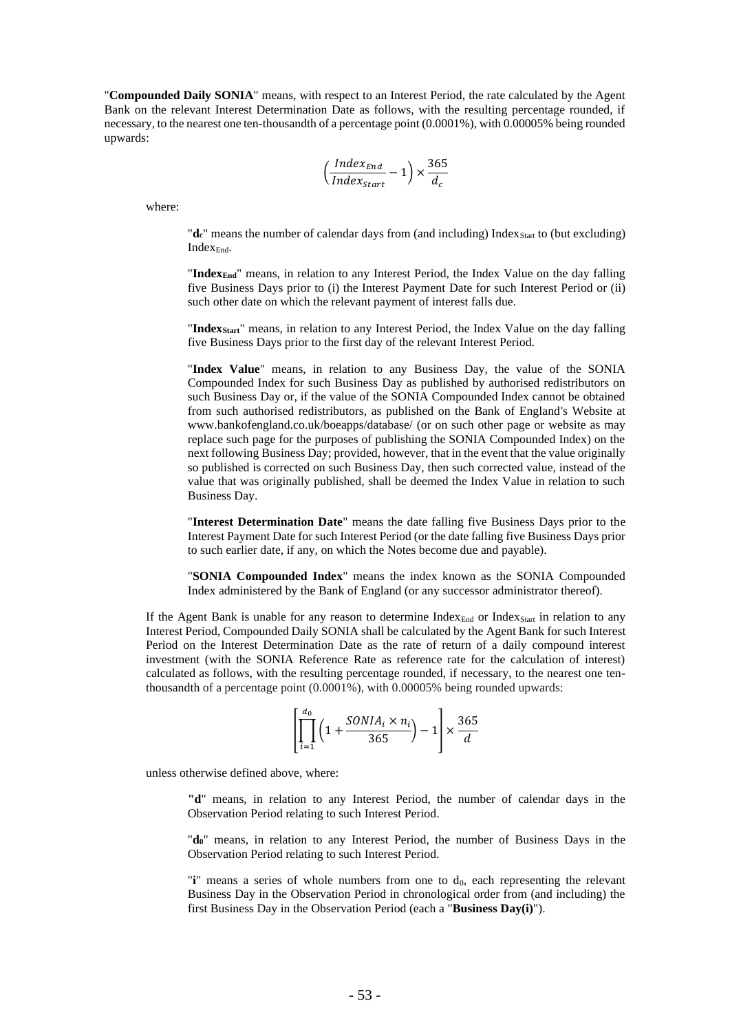"**Compounded Daily SONIA**" means, with respect to an Interest Period, the rate calculated by the Agent Bank on the relevant Interest Determination Date as follows, with the resulting percentage rounded, if necessary, to the nearest one ten-thousandth of a percentage point (0.0001%), with 0.00005% being rounded upwards:

$$\left(\frac{Index_{End}}{Index_{Start}} - 1\right) \times \frac{365}{d_c}$$

where:

> "$d_c$" means the number of calendar days from (and including) $Index_{Start}$ to (but excluding) $Index_{End}$.
>
> "**$Index_{End}$**" means, in relation to any Interest Period, the Index Value on the day falling five Business Days prior to (i) the Interest Payment Date for such Interest Period or (ii) such other date on which the relevant payment of interest falls due.
>
> "**$Index_{Start}$**" means, in relation to any Interest Period, the Index Value on the day falling five Business Days prior to the first day of the relevant Interest Period.
>
> "**Index Value**" means, in relation to any Business Day, the value of the SONIA Compounded Index for such Business Day as published by authorised redistributors on such Business Day or, if the value of the SONIA Compounded Index cannot be obtained from such authorised redistributors, as published on the Bank of England's Website at www.bankofengland.co.uk/boeapps/database/ (or on such other page or website as may replace such page for the purposes of publishing the SONIA Compounded Index) on the next following Business Day; provided, however, that in the event that the value originally so published is corrected on such Business Day, then such corrected value, instead of the value that was originally published, shall be deemed the Index Value in relation to such Business Day.
>
> "**Interest Determination Date**" means the date falling five Business Days prior to the Interest Payment Date for such Interest Period (or the date falling five Business Days prior to such earlier date, if any, on which the Notes become due and payable).
>
> "**SONIA Compounded Index**" means the index known as the SONIA Compounded Index administered by the Bank of England (or any successor administrator thereof).

If the Agent Bank is unable for any reason to determine $Index_{End}$ or $Index_{Start}$ in relation to any Interest Period, Compounded Daily SONIA shall be calculated by the Agent Bank for such Interest Period on the Interest Determination Date as the rate of return of a daily compound interest investment (with the SONIA Reference Rate as reference rate for the calculation of interest) calculated as follows, with the resulting percentage rounded, if necessary, to the nearest one ten-thousandth of a percentage point (0.0001%), with 0.00005% being rounded upwards:

$$\left[\prod_{i=1}^{d_0}\left(1 + \frac{SONIA_i \times n_i}{365}\right) - 1\right] \times \frac{365}{d}$$

unless otherwise defined above, where:

> "**d**" means, in relation to any Interest Period, the number of calendar days in the Observation Period relating to such Interest Period.
>
> "**$d_0$**" means, in relation to any Interest Period, the number of Business Days in the Observation Period relating to such Interest Period.
>
> "**i**" means a series of whole numbers from one to $d_0$, each representing the relevant Business Day in the Observation Period in chronological order from (and including) the first Business Day in the Observation Period (each a "**Business Day(i)**").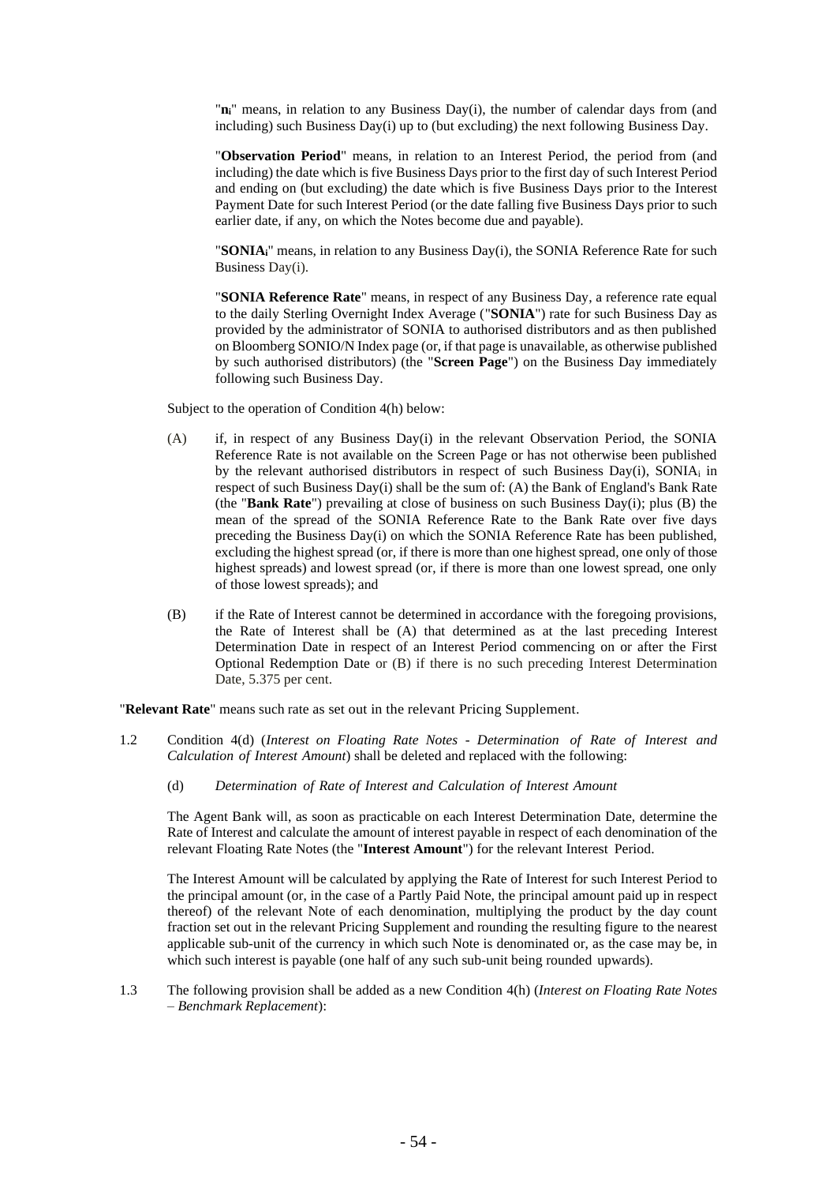"$n_i$" means, in relation to any Business Day(i), the number of calendar days from (and including) such Business Day(i) up to (but excluding) the next following Business Day.

"**Observation Period**" means, in relation to an Interest Period, the period from (and including) the date which is five Business Days prior to the first day of such Interest Period and ending on (but excluding) the date which is five Business Days prior to the Interest Payment Date for such Interest Period (or the date falling five Business Days prior to such earlier date, if any, on which the Notes become due and payable).

"**$SONIA_i$**" means, in relation to any Business Day(i), the SONIA Reference Rate for such Business Day(i).

"**SONIA Reference Rate**" means, in respect of any Business Day, a reference rate equal to the daily Sterling Overnight Index Average ("**SONIA**") rate for such Business Day as provided by the administrator of SONIA to authorised distributors and as then published on Bloomberg SONIO/N Index page (or, if that page is unavailable, as otherwise published by such authorised distributors) (the "**Screen Page**") on the Business Day immediately following such Business Day.

Subject to the operation of Condition 4(h) below:

(A) if, in respect of any Business Day(i) in the relevant Observation Period, the SONIA Reference Rate is not available on the Screen Page or has not otherwise been published by the relevant authorised distributors in respect of such Business Day(i), $SONIA_i$ in respect of such Business Day(i) shall be the sum of: (A) the Bank of England's Bank Rate (the "**Bank Rate**") prevailing at close of business on such Business Day(i); plus (B) the mean of the spread of the SONIA Reference Rate to the Bank Rate over five days preceding the Business Day(i) on which the SONIA Reference Rate has been published, excluding the highest spread (or, if there is more than one highest spread, one only of those highest spreads) and lowest spread (or, if there is more than one lowest spread, one only of those lowest spreads); and

(B) if the Rate of Interest cannot be determined in accordance with the foregoing provisions, the Rate of Interest shall be (A) that determined as at the last preceding Interest Determination Date in respect of an Interest Period commencing on or after the First Optional Redemption Date or (B) if there is no such preceding Interest Determination Date, 5.375 per cent.

"**Relevant Rate**" means such rate as set out in the relevant Pricing Supplement.

1.2 Condition 4(d) (*Interest on Floating Rate Notes - Determination of Rate of Interest and Calculation of Interest Amount*) shall be deleted and replaced with the following:

(d) *Determination of Rate of Interest and Calculation of Interest Amount*

The Agent Bank will, as soon as practicable on each Interest Determination Date, determine the Rate of Interest and calculate the amount of interest payable in respect of each denomination of the relevant Floating Rate Notes (the "**Interest Amount**") for the relevant Interest Period.

The Interest Amount will be calculated by applying the Rate of Interest for such Interest Period to the principal amount (or, in the case of a Partly Paid Note, the principal amount paid up in respect thereof) of the relevant Note of each denomination, multiplying the product by the day count fraction set out in the relevant Pricing Supplement and rounding the resulting figure to the nearest applicable sub-unit of the currency in which such Note is denominated or, as the case may be, in which such interest is payable (one half of any such sub-unit being rounded upwards).

1.3 The following provision shall be added as a new Condition 4(h) (*Interest on Floating Rate Notes – Benchmark Replacement*):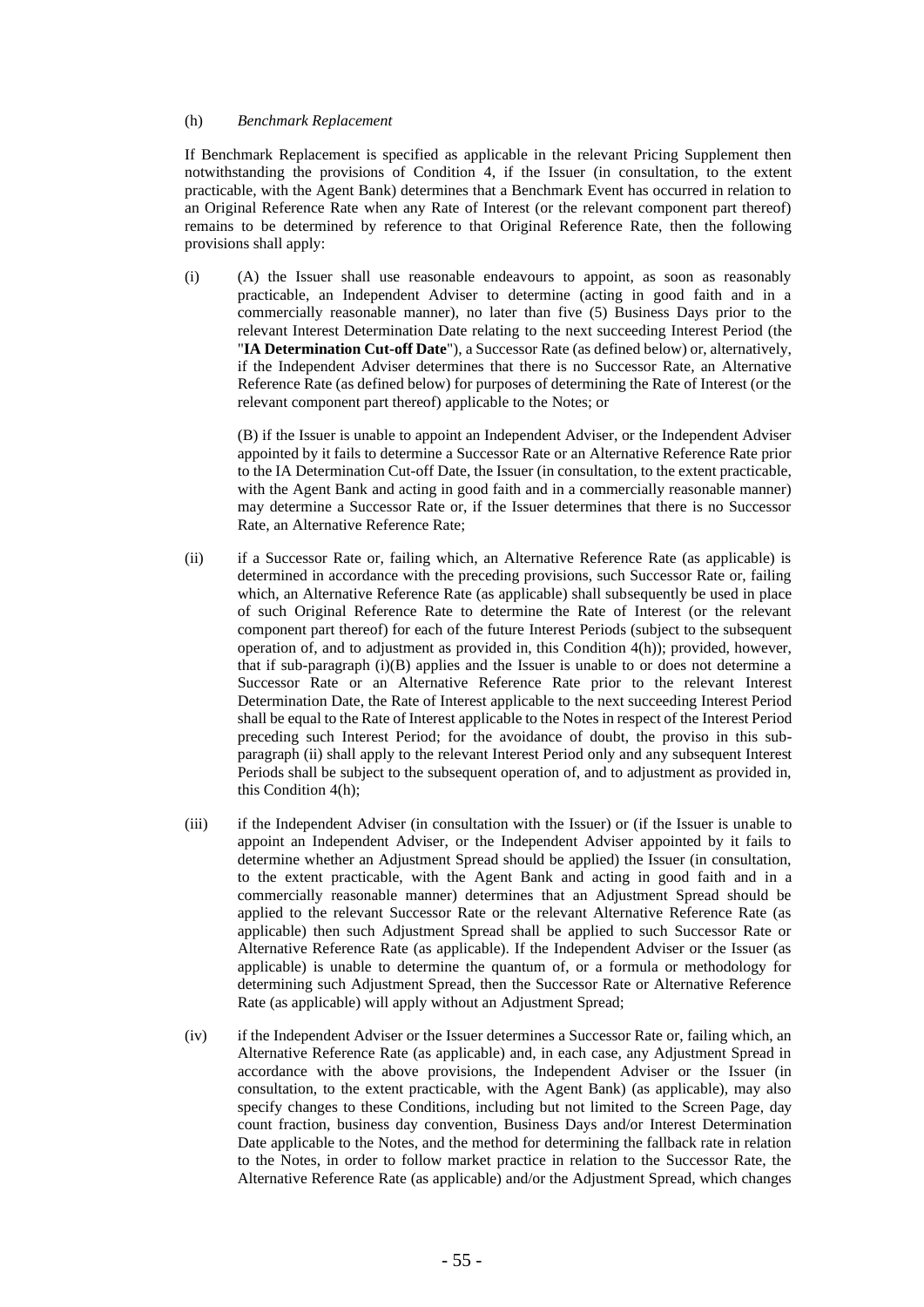(h) *Benchmark Replacement*

If Benchmark Replacement is specified as applicable in the relevant Pricing Supplement then notwithstanding the provisions of Condition 4, if the Issuer (in consultation, to the extent practicable, with the Agent Bank) determines that a Benchmark Event has occurred in relation to an Original Reference Rate when any Rate of Interest (or the relevant component part thereof) remains to be determined by reference to that Original Reference Rate, then the following provisions shall apply:

(i) (A) the Issuer shall use reasonable endeavours to appoint, as soon as reasonably practicable, an Independent Adviser to determine (acting in good faith and in a commercially reasonable manner), no later than five (5) Business Days prior to the relevant Interest Determination Date relating to the next succeeding Interest Period (the "**IA Determination Cut-off Date**"), a Successor Rate (as defined below) or, alternatively, if the Independent Adviser determines that there is no Successor Rate, an Alternative Reference Rate (as defined below) for purposes of determining the Rate of Interest (or the relevant component part thereof) applicable to the Notes; or

(B) if the Issuer is unable to appoint an Independent Adviser, or the Independent Adviser appointed by it fails to determine a Successor Rate or an Alternative Reference Rate prior to the IA Determination Cut-off Date, the Issuer (in consultation, to the extent practicable, with the Agent Bank and acting in good faith and in a commercially reasonable manner) may determine a Successor Rate or, if the Issuer determines that there is no Successor Rate, an Alternative Reference Rate;

(ii) if a Successor Rate or, failing which, an Alternative Reference Rate (as applicable) is determined in accordance with the preceding provisions, such Successor Rate or, failing which, an Alternative Reference Rate (as applicable) shall subsequently be used in place of such Original Reference Rate to determine the Rate of Interest (or the relevant component part thereof) for each of the future Interest Periods (subject to the subsequent operation of, and to adjustment as provided in, this Condition 4(h)); provided, however, that if sub-paragraph (i)(B) applies and the Issuer is unable to or does not determine a Successor Rate or an Alternative Reference Rate prior to the relevant Interest Determination Date, the Rate of Interest applicable to the next succeeding Interest Period shall be equal to the Rate of Interest applicable to the Notes in respect of the Interest Period preceding such Interest Period; for the avoidance of doubt, the proviso in this sub-paragraph (ii) shall apply to the relevant Interest Period only and any subsequent Interest Periods shall be subject to the subsequent operation of, and to adjustment as provided in, this Condition 4(h);

(iii) if the Independent Adviser (in consultation with the Issuer) or (if the Issuer is unable to appoint an Independent Adviser, or the Independent Adviser appointed by it fails to determine whether an Adjustment Spread should be applied) the Issuer (in consultation, to the extent practicable, with the Agent Bank and acting in good faith and in a commercially reasonable manner) determines that an Adjustment Spread should be applied to the relevant Successor Rate or the relevant Alternative Reference Rate (as applicable) then such Adjustment Spread shall be applied to such Successor Rate or Alternative Reference Rate (as applicable). If the Independent Adviser or the Issuer (as applicable) is unable to determine the quantum of, or a formula or methodology for determining such Adjustment Spread, then the Successor Rate or Alternative Reference Rate (as applicable) will apply without an Adjustment Spread;

(iv) if the Independent Adviser or the Issuer determines a Successor Rate or, failing which, an Alternative Reference Rate (as applicable) and, in each case, any Adjustment Spread in accordance with the above provisions, the Independent Adviser or the Issuer (in consultation, to the extent practicable, with the Agent Bank) (as applicable), may also specify changes to these Conditions, including but not limited to the Screen Page, day count fraction, business day convention, Business Days and/or Interest Determination Date applicable to the Notes, and the method for determining the fallback rate in relation to the Notes, in order to follow market practice in relation to the Successor Rate, the Alternative Reference Rate (as applicable) and/or the Adjustment Spread, which changes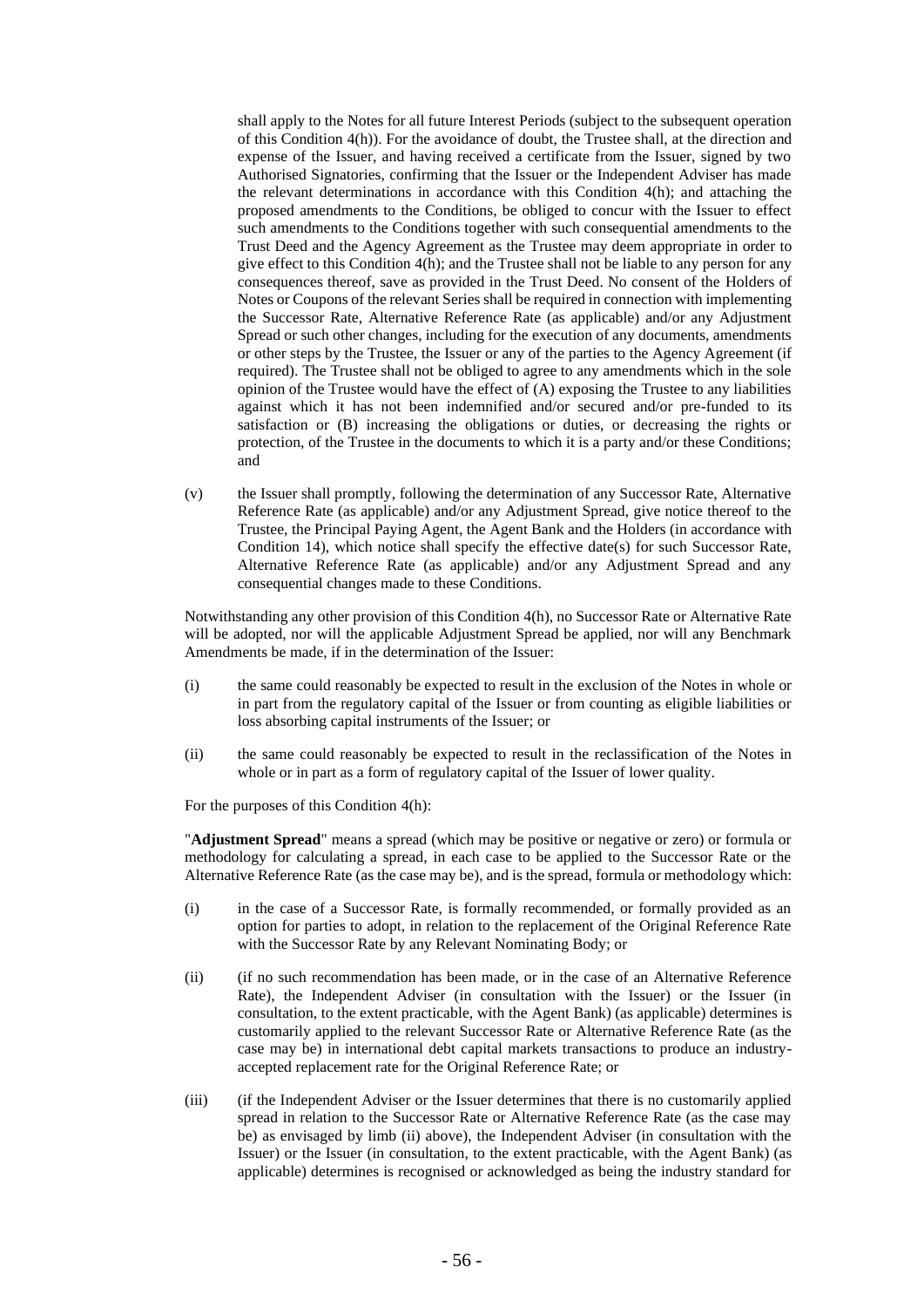shall apply to the Notes for all future Interest Periods (subject to the subsequent operation of this Condition 4(h)). For the avoidance of doubt, the Trustee shall, at the direction and expense of the Issuer, and having received a certificate from the Issuer, signed by two Authorised Signatories, confirming that the Issuer or the Independent Adviser has made the relevant determinations in accordance with this Condition 4(h); and attaching the proposed amendments to the Conditions, be obliged to concur with the Issuer to effect such amendments to the Conditions together with such consequential amendments to the Trust Deed and the Agency Agreement as the Trustee may deem appropriate in order to give effect to this Condition 4(h); and the Trustee shall not be liable to any person for any consequences thereof, save as provided in the Trust Deed. No consent of the Holders of Notes or Coupons of the relevant Series shall be required in connection with implementing the Successor Rate, Alternative Reference Rate (as applicable) and/or any Adjustment Spread or such other changes, including for the execution of any documents, amendments or other steps by the Trustee, the Issuer or any of the parties to the Agency Agreement (if required). The Trustee shall not be obliged to agree to any amendments which in the sole opinion of the Trustee would have the effect of (A) exposing the Trustee to any liabilities against which it has not been indemnified and/or secured and/or pre-funded to its satisfaction or (B) increasing the obligations or duties, or decreasing the rights or protection, of the Trustee in the documents to which it is a party and/or these Conditions; and

(v) the Issuer shall promptly, following the determination of any Successor Rate, Alternative Reference Rate (as applicable) and/or any Adjustment Spread, give notice thereof to the Trustee, the Principal Paying Agent, the Agent Bank and the Holders (in accordance with Condition 14), which notice shall specify the effective date(s) for such Successor Rate, Alternative Reference Rate (as applicable) and/or any Adjustment Spread and any consequential changes made to these Conditions.

Notwithstanding any other provision of this Condition 4(h), no Successor Rate or Alternative Rate will be adopted, nor will the applicable Adjustment Spread be applied, nor will any Benchmark Amendments be made, if in the determination of the Issuer:

(i) the same could reasonably be expected to result in the exclusion of the Notes in whole or in part from the regulatory capital of the Issuer or from counting as eligible liabilities or loss absorbing capital instruments of the Issuer; or

(ii) the same could reasonably be expected to result in the reclassification of the Notes in whole or in part as a form of regulatory capital of the Issuer of lower quality.

For the purposes of this Condition 4(h):

"**Adjustment Spread**" means a spread (which may be positive or negative or zero) or formula or methodology for calculating a spread, in each case to be applied to the Successor Rate or the Alternative Reference Rate (as the case may be), and is the spread, formula or methodology which:

(i) in the case of a Successor Rate, is formally recommended, or formally provided as an option for parties to adopt, in relation to the replacement of the Original Reference Rate with the Successor Rate by any Relevant Nominating Body; or

(ii) (if no such recommendation has been made, or in the case of an Alternative Reference Rate), the Independent Adviser (in consultation with the Issuer) or the Issuer (in consultation, to the extent practicable, with the Agent Bank) (as applicable) determines is customarily applied to the relevant Successor Rate or Alternative Reference Rate (as the case may be) in international debt capital markets transactions to produce an industry-accepted replacement rate for the Original Reference Rate; or

(iii) (if the Independent Adviser or the Issuer determines that there is no customarily applied spread in relation to the Successor Rate or Alternative Reference Rate (as the case may be) as envisaged by limb (ii) above), the Independent Adviser (in consultation with the Issuer) or the Issuer (in consultation, to the extent practicable, with the Agent Bank) (as applicable) determines is recognised or acknowledged as being the industry standard for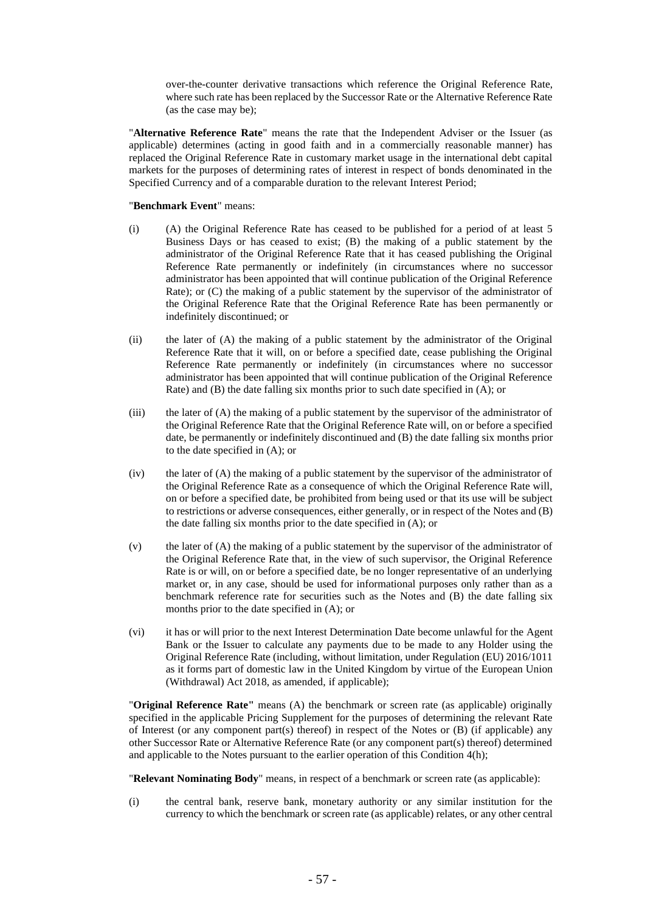over-the-counter derivative transactions which reference the Original Reference Rate, where such rate has been replaced by the Successor Rate or the Alternative Reference Rate (as the case may be);

"**Alternative Reference Rate**" means the rate that the Independent Adviser or the Issuer (as applicable) determines (acting in good faith and in a commercially reasonable manner) has replaced the Original Reference Rate in customary market usage in the international debt capital markets for the purposes of determining rates of interest in respect of bonds denominated in the Specified Currency and of a comparable duration to the relevant Interest Period;

"**Benchmark Event**" means:

(i) (A) the Original Reference Rate has ceased to be published for a period of at least 5 Business Days or has ceased to exist; (B) the making of a public statement by the administrator of the Original Reference Rate that it has ceased publishing the Original Reference Rate permanently or indefinitely (in circumstances where no successor administrator has been appointed that will continue publication of the Original Reference Rate); or (C) the making of a public statement by the supervisor of the administrator of the Original Reference Rate that the Original Reference Rate has been permanently or indefinitely discontinued; or

(ii) the later of (A) the making of a public statement by the administrator of the Original Reference Rate that it will, on or before a specified date, cease publishing the Original Reference Rate permanently or indefinitely (in circumstances where no successor administrator has been appointed that will continue publication of the Original Reference Rate) and (B) the date falling six months prior to such date specified in (A); or

(iii) the later of (A) the making of a public statement by the supervisor of the administrator of the Original Reference Rate that the Original Reference Rate will, on or before a specified date, be permanently or indefinitely discontinued and (B) the date falling six months prior to the date specified in (A); or

(iv) the later of (A) the making of a public statement by the supervisor of the administrator of the Original Reference Rate as a consequence of which the Original Reference Rate will, on or before a specified date, be prohibited from being used or that its use will be subject to restrictions or adverse consequences, either generally, or in respect of the Notes and (B) the date falling six months prior to the date specified in (A); or

(v) the later of (A) the making of a public statement by the supervisor of the administrator of the Original Reference Rate that, in the view of such supervisor, the Original Reference Rate is or will, on or before a specified date, be no longer representative of an underlying market or, in any case, should be used for informational purposes only rather than as a benchmark reference rate for securities such as the Notes and (B) the date falling six months prior to the date specified in (A); or

(vi) it has or will prior to the next Interest Determination Date become unlawful for the Agent Bank or the Issuer to calculate any payments due to be made to any Holder using the Original Reference Rate (including, without limitation, under Regulation (EU) 2016/1011 as it forms part of domestic law in the United Kingdom by virtue of the European Union (Withdrawal) Act 2018, as amended, if applicable);

"**Original Reference Rate"** means (A) the benchmark or screen rate (as applicable) originally specified in the applicable Pricing Supplement for the purposes of determining the relevant Rate of Interest (or any component part(s) thereof) in respect of the Notes or (B) (if applicable) any other Successor Rate or Alternative Reference Rate (or any component part(s) thereof) determined and applicable to the Notes pursuant to the earlier operation of this Condition 4(h);

"**Relevant Nominating Body**" means, in respect of a benchmark or screen rate (as applicable):

(i) the central bank, reserve bank, monetary authority or any similar institution for the currency to which the benchmark or screen rate (as applicable) relates, or any other central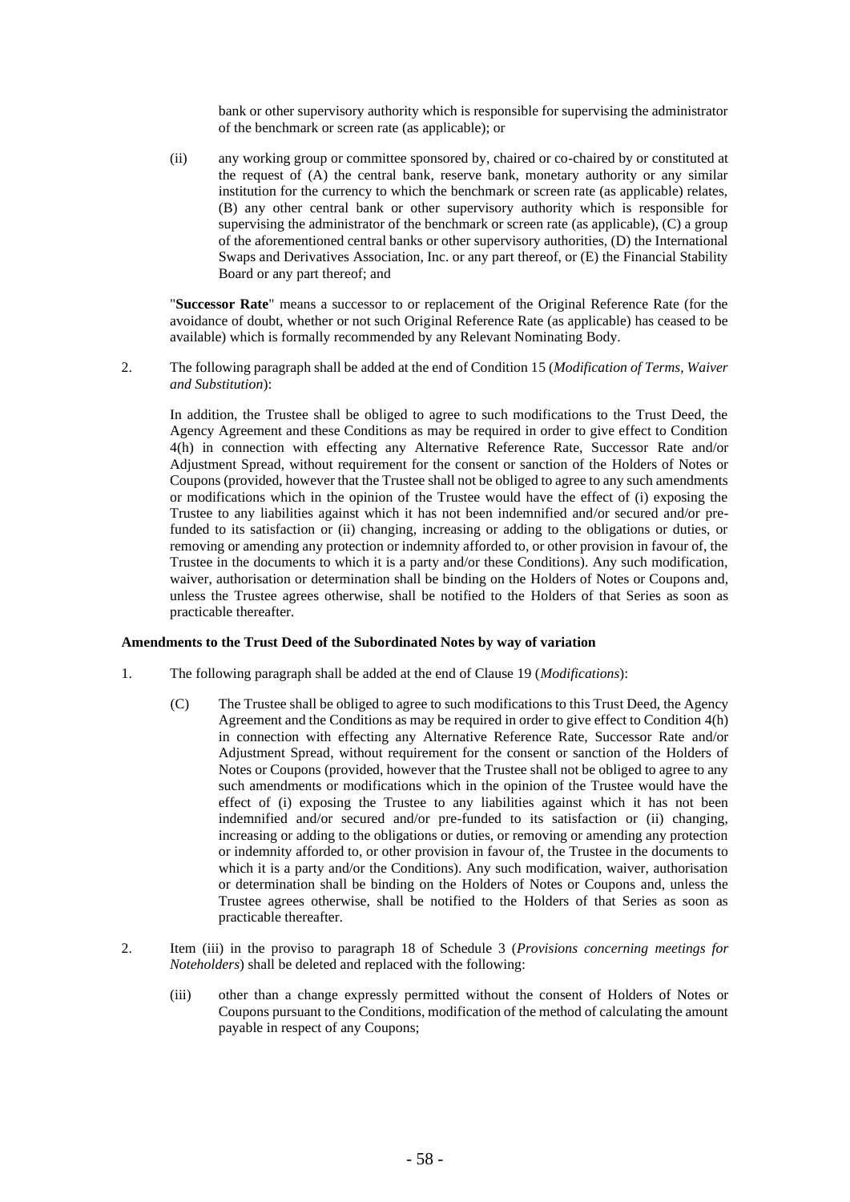bank or other supervisory authority which is responsible for supervising the administrator of the benchmark or screen rate (as applicable); or

(ii) any working group or committee sponsored by, chaired or co-chaired by or constituted at the request of (A) the central bank, reserve bank, monetary authority or any similar institution for the currency to which the benchmark or screen rate (as applicable) relates, (B) any other central bank or other supervisory authority which is responsible for supervising the administrator of the benchmark or screen rate (as applicable), (C) a group of the aforementioned central banks or other supervisory authorities, (D) the International Swaps and Derivatives Association, Inc. or any part thereof, or (E) the Financial Stability Board or any part thereof; and

"**Successor Rate**" means a successor to or replacement of the Original Reference Rate (for the avoidance of doubt, whether or not such Original Reference Rate (as applicable) has ceased to be available) which is formally recommended by any Relevant Nominating Body.

2. The following paragraph shall be added at the end of Condition 15 (*Modification of Terms, Waiver and Substitution*):

In addition, the Trustee shall be obliged to agree to such modifications to the Trust Deed, the Agency Agreement and these Conditions as may be required in order to give effect to Condition 4(h) in connection with effecting any Alternative Reference Rate, Successor Rate and/or Adjustment Spread, without requirement for the consent or sanction of the Holders of Notes or Coupons (provided, however that the Trustee shall not be obliged to agree to any such amendments or modifications which in the opinion of the Trustee would have the effect of (i) exposing the Trustee to any liabilities against which it has not been indemnified and/or secured and/or pre-funded to its satisfaction or (ii) changing, increasing or adding to the obligations or duties, or removing or amending any protection or indemnity afforded to, or other provision in favour of, the Trustee in the documents to which it is a party and/or these Conditions). Any such modification, waiver, authorisation or determination shall be binding on the Holders of Notes or Coupons and, unless the Trustee agrees otherwise, shall be notified to the Holders of that Series as soon as practicable thereafter.

**Amendments to the Trust Deed of the Subordinated Notes by way of variation**

1. The following paragraph shall be added at the end of Clause 19 (*Modifications*):

(C) The Trustee shall be obliged to agree to such modifications to this Trust Deed, the Agency Agreement and the Conditions as may be required in order to give effect to Condition 4(h) in connection with effecting any Alternative Reference Rate, Successor Rate and/or Adjustment Spread, without requirement for the consent or sanction of the Holders of Notes or Coupons (provided, however that the Trustee shall not be obliged to agree to any such amendments or modifications which in the opinion of the Trustee would have the effect of (i) exposing the Trustee to any liabilities against which it has not been indemnified and/or secured and/or pre-funded to its satisfaction or (ii) changing, increasing or adding to the obligations or duties, or removing or amending any protection or indemnity afforded to, or other provision in favour of, the Trustee in the documents to which it is a party and/or the Conditions). Any such modification, waiver, authorisation or determination shall be binding on the Holders of Notes or Coupons and, unless the Trustee agrees otherwise, shall be notified to the Holders of that Series as soon as practicable thereafter.

2. Item (iii) in the proviso to paragraph 18 of Schedule 3 (*Provisions concerning meetings for Noteholders*) shall be deleted and replaced with the following:

(iii) other than a change expressly permitted without the consent of Holders of Notes or Coupons pursuant to the Conditions, modification of the method of calculating the amount payable in respect of any Coupons;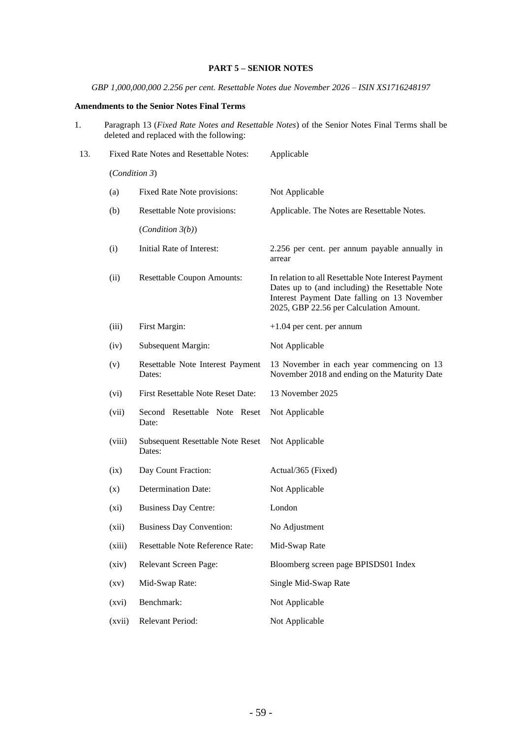**PART 5 – SENIOR NOTES**

*GBP 1,000,000,000 2.256 per cent. Resettable Notes due November 2026 – ISIN XS1716248197*

**Amendments to the Senior Notes Final Terms**

1. Paragraph 13 (*Fixed Rate Notes and Resettable Notes*) of the Senior Notes Final Terms shall be deleted and replaced with the following:

| | | | |
|---|---|---|---|
| 13. | Fixed Rate Notes and Resettable Notes: (*Condition 3*) | | Applicable |
| | (a) | Fixed Rate Note provisions: | Not Applicable |
| | (b) | Resettable Note provisions: (*Condition 3(b)*) | Applicable. The Notes are Resettable Notes. |
| | (i) | Initial Rate of Interest: | 2.256 per cent. per annum payable annually in arrear |
| | (ii) | Resettable Coupon Amounts: | In relation to all Resettable Note Interest Payment Dates up to (and including) the Resettable Note Interest Payment Date falling on 13 November 2025, GBP 22.56 per Calculation Amount. |
| | (iii) | First Margin: | +1.04 per cent. per annum |
| | (iv) | Subsequent Margin: | Not Applicable |
| | (v) | Resettable Note Interest Payment Dates: | 13 November in each year commencing on 13 November 2018 and ending on the Maturity Date |
| | (vi) | First Resettable Note Reset Date: | 13 November 2025 |
| | (vii) | Second Resettable Note Reset Date: | Not Applicable |
| | (viii) | Subsequent Resettable Note Reset Dates: | Not Applicable |
| | (ix) | Day Count Fraction: | Actual/365 (Fixed) |
| | (x) | Determination Date: | Not Applicable |
| | (xi) | Business Day Centre: | London |
| | (xii) | Business Day Convention: | No Adjustment |
| | (xiii) | Resettable Note Reference Rate: | Mid-Swap Rate |
| | (xiv) | Relevant Screen Page: | Bloomberg screen page BPISDS01 Index |
| | (xv) | Mid-Swap Rate: | Single Mid-Swap Rate |
| | (xvi) | Benchmark: | Not Applicable |
| | (xvii) | Relevant Period: | Not Applicable |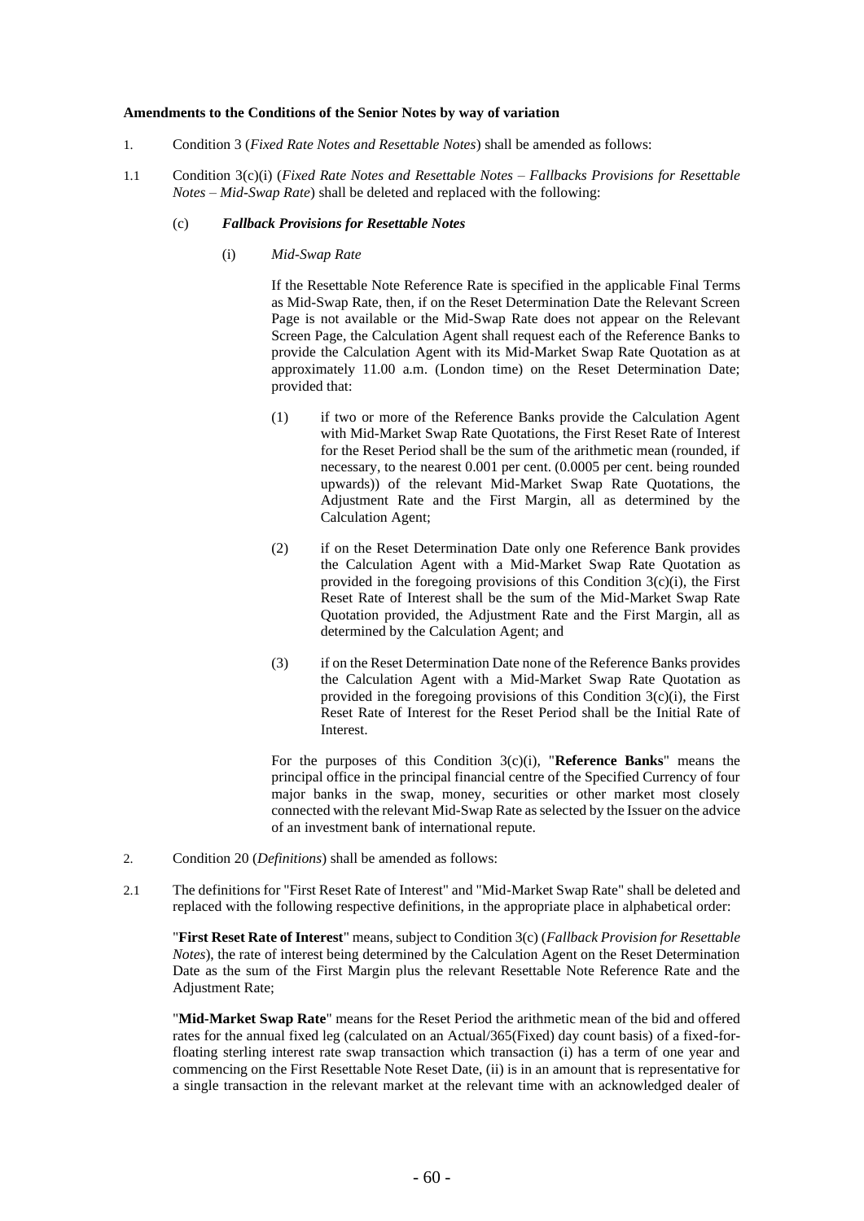**Amendments to the Conditions of the Senior Notes by way of variation**

1. Condition 3 (*Fixed Rate Notes and Resettable Notes*) shall be amended as follows:

1.1 Condition 3(c)(i) (*Fixed Rate Notes and Resettable Notes – Fallbacks Provisions for Resettable Notes – Mid-Swap Rate*) shall be deleted and replaced with the following:

(c) ***Fallback Provisions for Resettable Notes***

(i) *Mid-Swap Rate*

If the Resettable Note Reference Rate is specified in the applicable Final Terms as Mid-Swap Rate, then, if on the Reset Determination Date the Relevant Screen Page is not available or the Mid-Swap Rate does not appear on the Relevant Screen Page, the Calculation Agent shall request each of the Reference Banks to provide the Calculation Agent with its Mid-Market Swap Rate Quotation as at approximately 11.00 a.m. (London time) on the Reset Determination Date; provided that:

(1) if two or more of the Reference Banks provide the Calculation Agent with Mid-Market Swap Rate Quotations, the First Reset Rate of Interest for the Reset Period shall be the sum of the arithmetic mean (rounded, if necessary, to the nearest 0.001 per cent. (0.0005 per cent. being rounded upwards)) of the relevant Mid-Market Swap Rate Quotations, the Adjustment Rate and the First Margin, all as determined by the Calculation Agent;

(2) if on the Reset Determination Date only one Reference Bank provides the Calculation Agent with a Mid-Market Swap Rate Quotation as provided in the foregoing provisions of this Condition 3(c)(i), the First Reset Rate of Interest shall be the sum of the Mid-Market Swap Rate Quotation provided, the Adjustment Rate and the First Margin, all as determined by the Calculation Agent; and

(3) if on the Reset Determination Date none of the Reference Banks provides the Calculation Agent with a Mid-Market Swap Rate Quotation as provided in the foregoing provisions of this Condition 3(c)(i), the First Reset Rate of Interest for the Reset Period shall be the Initial Rate of Interest.

For the purposes of this Condition 3(c)(i), "**Reference Banks**" means the principal office in the principal financial centre of the Specified Currency of four major banks in the swap, money, securities or other market most closely connected with the relevant Mid-Swap Rate as selected by the Issuer on the advice of an investment bank of international repute.

2. Condition 20 (*Definitions*) shall be amended as follows:

2.1 The definitions for "First Reset Rate of Interest" and "Mid-Market Swap Rate" shall be deleted and replaced with the following respective definitions, in the appropriate place in alphabetical order:

"**First Reset Rate of Interest**" means, subject to Condition 3(c) (*Fallback Provision for Resettable Notes*), the rate of interest being determined by the Calculation Agent on the Reset Determination Date as the sum of the First Margin plus the relevant Resettable Note Reference Rate and the Adjustment Rate;

"**Mid-Market Swap Rate**" means for the Reset Period the arithmetic mean of the bid and offered rates for the annual fixed leg (calculated on an Actual/365(Fixed) day count basis) of a fixed-for-floating sterling interest rate swap transaction which transaction (i) has a term of one year and commencing on the First Resettable Note Reset Date, (ii) is in an amount that is representative for a single transaction in the relevant market at the relevant time with an acknowledged dealer of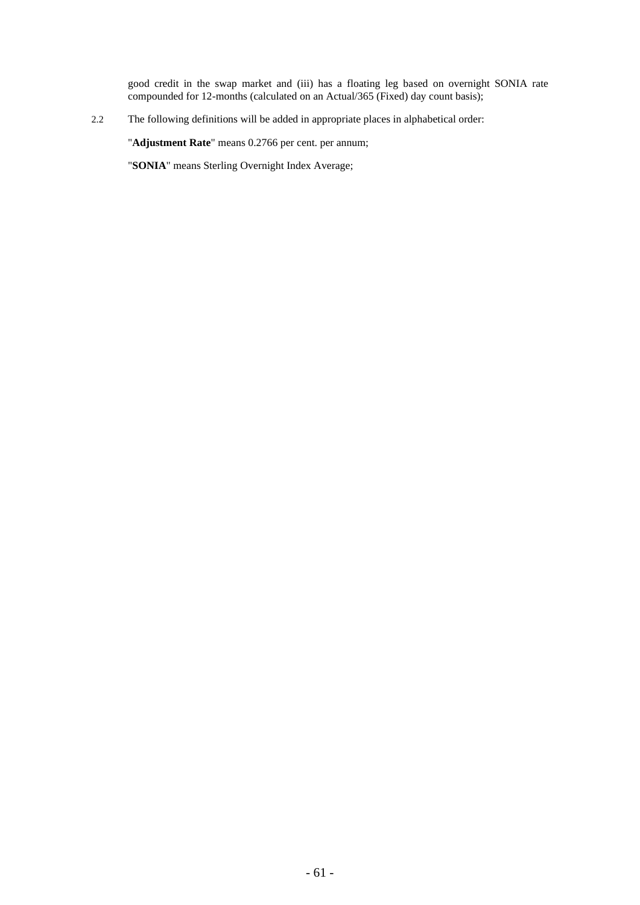good credit in the swap market and (iii) has a floating leg based on overnight SONIA rate compounded for 12-months (calculated on an Actual/365 (Fixed) day count basis);

2.2 The following definitions will be added in appropriate places in alphabetical order:

"**Adjustment Rate**" means 0.2766 per cent. per annum;

"**SONIA**" means Sterling Overnight Index Average;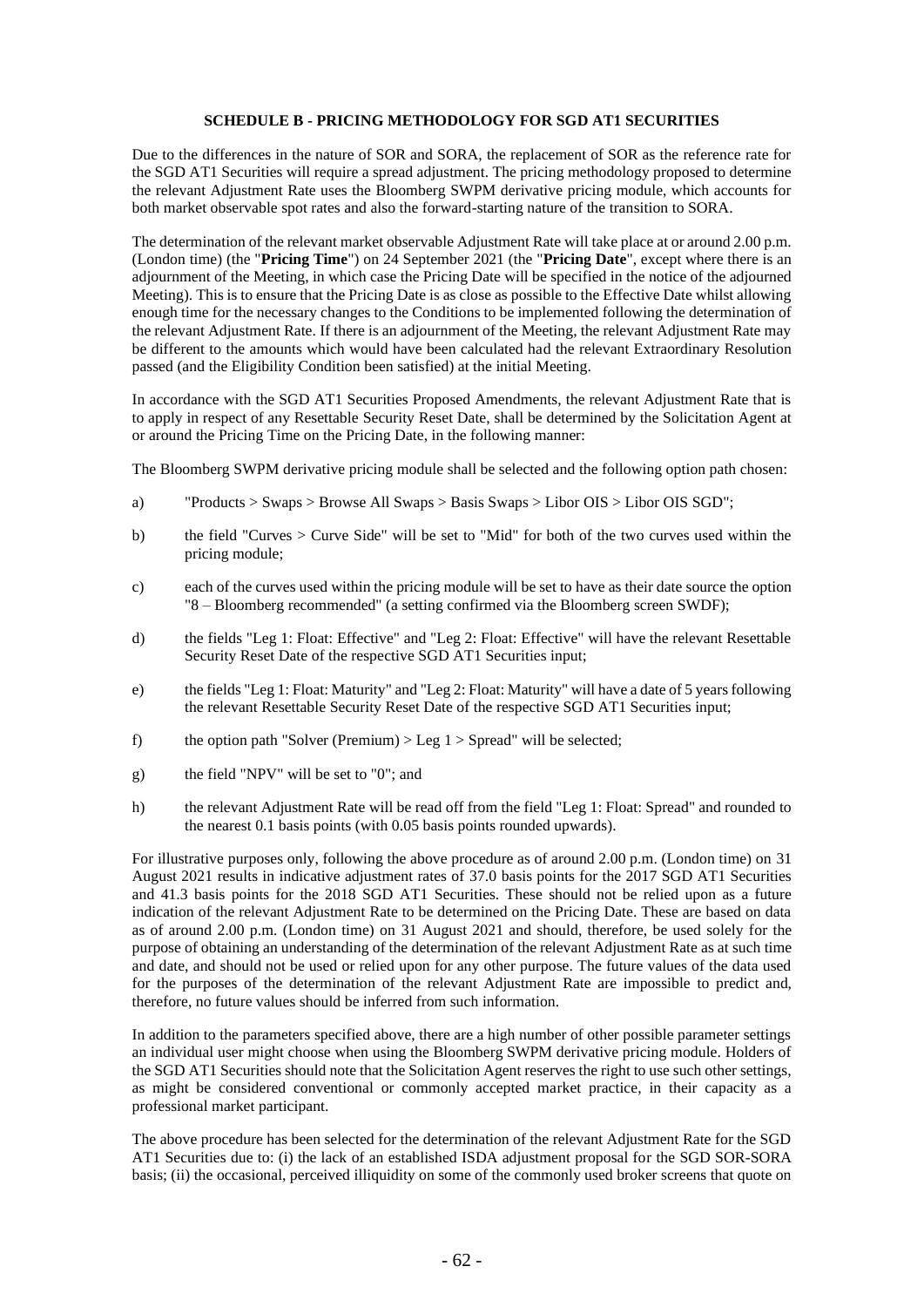## SCHEDULE B - PRICING METHODOLOGY FOR SGD AT1 SECURITIES

Due to the differences in the nature of SOR and SORA, the replacement of SOR as the reference rate for the SGD AT1 Securities will require a spread adjustment. The pricing methodology proposed to determine the relevant Adjustment Rate uses the Bloomberg SWPM derivative pricing module, which accounts for both market observable spot rates and also the forward-starting nature of the transition to SORA.

The determination of the relevant market observable Adjustment Rate will take place at or around 2.00 p.m. (London time) (the "**Pricing Time**") on 24 September 2021 (the "**Pricing Date**", except where there is an adjournment of the Meeting, in which case the Pricing Date will be specified in the notice of the adjourned Meeting). This is to ensure that the Pricing Date is as close as possible to the Effective Date whilst allowing enough time for the necessary changes to the Conditions to be implemented following the determination of the relevant Adjustment Rate. If there is an adjournment of the Meeting, the relevant Adjustment Rate may be different to the amounts which would have been calculated had the relevant Extraordinary Resolution passed (and the Eligibility Condition been satisfied) at the initial Meeting.

In accordance with the SGD AT1 Securities Proposed Amendments, the relevant Adjustment Rate that is to apply in respect of any Resettable Security Reset Date, shall be determined by the Solicitation Agent at or around the Pricing Time on the Pricing Date, in the following manner:

The Bloomberg SWPM derivative pricing module shall be selected and the following option path chosen:

a) "Products > Swaps > Browse All Swaps > Basis Swaps > Libor OIS > Libor OIS SGD";

b) the field "Curves > Curve Side" will be set to "Mid" for both of the two curves used within the pricing module;

c) each of the curves used within the pricing module will be set to have as their date source the option "8 – Bloomberg recommended" (a setting confirmed via the Bloomberg screen SWDF);

d) the fields "Leg 1: Float: Effective" and "Leg 2: Float: Effective" will have the relevant Resettable Security Reset Date of the respective SGD AT1 Securities input;

e) the fields "Leg 1: Float: Maturity" and "Leg 2: Float: Maturity" will have a date of 5 years following the relevant Resettable Security Reset Date of the respective SGD AT1 Securities input;

f) the option path "Solver (Premium) > Leg 1 > Spread" will be selected;

g) the field "NPV" will be set to "0"; and

h) the relevant Adjustment Rate will be read off from the field "Leg 1: Float: Spread" and rounded to the nearest 0.1 basis points (with 0.05 basis points rounded upwards).

For illustrative purposes only, following the above procedure as of around 2.00 p.m. (London time) on 31 August 2021 results in indicative adjustment rates of 37.0 basis points for the 2017 SGD AT1 Securities and 41.3 basis points for the 2018 SGD AT1 Securities. These should not be relied upon as a future indication of the relevant Adjustment Rate to be determined on the Pricing Date. These are based on data as of around 2.00 p.m. (London time) on 31 August 2021 and should, therefore, be used solely for the purpose of obtaining an understanding of the determination of the relevant Adjustment Rate as at such time and date, and should not be used or relied upon for any other purpose. The future values of the data used for the purposes of the determination of the relevant Adjustment Rate are impossible to predict and, therefore, no future values should be inferred from such information.

In addition to the parameters specified above, there are a high number of other possible parameter settings an individual user might choose when using the Bloomberg SWPM derivative pricing module. Holders of the SGD AT1 Securities should note that the Solicitation Agent reserves the right to use such other settings, as might be considered conventional or commonly accepted market practice, in their capacity as a professional market participant.

The above procedure has been selected for the determination of the relevant Adjustment Rate for the SGD AT1 Securities due to: (i) the lack of an established ISDA adjustment proposal for the SGD SOR-SORA basis; (ii) the occasional, perceived illiquidity on some of the commonly used broker screens that quote on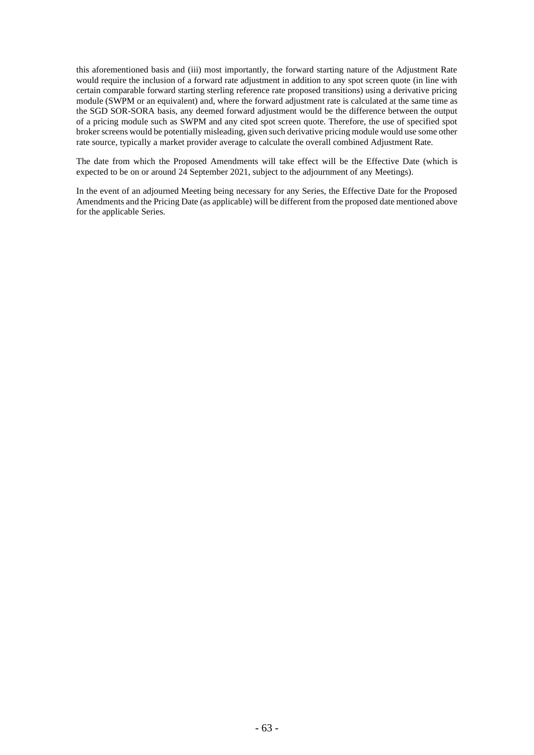this aforementioned basis and (iii) most importantly, the forward starting nature of the Adjustment Rate would require the inclusion of a forward rate adjustment in addition to any spot screen quote (in line with certain comparable forward starting sterling reference rate proposed transitions) using a derivative pricing module (SWPM or an equivalent) and, where the forward adjustment rate is calculated at the same time as the SGD SOR-SORA basis, any deemed forward adjustment would be the difference between the output of a pricing module such as SWPM and any cited spot screen quote. Therefore, the use of specified spot broker screens would be potentially misleading, given such derivative pricing module would use some other rate source, typically a market provider average to calculate the overall combined Adjustment Rate.

The date from which the Proposed Amendments will take effect will be the Effective Date (which is expected to be on or around 24 September 2021, subject to the adjournment of any Meetings).

In the event of an adjourned Meeting being necessary for any Series, the Effective Date for the Proposed Amendments and the Pricing Date (as applicable) will be different from the proposed date mentioned above for the applicable Series.